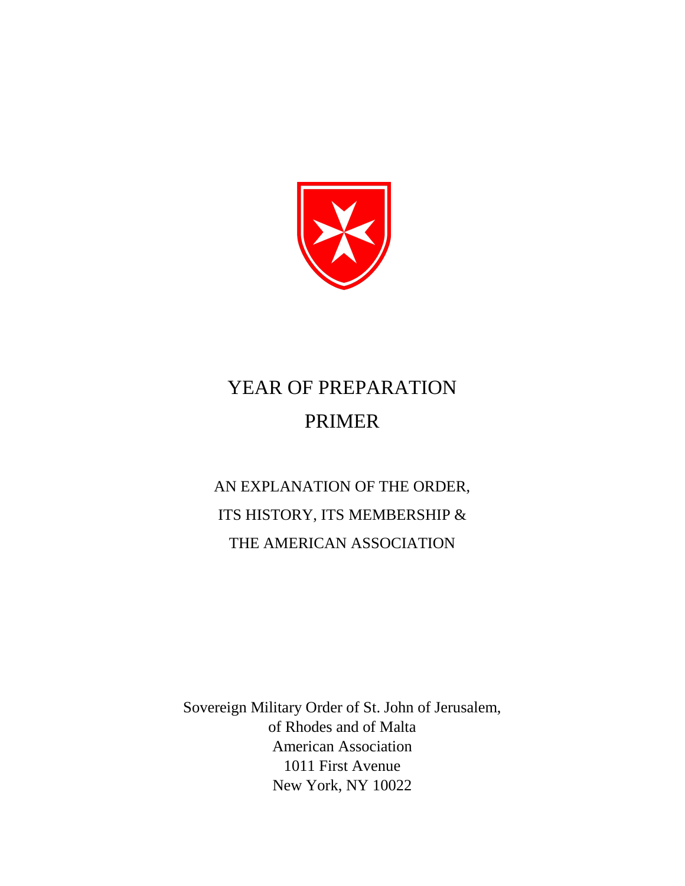# YEAR OF PREPARATION PRIMER

## AN EXPLANATION OF THE ORDER, ITS HISTORY, ITS MEMBERSHIP & THE AMERICAN ASSOCIATION

Sovereign Military Order of St. John of Jerusalem,
of Rhodes and of Malta
American Association
1011 First Avenue
New York, NY 10022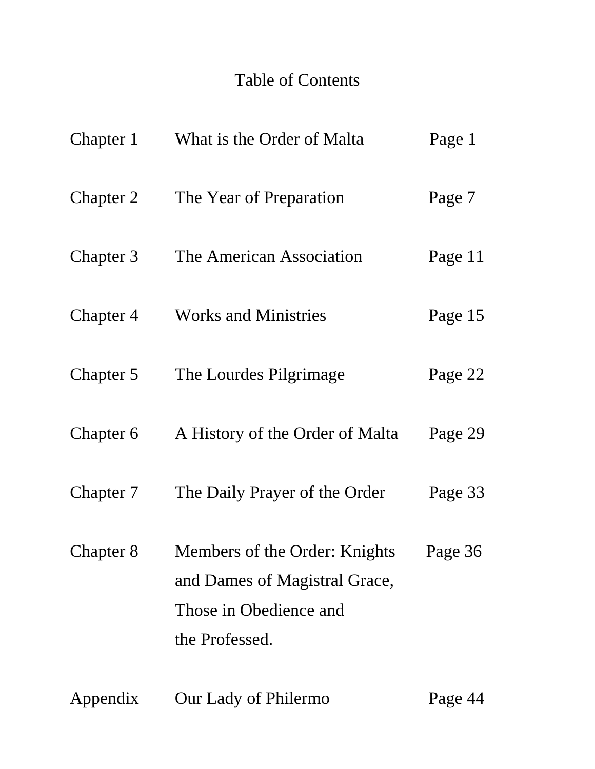# Table of Contents

| | | |
|---|---|---|
| Chapter 1 | What is the Order of Malta | Page 1 |
| Chapter 2 | The Year of Preparation | Page 7 |
| Chapter 3 | The American Association | Page 11 |
| Chapter 4 | Works and Ministries | Page 15 |
| Chapter 5 | The Lourdes Pilgrimage | Page 22 |
| Chapter 6 | A History of the Order of Malta | Page 29 |
| Chapter 7 | The Daily Prayer of the Order | Page 33 |
| Chapter 8 | Members of the Order: Knights and Dames of Magistral Grace, Those in Obedience and the Professed. | Page 36 |
| Appendix | Our Lady of Philermo | Page 44 |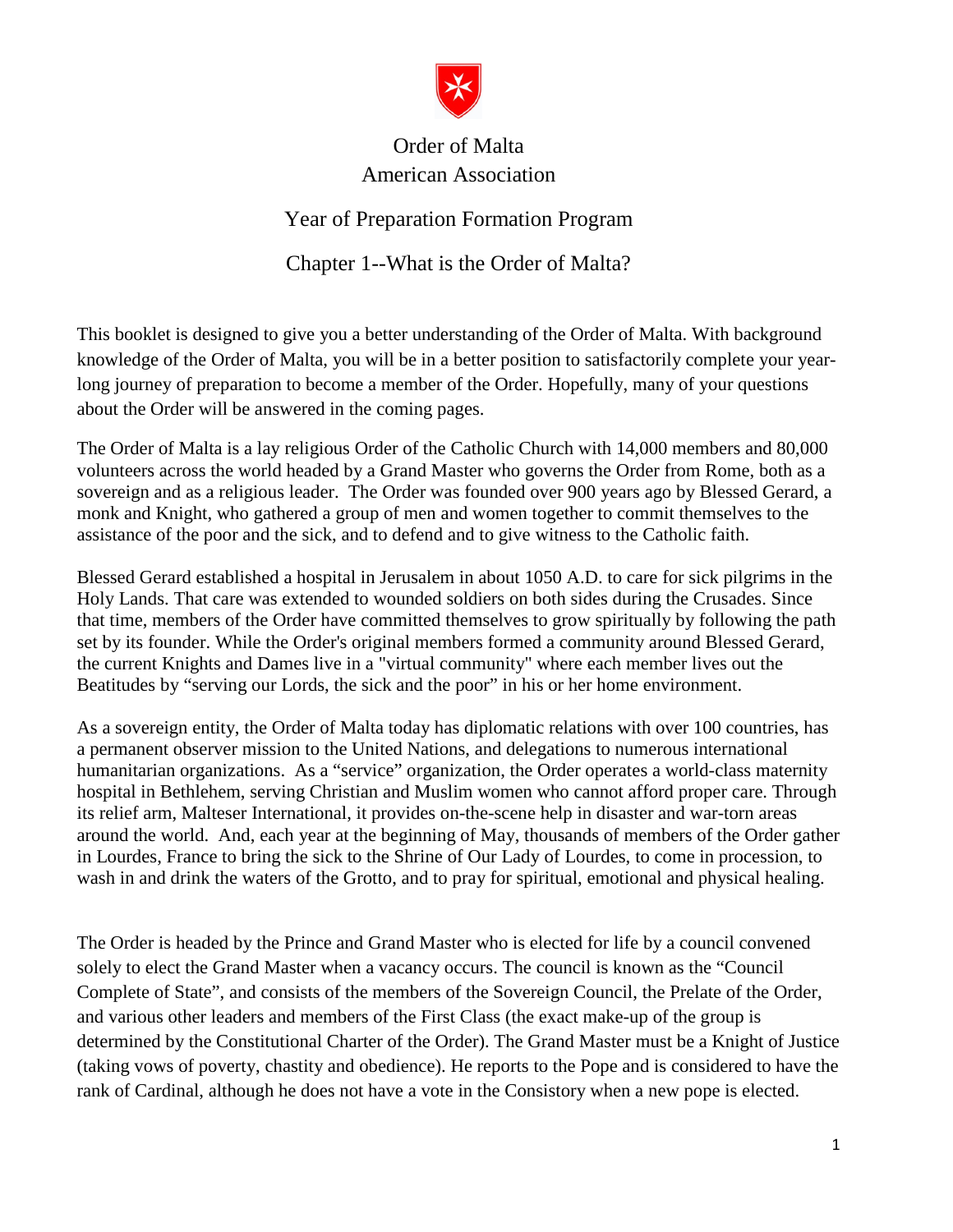# Order of Malta
# American Association

## Year of Preparation Formation Program

## Chapter 1--What is the Order of Malta?

This booklet is designed to give you a better understanding of the Order of Malta. With background knowledge of the Order of Malta, you will be in a better position to satisfactorily complete your year-long journey of preparation to become a member of the Order. Hopefully, many of your questions about the Order will be answered in the coming pages.

The Order of Malta is a lay religious Order of the Catholic Church with 14,000 members and 80,000 volunteers across the world headed by a Grand Master who governs the Order from Rome, both as a sovereign and as a religious leader. The Order was founded over 900 years ago by Blessed Gerard, a monk and Knight, who gathered a group of men and women together to commit themselves to the assistance of the poor and the sick, and to defend and to give witness to the Catholic faith.

Blessed Gerard established a hospital in Jerusalem in about 1050 A.D. to care for sick pilgrims in the Holy Lands. That care was extended to wounded soldiers on both sides during the Crusades. Since that time, members of the Order have committed themselves to grow spiritually by following the path set by its founder. While the Order's original members formed a community around Blessed Gerard, the current Knights and Dames live in a "virtual community" where each member lives out the Beatitudes by "serving our Lords, the sick and the poor" in his or her home environment.

As a sovereign entity, the Order of Malta today has diplomatic relations with over 100 countries, has a permanent observer mission to the United Nations, and delegations to numerous international humanitarian organizations. As a "service" organization, the Order operates a world-class maternity hospital in Bethlehem, serving Christian and Muslim women who cannot afford proper care. Through its relief arm, Malteser International, it provides on-the-scene help in disaster and war-torn areas around the world. And, each year at the beginning of May, thousands of members of the Order gather in Lourdes, France to bring the sick to the Shrine of Our Lady of Lourdes, to come in procession, to wash in and drink the waters of the Grotto, and to pray for spiritual, emotional and physical healing.

The Order is headed by the Prince and Grand Master who is elected for life by a council convened solely to elect the Grand Master when a vacancy occurs. The council is known as the "Council Complete of State", and consists of the members of the Sovereign Council, the Prelate of the Order, and various other leaders and members of the First Class (the exact make-up of the group is determined by the Constitutional Charter of the Order). The Grand Master must be a Knight of Justice (taking vows of poverty, chastity and obedience). He reports to the Pope and is considered to have the rank of Cardinal, although he does not have a vote in the Consistory when a new pope is elected.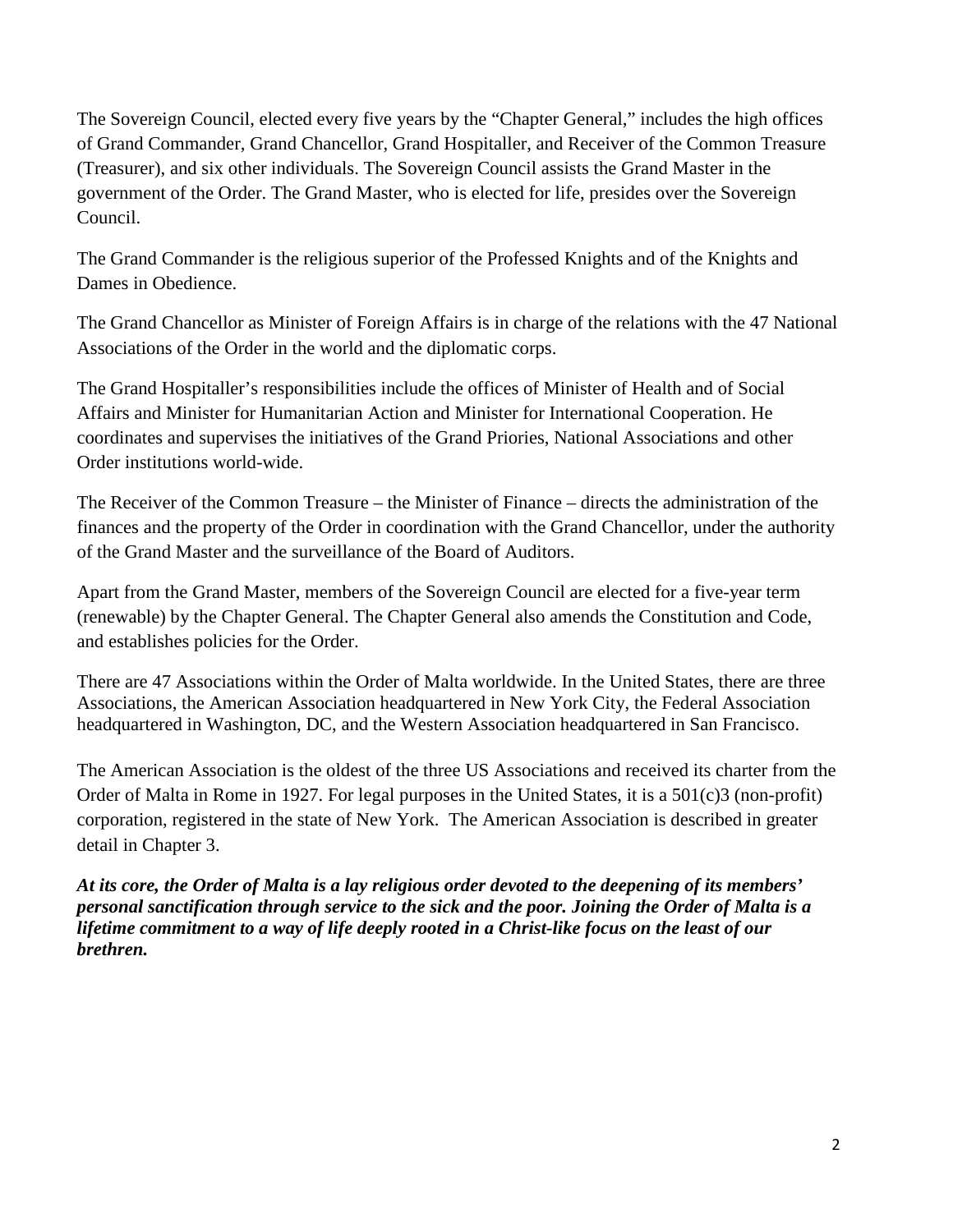The Sovereign Council, elected every five years by the "Chapter General," includes the high offices of Grand Commander, Grand Chancellor, Grand Hospitaller, and Receiver of the Common Treasure (Treasurer), and six other individuals. The Sovereign Council assists the Grand Master in the government of the Order. The Grand Master, who is elected for life, presides over the Sovereign Council.

The Grand Commander is the religious superior of the Professed Knights and of the Knights and Dames in Obedience.

The Grand Chancellor as Minister of Foreign Affairs is in charge of the relations with the 47 National Associations of the Order in the world and the diplomatic corps.

The Grand Hospitaller's responsibilities include the offices of Minister of Health and of Social Affairs and Minister for Humanitarian Action and Minister for International Cooperation. He coordinates and supervises the initiatives of the Grand Priories, National Associations and other Order institutions world-wide.

The Receiver of the Common Treasure – the Minister of Finance – directs the administration of the finances and the property of the Order in coordination with the Grand Chancellor, under the authority of the Grand Master and the surveillance of the Board of Auditors.

Apart from the Grand Master, members of the Sovereign Council are elected for a five-year term (renewable) by the Chapter General. The Chapter General also amends the Constitution and Code, and establishes policies for the Order.

There are 47 Associations within the Order of Malta worldwide. In the United States, there are three Associations, the American Association headquartered in New York City, the Federal Association headquartered in Washington, DC, and the Western Association headquartered in San Francisco.

The American Association is the oldest of the three US Associations and received its charter from the Order of Malta in Rome in 1927. For legal purposes in the United States, it is a 501(c)3 (non-profit) corporation, registered in the state of New York. The American Association is described in greater detail in Chapter 3.

***At its core, the Order of Malta is a lay religious order devoted to the deepening of its members' personal sanctification through service to the sick and the poor. Joining the Order of Malta is a lifetime commitment to a way of life deeply rooted in a Christ-like focus on the least of our brethren.***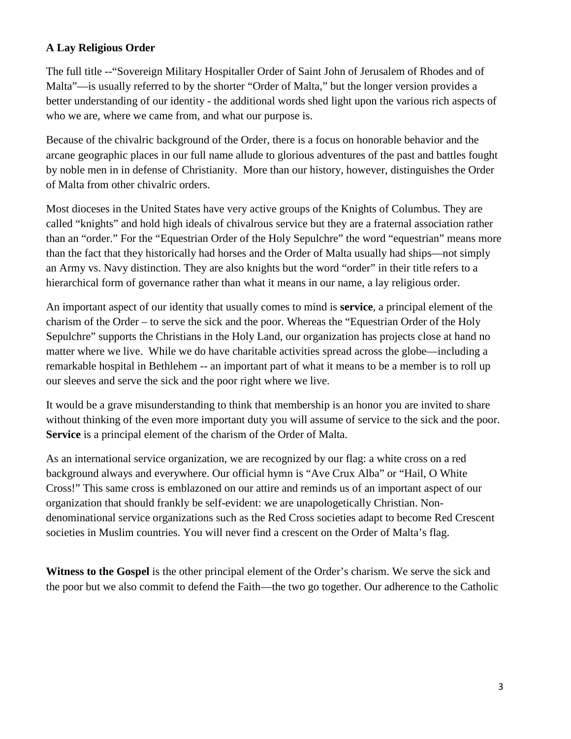**A Lay Religious Order**

The full title --"Sovereign Military Hospitaller Order of Saint John of Jerusalem of Rhodes and of Malta"—is usually referred to by the shorter "Order of Malta," but the longer version provides a better understanding of our identity - the additional words shed light upon the various rich aspects of who we are, where we came from, and what our purpose is.

Because of the chivalric background of the Order, there is a focus on honorable behavior and the arcane geographic places in our full name allude to glorious adventures of the past and battles fought by noble men in in defense of Christianity. More than our history, however, distinguishes the Order of Malta from other chivalric orders.

Most dioceses in the United States have very active groups of the Knights of Columbus. They are called "knights" and hold high ideals of chivalrous service but they are a fraternal association rather than an "order." For the "Equestrian Order of the Holy Sepulchre" the word "equestrian" means more than the fact that they historically had horses and the Order of Malta usually had ships—not simply an Army vs. Navy distinction. They are also knights but the word "order" in their title refers to a hierarchical form of governance rather than what it means in our name, a lay religious order.

An important aspect of our identity that usually comes to mind is **service**, a principal element of the charism of the Order – to serve the sick and the poor. Whereas the "Equestrian Order of the Holy Sepulchre" supports the Christians in the Holy Land, our organization has projects close at hand no matter where we live. While we do have charitable activities spread across the globe—including a remarkable hospital in Bethlehem -- an important part of what it means to be a member is to roll up our sleeves and serve the sick and the poor right where we live.

It would be a grave misunderstanding to think that membership is an honor you are invited to share without thinking of the even more important duty you will assume of service to the sick and the poor. **Service** is a principal element of the charism of the Order of Malta.

As an international service organization, we are recognized by our flag: a white cross on a red background always and everywhere. Our official hymn is "Ave Crux Alba" or "Hail, O White Cross!" This same cross is emblazoned on our attire and reminds us of an important aspect of our organization that should frankly be self-evident: we are unapologetically Christian. Non-denominational service organizations such as the Red Cross societies adapt to become Red Crescent societies in Muslim countries. You will never find a crescent on the Order of Malta's flag.

**Witness to the Gospel** is the other principal element of the Order's charism. We serve the sick and the poor but we also commit to defend the Faith—the two go together. Our adherence to the Catholic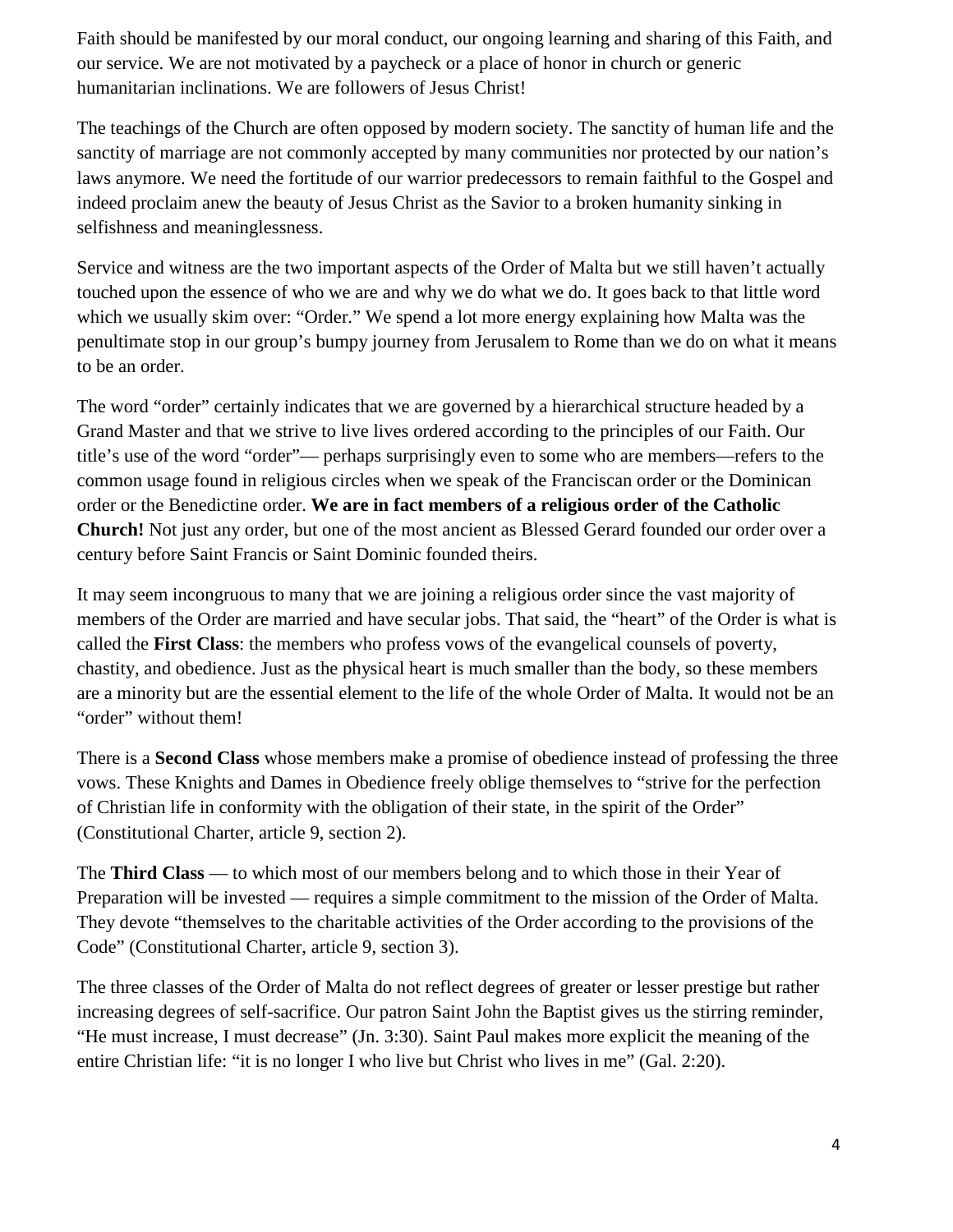Faith should be manifested by our moral conduct, our ongoing learning and sharing of this Faith, and our service. We are not motivated by a paycheck or a place of honor in church or generic humanitarian inclinations. We are followers of Jesus Christ!

The teachings of the Church are often opposed by modern society. The sanctity of human life and the sanctity of marriage are not commonly accepted by many communities nor protected by our nation's laws anymore. We need the fortitude of our warrior predecessors to remain faithful to the Gospel and indeed proclaim anew the beauty of Jesus Christ as the Savior to a broken humanity sinking in selfishness and meaninglessness.

Service and witness are the two important aspects of the Order of Malta but we still haven't actually touched upon the essence of who we are and why we do what we do. It goes back to that little word which we usually skim over: "Order." We spend a lot more energy explaining how Malta was the penultimate stop in our group's bumpy journey from Jerusalem to Rome than we do on what it means to be an order.

The word "order" certainly indicates that we are governed by a hierarchical structure headed by a Grand Master and that we strive to live lives ordered according to the principles of our Faith. Our title's use of the word "order"— perhaps surprisingly even to some who are members—refers to the common usage found in religious circles when we speak of the Franciscan order or the Dominican order or the Benedictine order. **We are in fact members of a religious order of the Catholic Church!** Not just any order, but one of the most ancient as Blessed Gerard founded our order over a century before Saint Francis or Saint Dominic founded theirs.

It may seem incongruous to many that we are joining a religious order since the vast majority of members of the Order are married and have secular jobs. That said, the "heart" of the Order is what is called the **First Class**: the members who profess vows of the evangelical counsels of poverty, chastity, and obedience. Just as the physical heart is much smaller than the body, so these members are a minority but are the essential element to the life of the whole Order of Malta. It would not be an "order" without them!

There is a **Second Class** whose members make a promise of obedience instead of professing the three vows. These Knights and Dames in Obedience freely oblige themselves to "strive for the perfection of Christian life in conformity with the obligation of their state, in the spirit of the Order" (Constitutional Charter, article 9, section 2).

The **Third Class** — to which most of our members belong and to which those in their Year of Preparation will be invested — requires a simple commitment to the mission of the Order of Malta. They devote "themselves to the charitable activities of the Order according to the provisions of the Code" (Constitutional Charter, article 9, section 3).

The three classes of the Order of Malta do not reflect degrees of greater or lesser prestige but rather increasing degrees of self-sacrifice. Our patron Saint John the Baptist gives us the stirring reminder, "He must increase, I must decrease" (Jn. 3:30). Saint Paul makes more explicit the meaning of the entire Christian life: "it is no longer I who live but Christ who lives in me" (Gal. 2:20).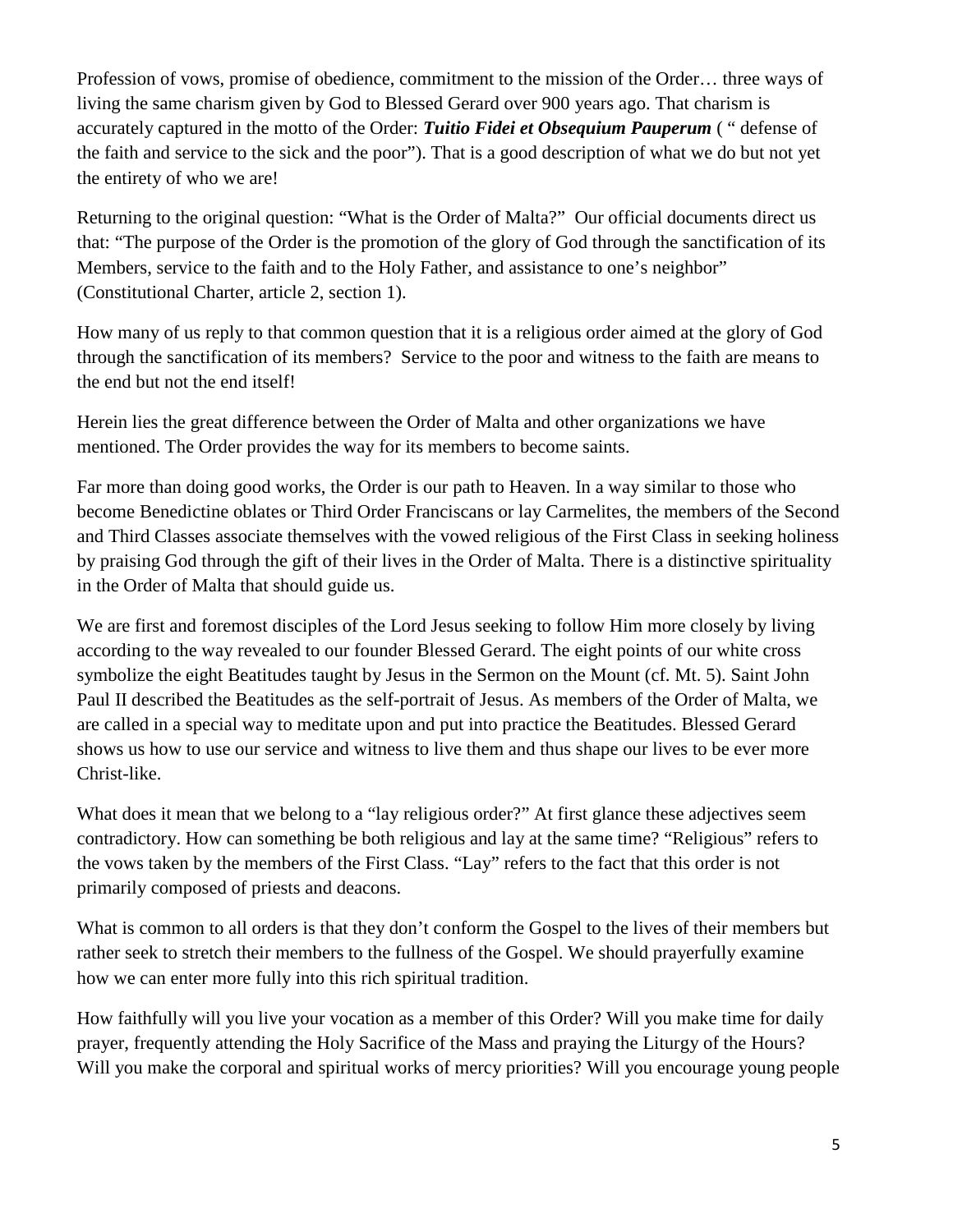Profession of vows, promise of obedience, commitment to the mission of the Order… three ways of living the same charism given by God to Blessed Gerard over 900 years ago. That charism is accurately captured in the motto of the Order: ***Tuitio Fidei et Obsequium Pauperum*** ( " defense of the faith and service to the sick and the poor"). That is a good description of what we do but not yet the entirety of who we are!

Returning to the original question: "What is the Order of Malta?" Our official documents direct us that: "The purpose of the Order is the promotion of the glory of God through the sanctification of its Members, service to the faith and to the Holy Father, and assistance to one's neighbor" (Constitutional Charter, article 2, section 1).

How many of us reply to that common question that it is a religious order aimed at the glory of God through the sanctification of its members? Service to the poor and witness to the faith are means to the end but not the end itself!

Herein lies the great difference between the Order of Malta and other organizations we have mentioned. The Order provides the way for its members to become saints.

Far more than doing good works, the Order is our path to Heaven. In a way similar to those who become Benedictine oblates or Third Order Franciscans or lay Carmelites, the members of the Second and Third Classes associate themselves with the vowed religious of the First Class in seeking holiness by praising God through the gift of their lives in the Order of Malta. There is a distinctive spirituality in the Order of Malta that should guide us.

We are first and foremost disciples of the Lord Jesus seeking to follow Him more closely by living according to the way revealed to our founder Blessed Gerard. The eight points of our white cross symbolize the eight Beatitudes taught by Jesus in the Sermon on the Mount (cf. Mt. 5). Saint John Paul II described the Beatitudes as the self-portrait of Jesus. As members of the Order of Malta, we are called in a special way to meditate upon and put into practice the Beatitudes. Blessed Gerard shows us how to use our service and witness to live them and thus shape our lives to be ever more Christ-like.

What does it mean that we belong to a "lay religious order?" At first glance these adjectives seem contradictory. How can something be both religious and lay at the same time? "Religious" refers to the vows taken by the members of the First Class. "Lay" refers to the fact that this order is not primarily composed of priests and deacons.

What is common to all orders is that they don't conform the Gospel to the lives of their members but rather seek to stretch their members to the fullness of the Gospel. We should prayerfully examine how we can enter more fully into this rich spiritual tradition.

How faithfully will you live your vocation as a member of this Order? Will you make time for daily prayer, frequently attending the Holy Sacrifice of the Mass and praying the Liturgy of the Hours? Will you make the corporal and spiritual works of mercy priorities? Will you encourage young people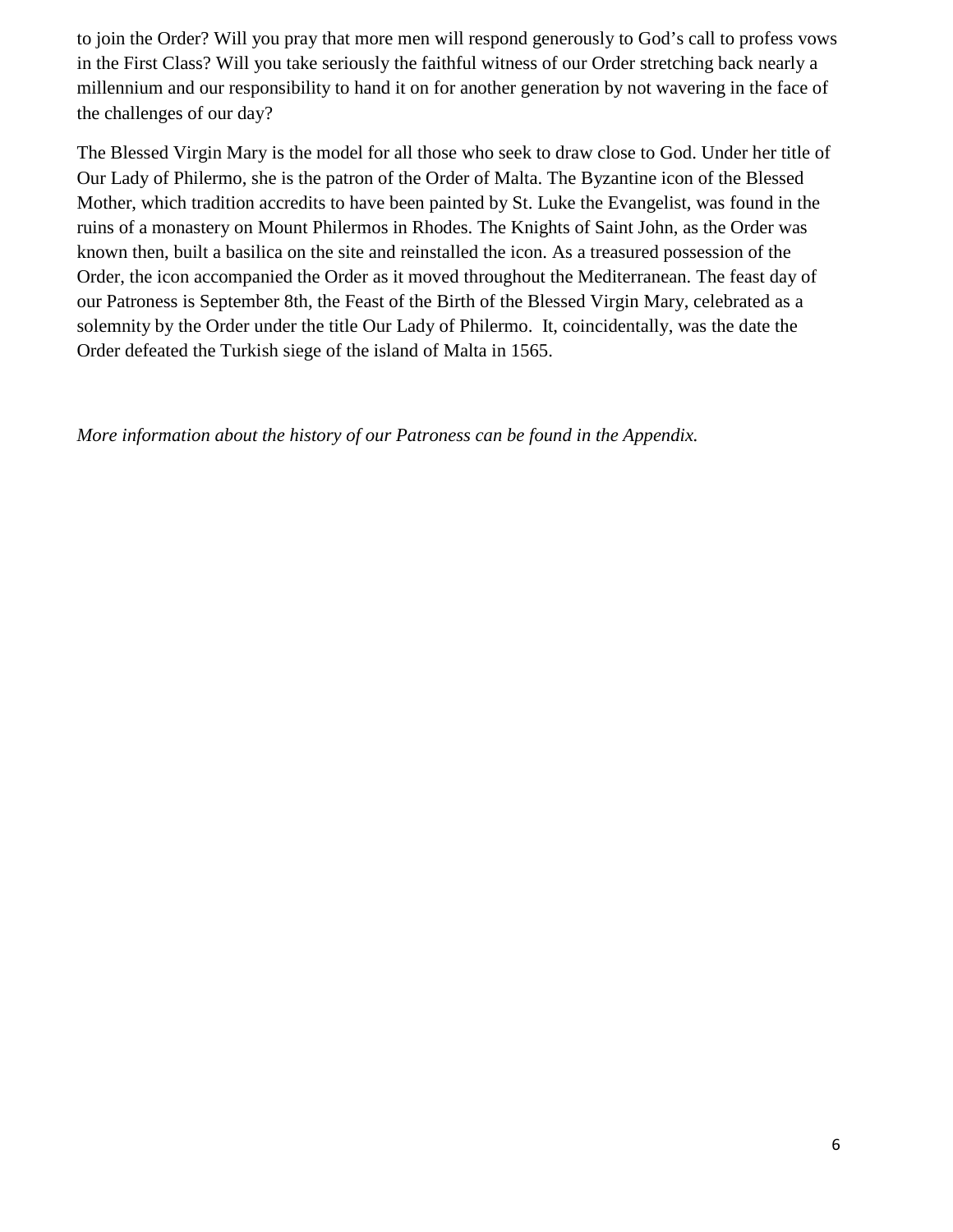to join the Order? Will you pray that more men will respond generously to God's call to profess vows in the First Class? Will you take seriously the faithful witness of our Order stretching back nearly a millennium and our responsibility to hand it on for another generation by not wavering in the face of the challenges of our day?

The Blessed Virgin Mary is the model for all those who seek to draw close to God. Under her title of Our Lady of Philermo, she is the patron of the Order of Malta. The Byzantine icon of the Blessed Mother, which tradition accredits to have been painted by St. Luke the Evangelist, was found in the ruins of a monastery on Mount Philermos in Rhodes. The Knights of Saint John, as the Order was known then, built a basilica on the site and reinstalled the icon. As a treasured possession of the Order, the icon accompanied the Order as it moved throughout the Mediterranean. The feast day of our Patroness is September 8th, the Feast of the Birth of the Blessed Virgin Mary, celebrated as a solemnity by the Order under the title Our Lady of Philermo. It, coincidentally, was the date the Order defeated the Turkish siege of the island of Malta in 1565.

*More information about the history of our Patroness can be found in the Appendix.*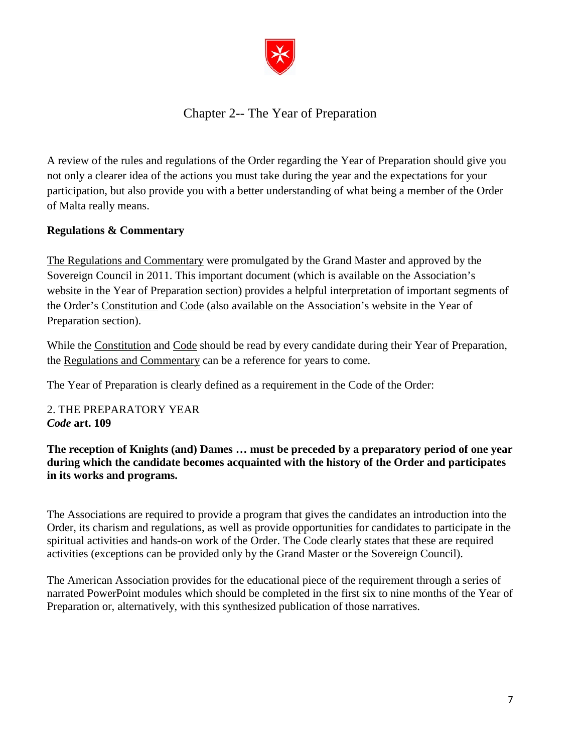# Chapter 2-- The Year of Preparation

A review of the rules and regulations of the Order regarding the Year of Preparation should give you not only a clearer idea of the actions you must take during the year and the expectations for your participation, but also provide you with a better understanding of what being a member of the Order of Malta really means.

**Regulations & Commentary**

The Regulations and Commentary were promulgated by the Grand Master and approved by the Sovereign Council in 2011. This important document (which is available on the Association's website in the Year of Preparation section) provides a helpful interpretation of important segments of the Order's Constitution and Code (also available on the Association's website in the Year of Preparation section).

While the Constitution and Code should be read by every candidate during their Year of Preparation, the Regulations and Commentary can be a reference for years to come.

The Year of Preparation is clearly defined as a requirement in the Code of the Order:

2. THE PREPARATORY YEAR
***Code* art. 109**

**The reception of Knights (and) Dames … must be preceded by a preparatory period of one year during which the candidate becomes acquainted with the history of the Order and participates in its works and programs.**

The Associations are required to provide a program that gives the candidates an introduction into the Order, its charism and regulations, as well as provide opportunities for candidates to participate in the spiritual activities and hands-on work of the Order. The Code clearly states that these are required activities (exceptions can be provided only by the Grand Master or the Sovereign Council).

The American Association provides for the educational piece of the requirement through a series of narrated PowerPoint modules which should be completed in the first six to nine months of the Year of Preparation or, alternatively, with this synthesized publication of those narratives.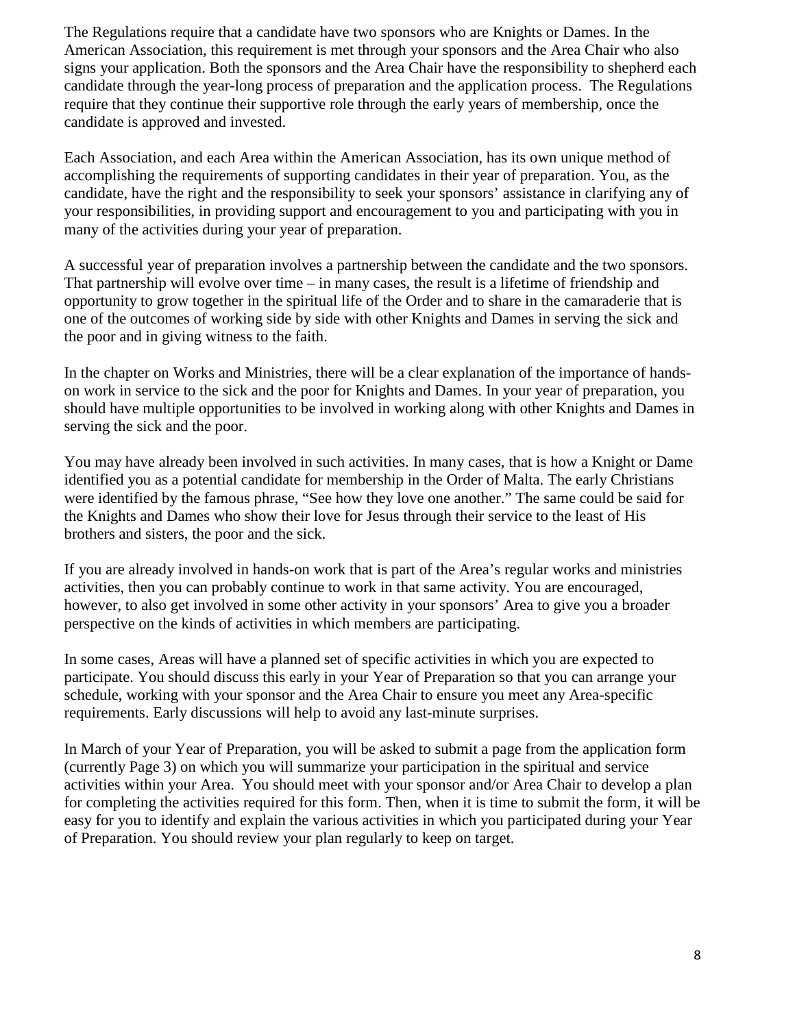The Regulations require that a candidate have two sponsors who are Knights or Dames. In the American Association, this requirement is met through your sponsors and the Area Chair who also signs your application. Both the sponsors and the Area Chair have the responsibility to shepherd each candidate through the year-long process of preparation and the application process. The Regulations require that they continue their supportive role through the early years of membership, once the candidate is approved and invested.

Each Association, and each Area within the American Association, has its own unique method of accomplishing the requirements of supporting candidates in their year of preparation. You, as the candidate, have the right and the responsibility to seek your sponsors' assistance in clarifying any of your responsibilities, in providing support and encouragement to you and participating with you in many of the activities during your year of preparation.

A successful year of preparation involves a partnership between the candidate and the two sponsors. That partnership will evolve over time – in many cases, the result is a lifetime of friendship and opportunity to grow together in the spiritual life of the Order and to share in the camaraderie that is one of the outcomes of working side by side with other Knights and Dames in serving the sick and the poor and in giving witness to the faith.

In the chapter on Works and Ministries, there will be a clear explanation of the importance of hands-on work in service to the sick and the poor for Knights and Dames. In your year of preparation, you should have multiple opportunities to be involved in working along with other Knights and Dames in serving the sick and the poor.

You may have already been involved in such activities. In many cases, that is how a Knight or Dame identified you as a potential candidate for membership in the Order of Malta. The early Christians were identified by the famous phrase, "See how they love one another." The same could be said for the Knights and Dames who show their love for Jesus through their service to the least of His brothers and sisters, the poor and the sick.

If you are already involved in hands-on work that is part of the Area's regular works and ministries activities, then you can probably continue to work in that same activity. You are encouraged, however, to also get involved in some other activity in your sponsors' Area to give you a broader perspective on the kinds of activities in which members are participating.

In some cases, Areas will have a planned set of specific activities in which you are expected to participate. You should discuss this early in your Year of Preparation so that you can arrange your schedule, working with your sponsor and the Area Chair to ensure you meet any Area-specific requirements. Early discussions will help to avoid any last-minute surprises.

In March of your Year of Preparation, you will be asked to submit a page from the application form (currently Page 3) on which you will summarize your participation in the spiritual and service activities within your Area. You should meet with your sponsor and/or Area Chair to develop a plan for completing the activities required for this form. Then, when it is time to submit the form, it will be easy for you to identify and explain the various activities in which you participated during your Year of Preparation. You should review your plan regularly to keep on target.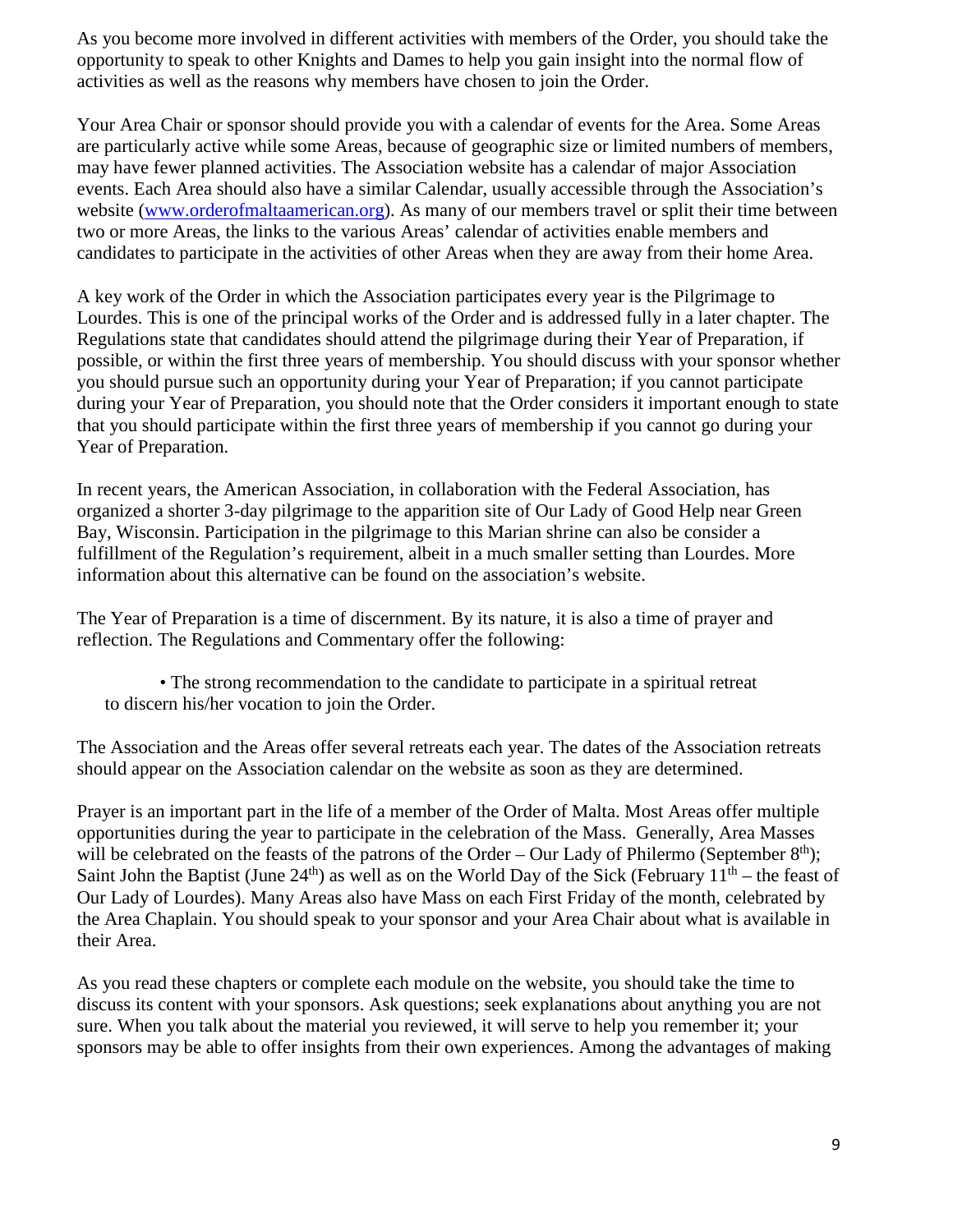As you become more involved in different activities with members of the Order, you should take the opportunity to speak to other Knights and Dames to help you gain insight into the normal flow of activities as well as the reasons why members have chosen to join the Order.

Your Area Chair or sponsor should provide you with a calendar of events for the Area. Some Areas are particularly active while some Areas, because of geographic size or limited numbers of members, may have fewer planned activities. The Association website has a calendar of major Association events. Each Area should also have a similar Calendar, usually accessible through the Association's website (www.orderofmaltaamerican.org). As many of our members travel or split their time between two or more Areas, the links to the various Areas' calendar of activities enable members and candidates to participate in the activities of other Areas when they are away from their home Area.

A key work of the Order in which the Association participates every year is the Pilgrimage to Lourdes. This is one of the principal works of the Order and is addressed fully in a later chapter. The Regulations state that candidates should attend the pilgrimage during their Year of Preparation, if possible, or within the first three years of membership. You should discuss with your sponsor whether you should pursue such an opportunity during your Year of Preparation; if you cannot participate during your Year of Preparation, you should note that the Order considers it important enough to state that you should participate within the first three years of membership if you cannot go during your Year of Preparation.

In recent years, the American Association, in collaboration with the Federal Association, has organized a shorter 3-day pilgrimage to the apparition site of Our Lady of Good Help near Green Bay, Wisconsin. Participation in the pilgrimage to this Marian shrine can also be consider a fulfillment of the Regulation's requirement, albeit in a much smaller setting than Lourdes. More information about this alternative can be found on the association's website.

The Year of Preparation is a time of discernment. By its nature, it is also a time of prayer and reflection. The Regulations and Commentary offer the following:

- The strong recommendation to the candidate to participate in a spiritual retreat to discern his/her vocation to join the Order.

The Association and the Areas offer several retreats each year. The dates of the Association retreats should appear on the Association calendar on the website as soon as they are determined.

Prayer is an important part in the life of a member of the Order of Malta. Most Areas offer multiple opportunities during the year to participate in the celebration of the Mass. Generally, Area Masses will be celebrated on the feasts of the patrons of the Order – Our Lady of Philermo (September 8th); Saint John the Baptist (June 24th) as well as on the World Day of the Sick (February 11th – the feast of Our Lady of Lourdes). Many Areas also have Mass on each First Friday of the month, celebrated by the Area Chaplain. You should speak to your sponsor and your Area Chair about what is available in their Area.

As you read these chapters or complete each module on the website, you should take the time to discuss its content with your sponsors. Ask questions; seek explanations about anything you are not sure. When you talk about the material you reviewed, it will serve to help you remember it; your sponsors may be able to offer insights from their own experiences. Among the advantages of making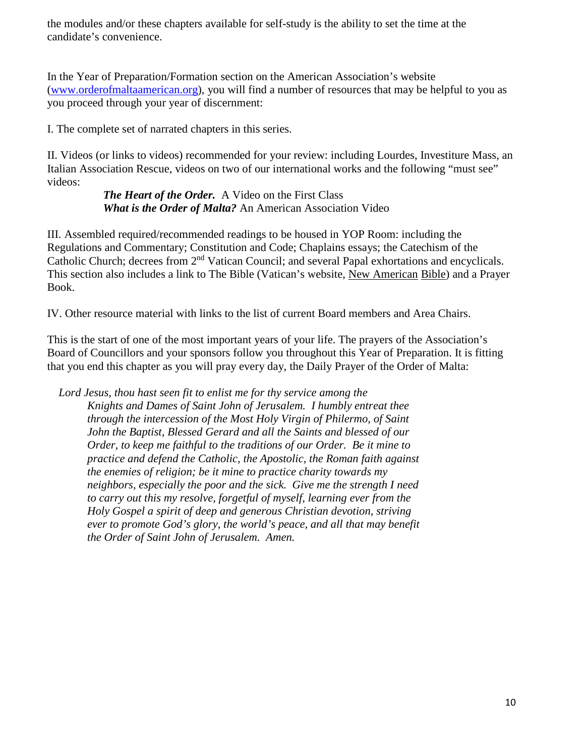the modules and/or these chapters available for self-study is the ability to set the time at the candidate's convenience.

In the Year of Preparation/Formation section on the American Association's website (www.orderofmaltaamerican.org), you will find a number of resources that may be helpful to you as you proceed through your year of discernment:

I. The complete set of narrated chapters in this series.

II. Videos (or links to videos) recommended for your review: including Lourdes, Investiture Mass, an Italian Association Rescue, videos on two of our international works and the following "must see" videos:

> ***The Heart of the Order.*** A Video on the First Class
> ***What is the Order of Malta?*** An American Association Video

III. Assembled required/recommended readings to be housed in YOP Room: including the Regulations and Commentary; Constitution and Code; Chaplains essays; the Catechism of the Catholic Church; decrees from 2nd Vatican Council; and several Papal exhortations and encyclicals. This section also includes a link to The Bible (Vatican's website, New American Bible) and a Prayer Book.

IV. Other resource material with links to the list of current Board members and Area Chairs.

This is the start of one of the most important years of your life. The prayers of the Association's Board of Councillors and your sponsors follow you throughout this Year of Preparation. It is fitting that you end this chapter as you will pray every day, the Daily Prayer of the Order of Malta:

> *Lord Jesus, thou hast seen fit to enlist me for thy service among the Knights and Dames of Saint John of Jerusalem. I humbly entreat thee through the intercession of the Most Holy Virgin of Philermo, of Saint John the Baptist, Blessed Gerard and all the Saints and blessed of our Order, to keep me faithful to the traditions of our Order. Be it mine to practice and defend the Catholic, the Apostolic, the Roman faith against the enemies of religion; be it mine to practice charity towards my neighbors, especially the poor and the sick. Give me the strength I need to carry out this my resolve, forgetful of myself, learning ever from the Holy Gospel a spirit of deep and generous Christian devotion, striving ever to promote God's glory, the world's peace, and all that may benefit the Order of Saint John of Jerusalem. Amen.*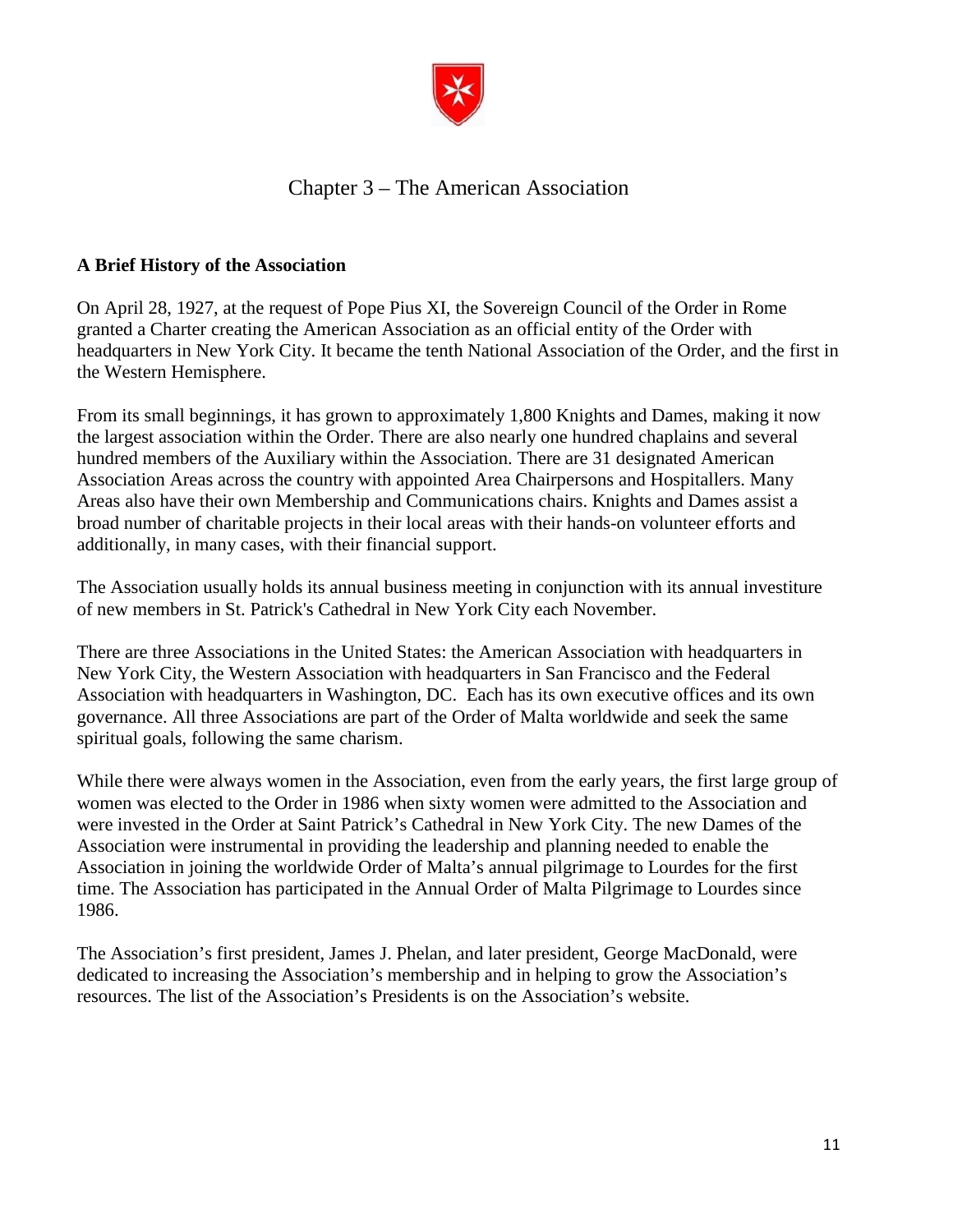# Chapter 3 – The American Association

**A Brief History of the Association**

On April 28, 1927, at the request of Pope Pius XI, the Sovereign Council of the Order in Rome granted a Charter creating the American Association as an official entity of the Order with headquarters in New York City. It became the tenth National Association of the Order, and the first in the Western Hemisphere.

From its small beginnings, it has grown to approximately 1,800 Knights and Dames, making it now the largest association within the Order. There are also nearly one hundred chaplains and several hundred members of the Auxiliary within the Association. There are 31 designated American Association Areas across the country with appointed Area Chairpersons and Hospitallers. Many Areas also have their own Membership and Communications chairs. Knights and Dames assist a broad number of charitable projects in their local areas with their hands-on volunteer efforts and additionally, in many cases, with their financial support.

The Association usually holds its annual business meeting in conjunction with its annual investiture of new members in St. Patrick's Cathedral in New York City each November.

There are three Associations in the United States: the American Association with headquarters in New York City, the Western Association with headquarters in San Francisco and the Federal Association with headquarters in Washington, DC. Each has its own executive offices and its own governance. All three Associations are part of the Order of Malta worldwide and seek the same spiritual goals, following the same charism.

While there were always women in the Association, even from the early years, the first large group of women was elected to the Order in 1986 when sixty women were admitted to the Association and were invested in the Order at Saint Patrick's Cathedral in New York City. The new Dames of the Association were instrumental in providing the leadership and planning needed to enable the Association in joining the worldwide Order of Malta's annual pilgrimage to Lourdes for the first time. The Association has participated in the Annual Order of Malta Pilgrimage to Lourdes since 1986.

The Association's first president, James J. Phelan, and later president, George MacDonald, were dedicated to increasing the Association's membership and in helping to grow the Association's resources. The list of the Association's Presidents is on the Association's website.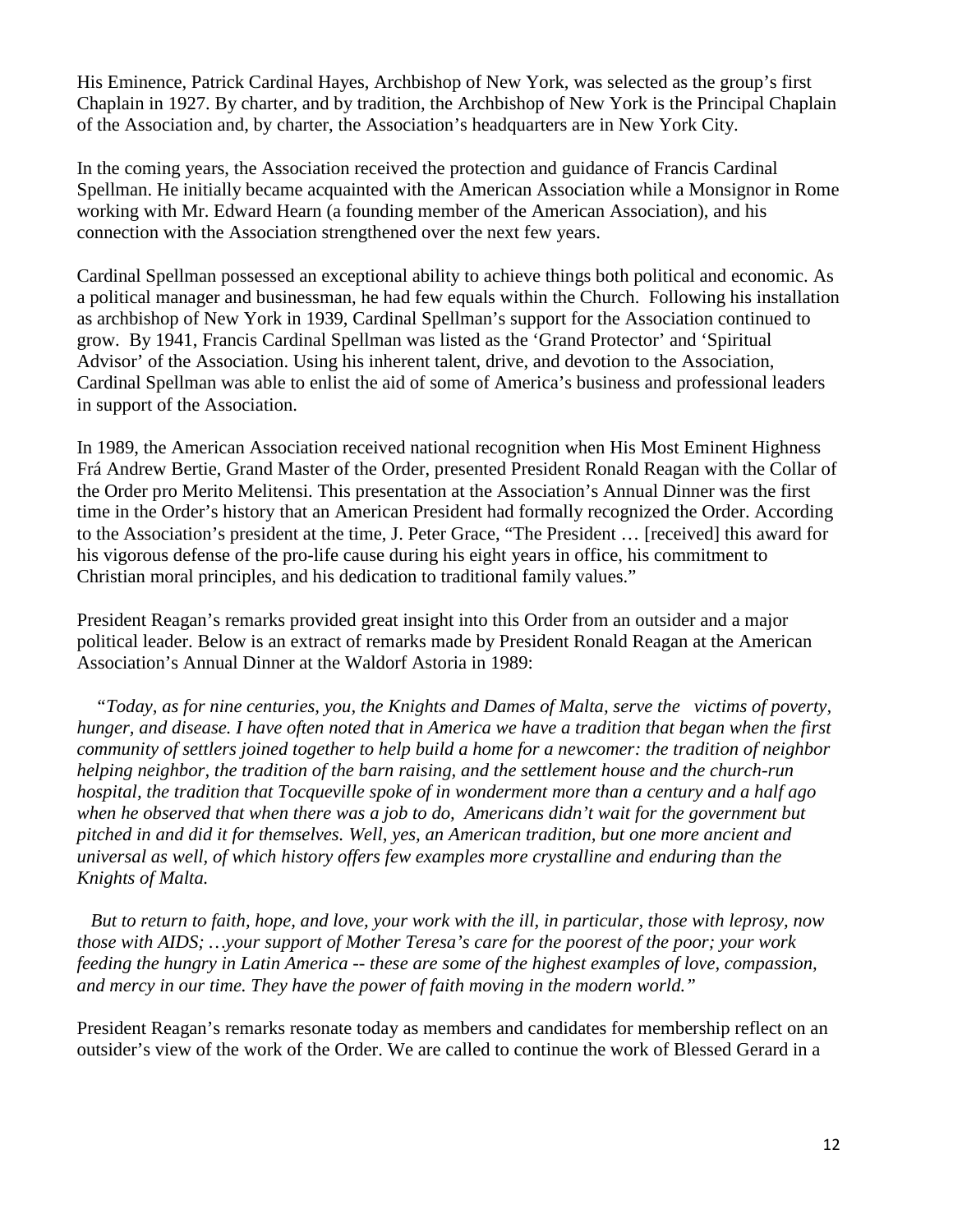His Eminence, Patrick Cardinal Hayes, Archbishop of New York, was selected as the group's first Chaplain in 1927. By charter, and by tradition, the Archbishop of New York is the Principal Chaplain of the Association and, by charter, the Association's headquarters are in New York City.

In the coming years, the Association received the protection and guidance of Francis Cardinal Spellman. He initially became acquainted with the American Association while a Monsignor in Rome working with Mr. Edward Hearn (a founding member of the American Association), and his connection with the Association strengthened over the next few years.

Cardinal Spellman possessed an exceptional ability to achieve things both political and economic. As a political manager and businessman, he had few equals within the Church. Following his installation as archbishop of New York in 1939, Cardinal Spellman's support for the Association continued to grow. By 1941, Francis Cardinal Spellman was listed as the 'Grand Protector' and 'Spiritual Advisor' of the Association. Using his inherent talent, drive, and devotion to the Association, Cardinal Spellman was able to enlist the aid of some of America's business and professional leaders in support of the Association.

In 1989, the American Association received national recognition when His Most Eminent Highness Frá Andrew Bertie, Grand Master of the Order, presented President Ronald Reagan with the Collar of the Order pro Merito Melitensi. This presentation at the Association's Annual Dinner was the first time in the Order's history that an American President had formally recognized the Order. According to the Association's president at the time, J. Peter Grace, "The President … [received] this award for his vigorous defense of the pro-life cause during his eight years in office, his commitment to Christian moral principles, and his dedication to traditional family values."

President Reagan's remarks provided great insight into this Order from an outsider and a major political leader. Below is an extract of remarks made by President Ronald Reagan at the American Association's Annual Dinner at the Waldorf Astoria in 1989:

*"Today, as for nine centuries, you, the Knights and Dames of Malta, serve the victims of poverty, hunger, and disease. I have often noted that in America we have a tradition that began when the first community of settlers joined together to help build a home for a newcomer: the tradition of neighbor helping neighbor, the tradition of the barn raising, and the settlement house and the church-run hospital, the tradition that Tocqueville spoke of in wonderment more than a century and a half ago when he observed that when there was a job to do, Americans didn't wait for the government but pitched in and did it for themselves. Well, yes, an American tradition, but one more ancient and universal as well, of which history offers few examples more crystalline and enduring than the Knights of Malta.*

*But to return to faith, hope, and love, your work with the ill, in particular, those with leprosy, now those with AIDS; …your support of Mother Teresa's care for the poorest of the poor; your work feeding the hungry in Latin America -- these are some of the highest examples of love, compassion, and mercy in our time. They have the power of faith moving in the modern world."*

President Reagan's remarks resonate today as members and candidates for membership reflect on an outsider's view of the work of the Order. We are called to continue the work of Blessed Gerard in a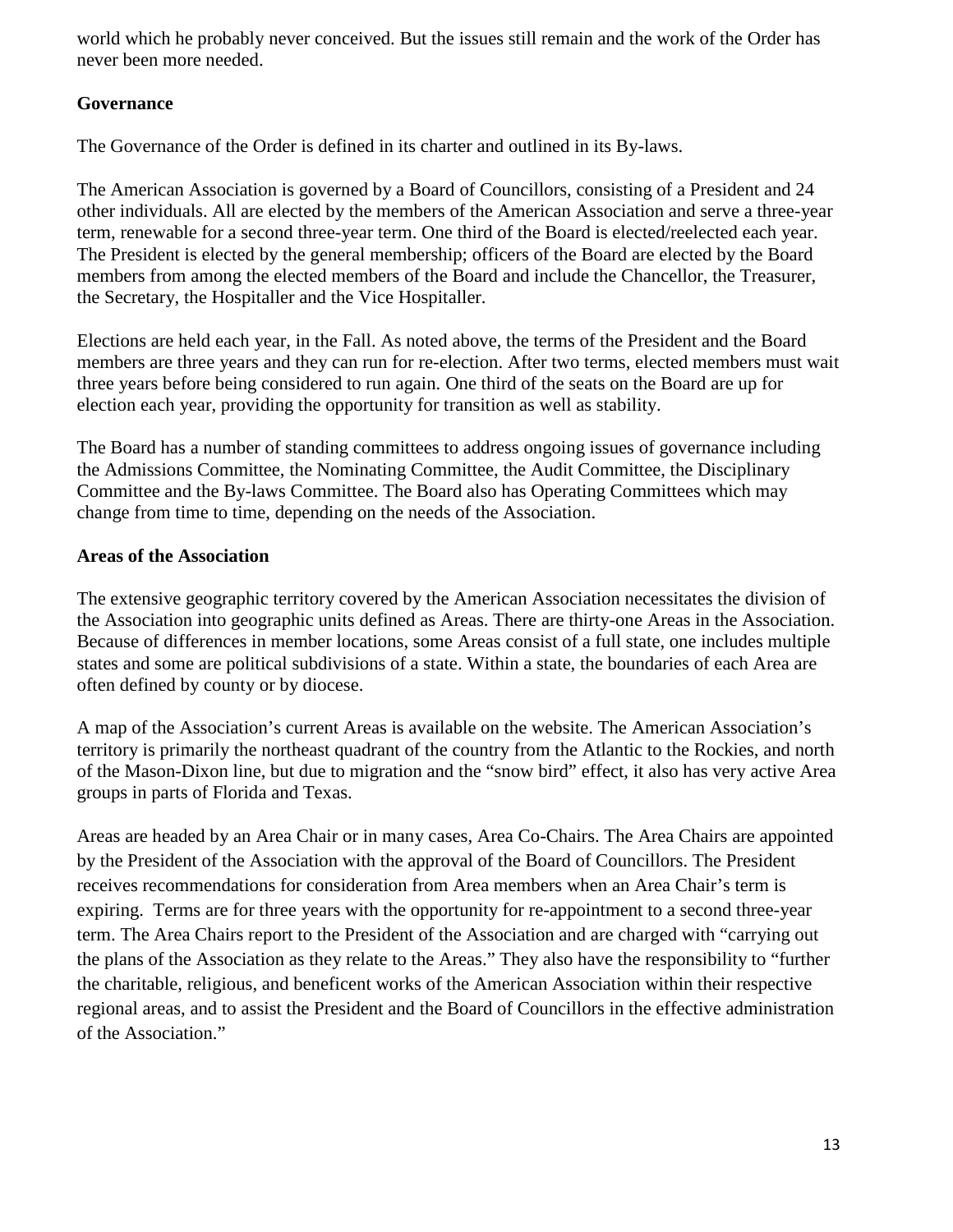world which he probably never conceived. But the issues still remain and the work of the Order has never been more needed.

## Governance

The Governance of the Order is defined in its charter and outlined in its By-laws.

The American Association is governed by a Board of Councillors, consisting of a President and 24 other individuals. All are elected by the members of the American Association and serve a three-year term, renewable for a second three-year term. One third of the Board is elected/reelected each year. The President is elected by the general membership; officers of the Board are elected by the Board members from among the elected members of the Board and include the Chancellor, the Treasurer, the Secretary, the Hospitaller and the Vice Hospitaller.

Elections are held each year, in the Fall. As noted above, the terms of the President and the Board members are three years and they can run for re-election. After two terms, elected members must wait three years before being considered to run again. One third of the seats on the Board are up for election each year, providing the opportunity for transition as well as stability.

The Board has a number of standing committees to address ongoing issues of governance including the Admissions Committee, the Nominating Committee, the Audit Committee, the Disciplinary Committee and the By-laws Committee. The Board also has Operating Committees which may change from time to time, depending on the needs of the Association.

## Areas of the Association

The extensive geographic territory covered by the American Association necessitates the division of the Association into geographic units defined as Areas. There are thirty-one Areas in the Association. Because of differences in member locations, some Areas consist of a full state, one includes multiple states and some are political subdivisions of a state. Within a state, the boundaries of each Area are often defined by county or by diocese.

A map of the Association's current Areas is available on the website. The American Association's territory is primarily the northeast quadrant of the country from the Atlantic to the Rockies, and north of the Mason-Dixon line, but due to migration and the "snow bird" effect, it also has very active Area groups in parts of Florida and Texas.

Areas are headed by an Area Chair or in many cases, Area Co-Chairs. The Area Chairs are appointed by the President of the Association with the approval of the Board of Councillors. The President receives recommendations for consideration from Area members when an Area Chair's term is expiring. Terms are for three years with the opportunity for re-appointment to a second three-year term. The Area Chairs report to the President of the Association and are charged with "carrying out the plans of the Association as they relate to the Areas." They also have the responsibility to "further the charitable, religious, and beneficent works of the American Association within their respective regional areas, and to assist the President and the Board of Councillors in the effective administration of the Association."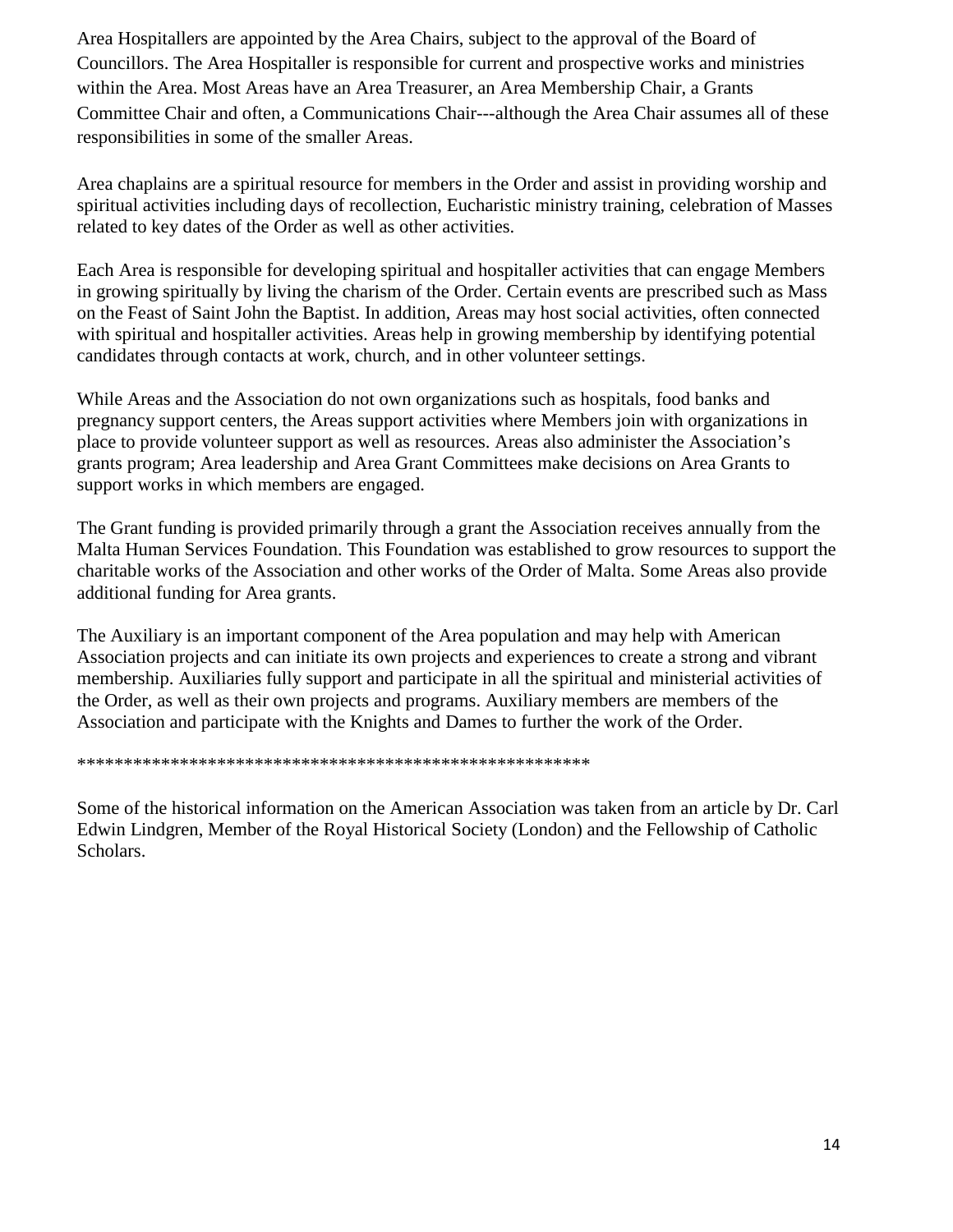Area Hospitallers are appointed by the Area Chairs, subject to the approval of the Board of Councillors. The Area Hospitaller is responsible for current and prospective works and ministries within the Area. Most Areas have an Area Treasurer, an Area Membership Chair, a Grants Committee Chair and often, a Communications Chair---although the Area Chair assumes all of these responsibilities in some of the smaller Areas.

Area chaplains are a spiritual resource for members in the Order and assist in providing worship and spiritual activities including days of recollection, Eucharistic ministry training, celebration of Masses related to key dates of the Order as well as other activities.

Each Area is responsible for developing spiritual and hospitaller activities that can engage Members in growing spiritually by living the charism of the Order. Certain events are prescribed such as Mass on the Feast of Saint John the Baptist. In addition, Areas may host social activities, often connected with spiritual and hospitaller activities. Areas help in growing membership by identifying potential candidates through contacts at work, church, and in other volunteer settings.

While Areas and the Association do not own organizations such as hospitals, food banks and pregnancy support centers, the Areas support activities where Members join with organizations in place to provide volunteer support as well as resources. Areas also administer the Association's grants program; Area leadership and Area Grant Committees make decisions on Area Grants to support works in which members are engaged.

The Grant funding is provided primarily through a grant the Association receives annually from the Malta Human Services Foundation. This Foundation was established to grow resources to support the charitable works of the Association and other works of the Order of Malta. Some Areas also provide additional funding for Area grants.

The Auxiliary is an important component of the Area population and may help with American Association projects and can initiate its own projects and experiences to create a strong and vibrant membership. Auxiliaries fully support and participate in all the spiritual and ministerial activities of the Order, as well as their own projects and programs. Auxiliary members are members of the Association and participate with the Knights and Dames to further the work of the Order.

*******************************************************

Some of the historical information on the American Association was taken from an article by Dr. Carl Edwin Lindgren, Member of the Royal Historical Society (London) and the Fellowship of Catholic Scholars.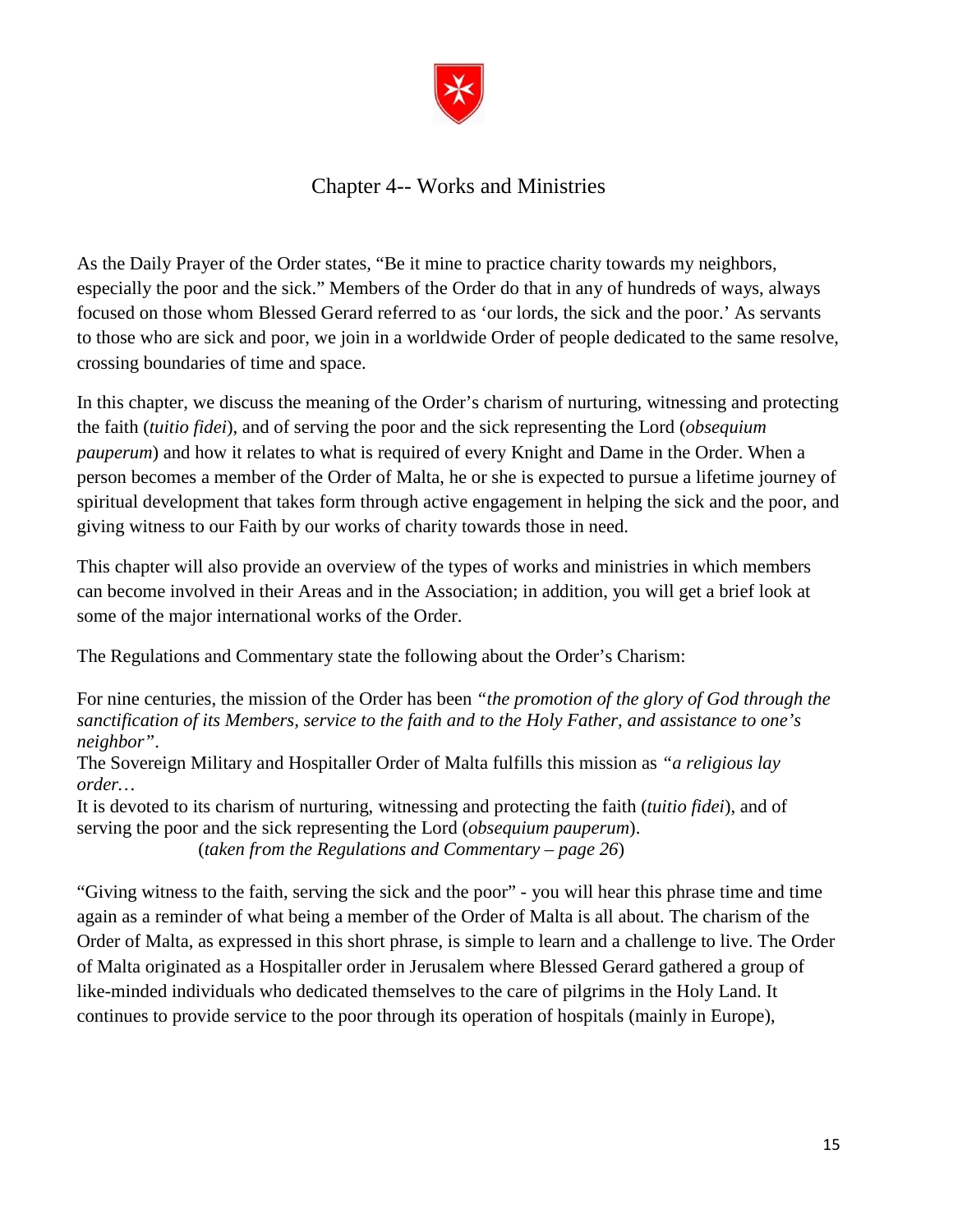# Chapter 4-- Works and Ministries

As the Daily Prayer of the Order states, "Be it mine to practice charity towards my neighbors, especially the poor and the sick." Members of the Order do that in any of hundreds of ways, always focused on those whom Blessed Gerard referred to as 'our lords, the sick and the poor.' As servants to those who are sick and poor, we join in a worldwide Order of people dedicated to the same resolve, crossing boundaries of time and space.

In this chapter, we discuss the meaning of the Order's charism of nurturing, witnessing and protecting the faith (*tuitio fidei*), and of serving the poor and the sick representing the Lord (*obsequium pauperum*) and how it relates to what is required of every Knight and Dame in the Order. When a person becomes a member of the Order of Malta, he or she is expected to pursue a lifetime journey of spiritual development that takes form through active engagement in helping the sick and the poor, and giving witness to our Faith by our works of charity towards those in need.

This chapter will also provide an overview of the types of works and ministries in which members can become involved in their Areas and in the Association; in addition, you will get a brief look at some of the major international works of the Order.

The Regulations and Commentary state the following about the Order's Charism:

For nine centuries, the mission of the Order has been *"the promotion of the glory of God through the sanctification of its Members, service to the faith and to the Holy Father, and assistance to one's neighbor"*.
The Sovereign Military and Hospitaller Order of Malta fulfills this mission as *"a religious lay order…*
It is devoted to its charism of nurturing, witnessing and protecting the faith (*tuitio fidei*), and of serving the poor and the sick representing the Lord (*obsequium pauperum*).
(*taken from the Regulations and Commentary – page 26*)

"Giving witness to the faith, serving the sick and the poor" - you will hear this phrase time and time again as a reminder of what being a member of the Order of Malta is all about. The charism of the Order of Malta, as expressed in this short phrase, is simple to learn and a challenge to live. The Order of Malta originated as a Hospitaller order in Jerusalem where Blessed Gerard gathered a group of like-minded individuals who dedicated themselves to the care of pilgrims in the Holy Land. It continues to provide service to the poor through its operation of hospitals (mainly in Europe),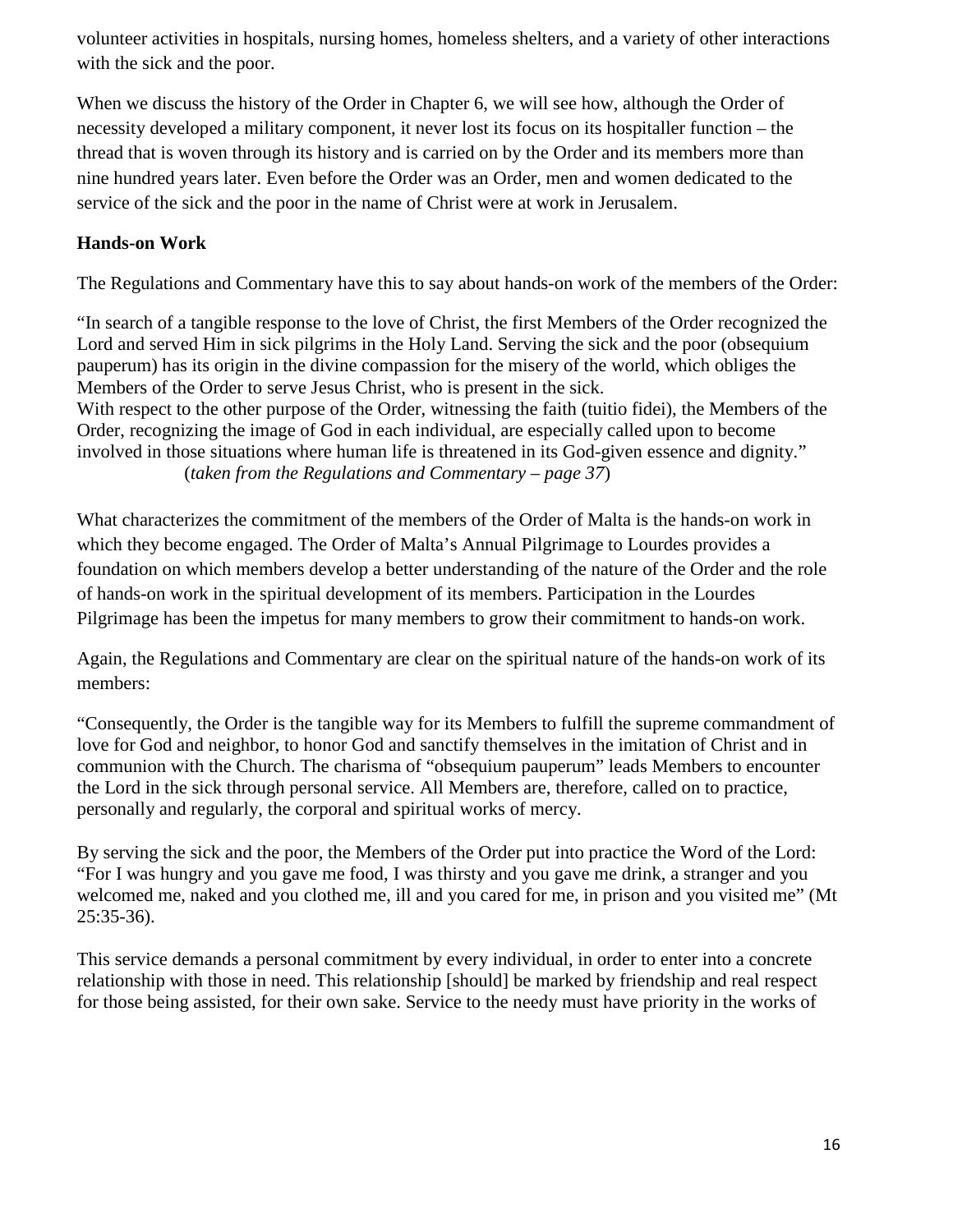volunteer activities in hospitals, nursing homes, homeless shelters, and a variety of other interactions with the sick and the poor.

When we discuss the history of the Order in Chapter 6, we will see how, although the Order of necessity developed a military component, it never lost its focus on its hospitaller function – the thread that is woven through its history and is carried on by the Order and its members more than nine hundred years later. Even before the Order was an Order, men and women dedicated to the service of the sick and the poor in the name of Christ were at work in Jerusalem.

**Hands-on Work**

The Regulations and Commentary have this to say about hands-on work of the members of the Order:

"In search of a tangible response to the love of Christ, the first Members of the Order recognized the Lord and served Him in sick pilgrims in the Holy Land. Serving the sick and the poor (obsequium pauperum) has its origin in the divine compassion for the misery of the world, which obliges the Members of the Order to serve Jesus Christ, who is present in the sick.
With respect to the other purpose of the Order, witnessing the faith (tuitio fidei), the Members of the Order, recognizing the image of God in each individual, are especially called upon to become involved in those situations where human life is threatened in its God-given essence and dignity."
(*taken from the Regulations and Commentary – page 37*)

What characterizes the commitment of the members of the Order of Malta is the hands-on work in which they become engaged. The Order of Malta's Annual Pilgrimage to Lourdes provides a foundation on which members develop a better understanding of the nature of the Order and the role of hands-on work in the spiritual development of its members. Participation in the Lourdes Pilgrimage has been the impetus for many members to grow their commitment to hands-on work.

Again, the Regulations and Commentary are clear on the spiritual nature of the hands-on work of its members:

"Consequently, the Order is the tangible way for its Members to fulfill the supreme commandment of love for God and neighbor, to honor God and sanctify themselves in the imitation of Christ and in communion with the Church. The charisma of "obsequium pauperum" leads Members to encounter the Lord in the sick through personal service. All Members are, therefore, called on to practice, personally and regularly, the corporal and spiritual works of mercy.

By serving the sick and the poor, the Members of the Order put into practice the Word of the Lord: "For I was hungry and you gave me food, I was thirsty and you gave me drink, a stranger and you welcomed me, naked and you clothed me, ill and you cared for me, in prison and you visited me" (Mt 25:35-36).

This service demands a personal commitment by every individual, in order to enter into a concrete relationship with those in need. This relationship [should] be marked by friendship and real respect for those being assisted, for their own sake. Service to the needy must have priority in the works of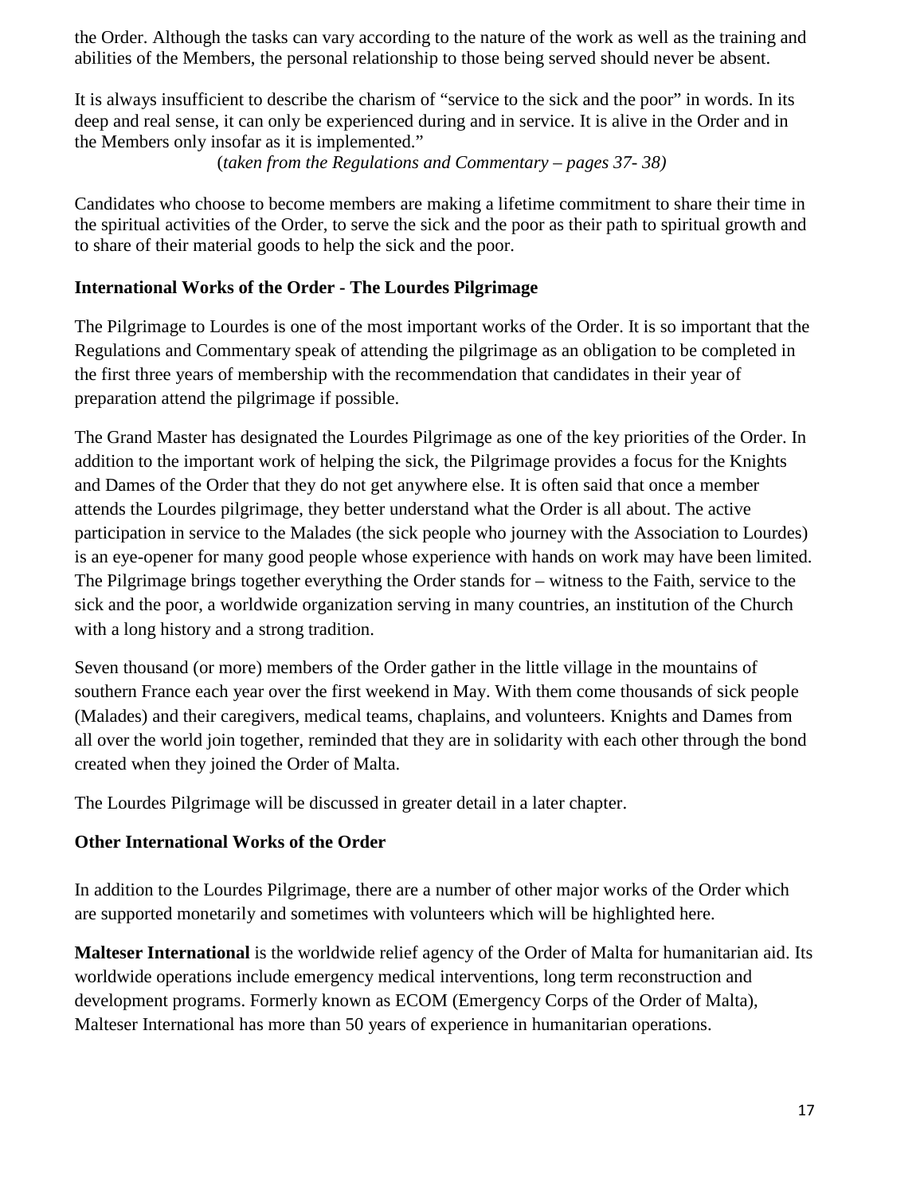the Order. Although the tasks can vary according to the nature of the work as well as the training and abilities of the Members, the personal relationship to those being served should never be absent.

It is always insufficient to describe the charism of "service to the sick and the poor" in words. In its deep and real sense, it can only be experienced during and in service. It is alive in the Order and in the Members only insofar as it is implemented."

(*taken from the Regulations and Commentary – pages 37- 38)*

Candidates who choose to become members are making a lifetime commitment to share their time in the spiritual activities of the Order, to serve the sick and the poor as their path to spiritual growth and to share of their material goods to help the sick and the poor.

**International Works of the Order - The Lourdes Pilgrimage**

The Pilgrimage to Lourdes is one of the most important works of the Order. It is so important that the Regulations and Commentary speak of attending the pilgrimage as an obligation to be completed in the first three years of membership with the recommendation that candidates in their year of preparation attend the pilgrimage if possible.

The Grand Master has designated the Lourdes Pilgrimage as one of the key priorities of the Order. In addition to the important work of helping the sick, the Pilgrimage provides a focus for the Knights and Dames of the Order that they do not get anywhere else. It is often said that once a member attends the Lourdes pilgrimage, they better understand what the Order is all about. The active participation in service to the Malades (the sick people who journey with the Association to Lourdes) is an eye-opener for many good people whose experience with hands on work may have been limited. The Pilgrimage brings together everything the Order stands for – witness to the Faith, service to the sick and the poor, a worldwide organization serving in many countries, an institution of the Church with a long history and a strong tradition.

Seven thousand (or more) members of the Order gather in the little village in the mountains of southern France each year over the first weekend in May. With them come thousands of sick people (Malades) and their caregivers, medical teams, chaplains, and volunteers. Knights and Dames from all over the world join together, reminded that they are in solidarity with each other through the bond created when they joined the Order of Malta.

The Lourdes Pilgrimage will be discussed in greater detail in a later chapter.

**Other International Works of the Order**

In addition to the Lourdes Pilgrimage, there are a number of other major works of the Order which are supported monetarily and sometimes with volunteers which will be highlighted here.

**Malteser International** is the worldwide relief agency of the Order of Malta for humanitarian aid. Its worldwide operations include emergency medical interventions, long term reconstruction and development programs. Formerly known as ECOM (Emergency Corps of the Order of Malta), Malteser International has more than 50 years of experience in humanitarian operations.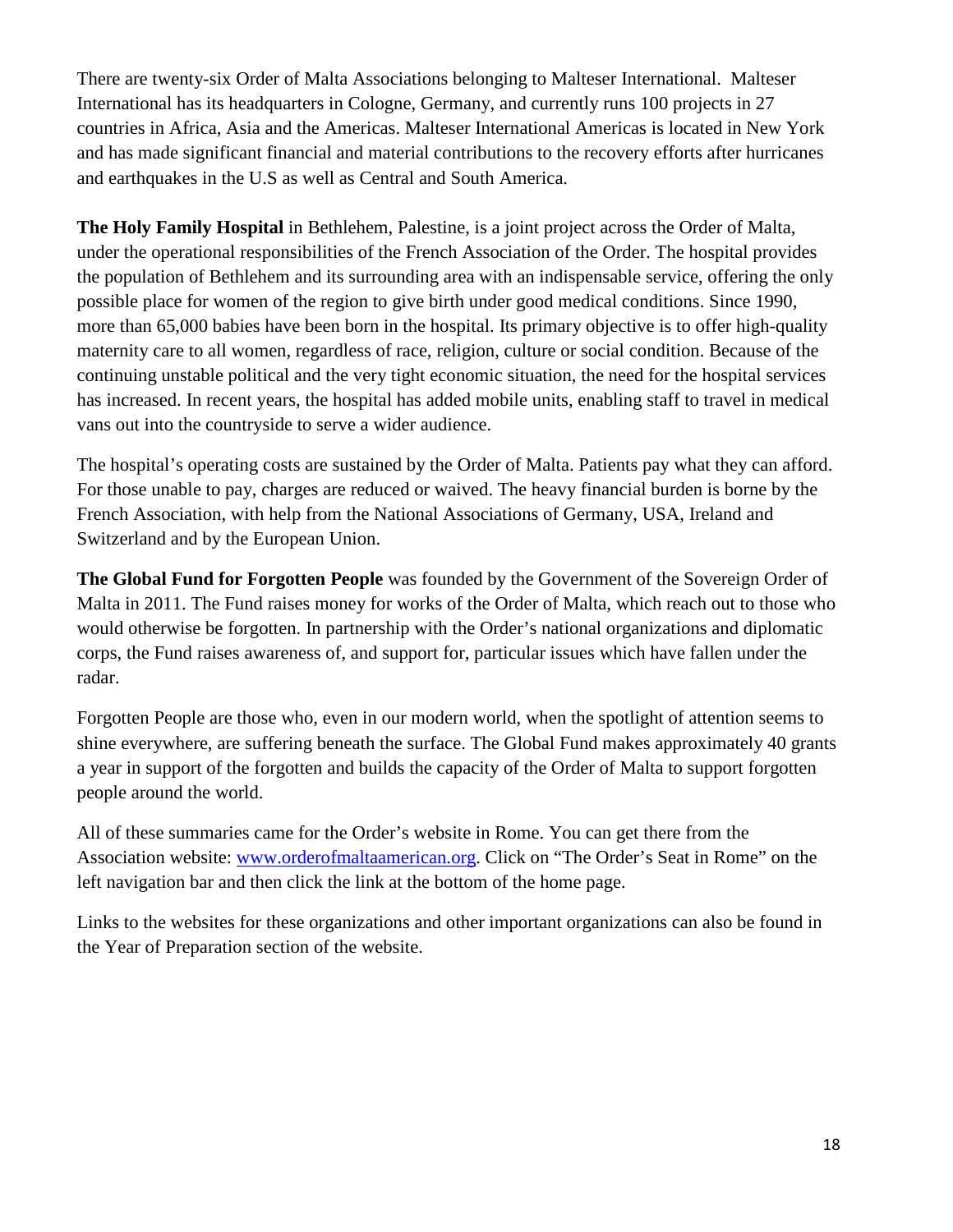There are twenty-six Order of Malta Associations belonging to Malteser International. Malteser International has its headquarters in Cologne, Germany, and currently runs 100 projects in 27 countries in Africa, Asia and the Americas. Malteser International Americas is located in New York and has made significant financial and material contributions to the recovery efforts after hurricanes and earthquakes in the U.S as well as Central and South America.

**The Holy Family Hospital** in Bethlehem, Palestine, is a joint project across the Order of Malta, under the operational responsibilities of the French Association of the Order. The hospital provides the population of Bethlehem and its surrounding area with an indispensable service, offering the only possible place for women of the region to give birth under good medical conditions. Since 1990, more than 65,000 babies have been born in the hospital. Its primary objective is to offer high-quality maternity care to all women, regardless of race, religion, culture or social condition. Because of the continuing unstable political and the very tight economic situation, the need for the hospital services has increased. In recent years, the hospital has added mobile units, enabling staff to travel in medical vans out into the countryside to serve a wider audience.

The hospital's operating costs are sustained by the Order of Malta. Patients pay what they can afford. For those unable to pay, charges are reduced or waived. The heavy financial burden is borne by the French Association, with help from the National Associations of Germany, USA, Ireland and Switzerland and by the European Union.

**The Global Fund for Forgotten People** was founded by the Government of the Sovereign Order of Malta in 2011. The Fund raises money for works of the Order of Malta, which reach out to those who would otherwise be forgotten. In partnership with the Order's national organizations and diplomatic corps, the Fund raises awareness of, and support for, particular issues which have fallen under the radar.

Forgotten People are those who, even in our modern world, when the spotlight of attention seems to shine everywhere, are suffering beneath the surface. The Global Fund makes approximately 40 grants a year in support of the forgotten and builds the capacity of the Order of Malta to support forgotten people around the world.

All of these summaries came for the Order's website in Rome. You can get there from the Association website: [www.orderofmaltaamerican.org](www.orderofmaltaamerican.org). Click on "The Order's Seat in Rome" on the left navigation bar and then click the link at the bottom of the home page.

Links to the websites for these organizations and other important organizations can also be found in the Year of Preparation section of the website.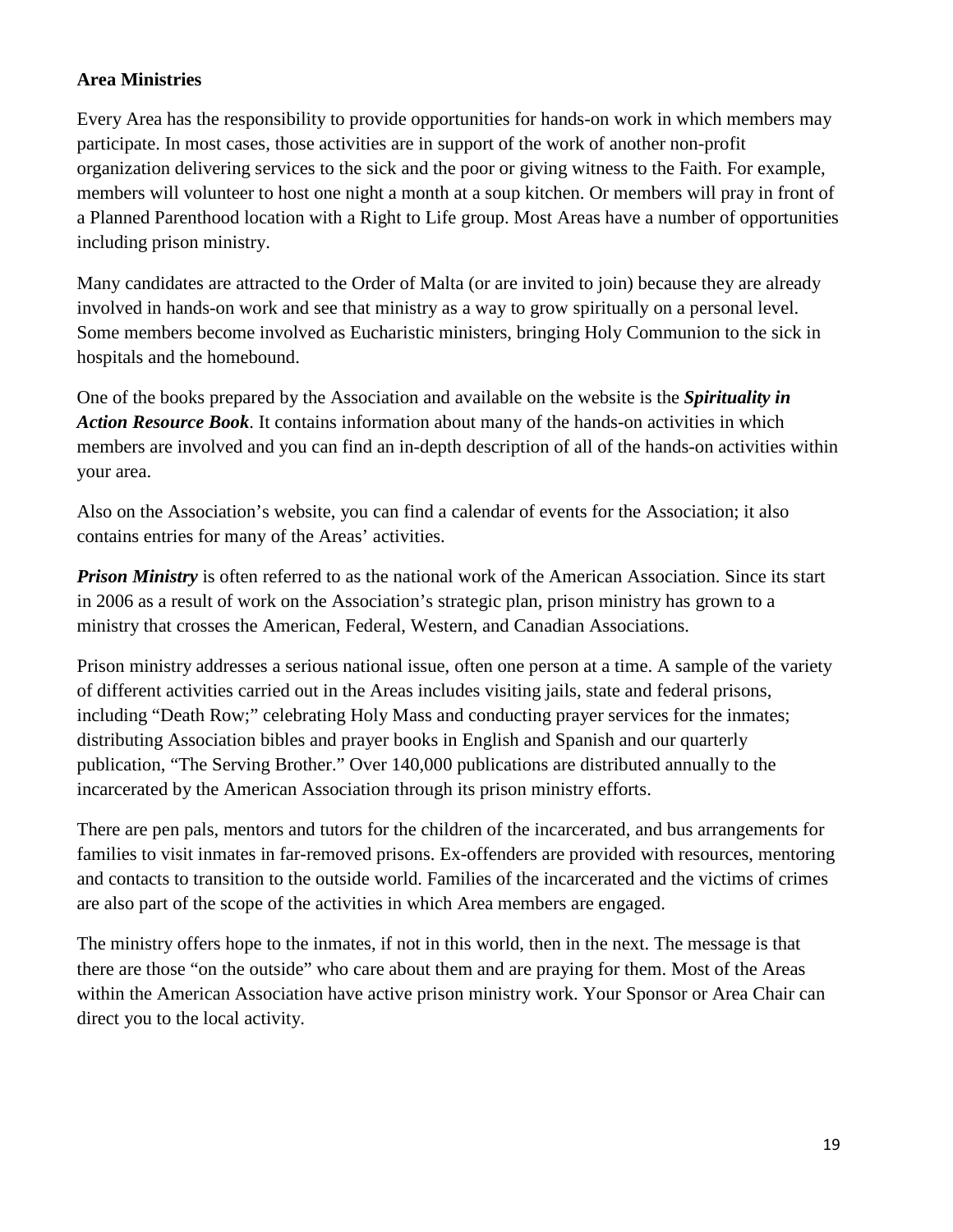**Area Ministries**

Every Area has the responsibility to provide opportunities for hands-on work in which members may participate. In most cases, those activities are in support of the work of another non-profit organization delivering services to the sick and the poor or giving witness to the Faith. For example, members will volunteer to host one night a month at a soup kitchen. Or members will pray in front of a Planned Parenthood location with a Right to Life group. Most Areas have a number of opportunities including prison ministry.

Many candidates are attracted to the Order of Malta (or are invited to join) because they are already involved in hands-on work and see that ministry as a way to grow spiritually on a personal level. Some members become involved as Eucharistic ministers, bringing Holy Communion to the sick in hospitals and the homebound.

One of the books prepared by the Association and available on the website is the ***Spirituality in Action Resource Book***. It contains information about many of the hands-on activities in which members are involved and you can find an in-depth description of all of the hands-on activities within your area.

Also on the Association's website, you can find a calendar of events for the Association; it also contains entries for many of the Areas' activities.

***Prison Ministry*** is often referred to as the national work of the American Association. Since its start in 2006 as a result of work on the Association's strategic plan, prison ministry has grown to a ministry that crosses the American, Federal, Western, and Canadian Associations.

Prison ministry addresses a serious national issue, often one person at a time. A sample of the variety of different activities carried out in the Areas includes visiting jails, state and federal prisons, including "Death Row;" celebrating Holy Mass and conducting prayer services for the inmates; distributing Association bibles and prayer books in English and Spanish and our quarterly publication, "The Serving Brother." Over 140,000 publications are distributed annually to the incarcerated by the American Association through its prison ministry efforts.

There are pen pals, mentors and tutors for the children of the incarcerated, and bus arrangements for families to visit inmates in far-removed prisons. Ex-offenders are provided with resources, mentoring and contacts to transition to the outside world. Families of the incarcerated and the victims of crimes are also part of the scope of the activities in which Area members are engaged.

The ministry offers hope to the inmates, if not in this world, then in the next. The message is that there are those "on the outside" who care about them and are praying for them. Most of the Areas within the American Association have active prison ministry work. Your Sponsor or Area Chair can direct you to the local activity.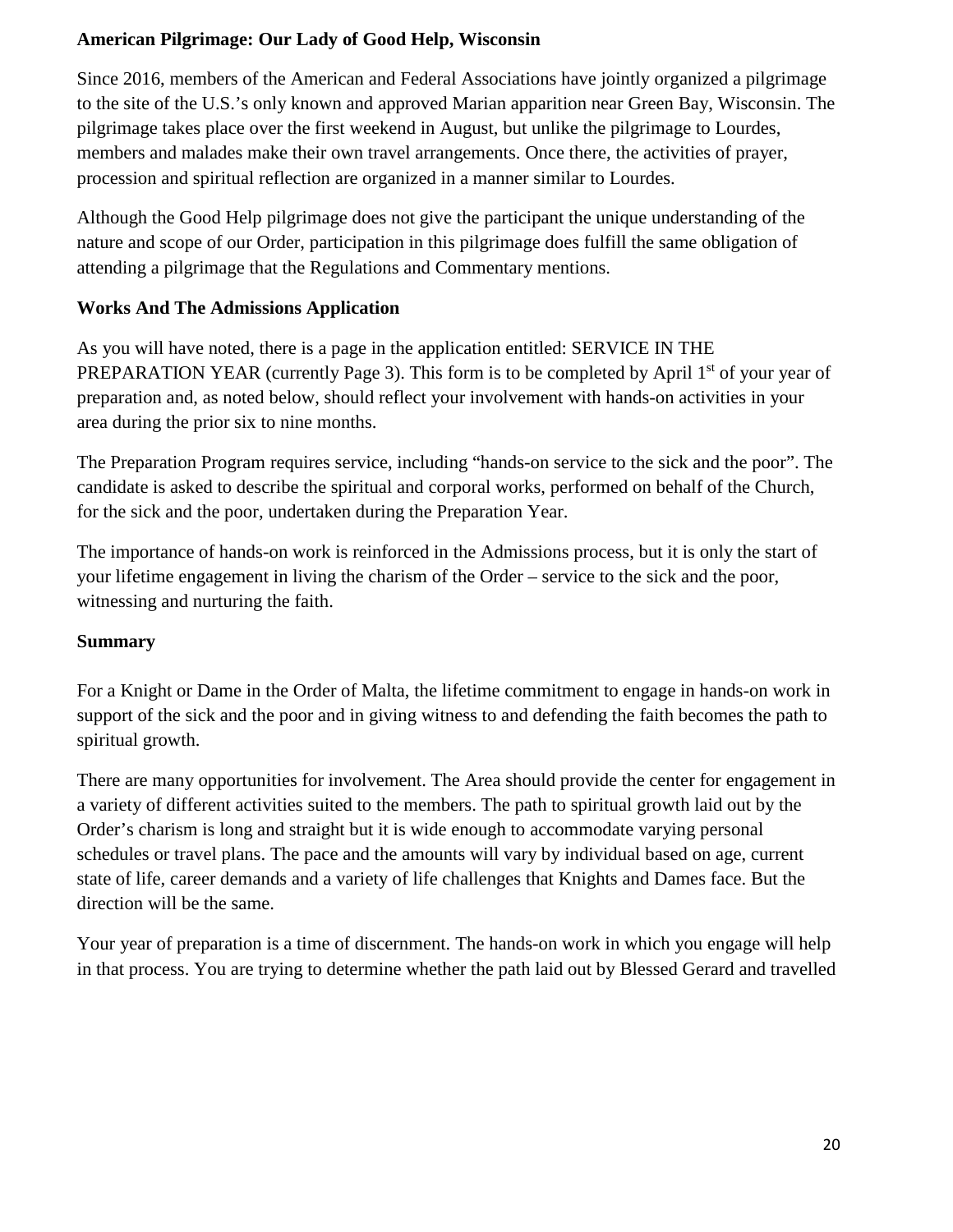**American Pilgrimage: Our Lady of Good Help, Wisconsin**

Since 2016, members of the American and Federal Associations have jointly organized a pilgrimage to the site of the U.S.'s only known and approved Marian apparition near Green Bay, Wisconsin. The pilgrimage takes place over the first weekend in August, but unlike the pilgrimage to Lourdes, members and malades make their own travel arrangements. Once there, the activities of prayer, procession and spiritual reflection are organized in a manner similar to Lourdes.

Although the Good Help pilgrimage does not give the participant the unique understanding of the nature and scope of our Order, participation in this pilgrimage does fulfill the same obligation of attending a pilgrimage that the Regulations and Commentary mentions.

**Works And The Admissions Application**

As you will have noted, there is a page in the application entitled: SERVICE IN THE PREPARATION YEAR (currently Page 3). This form is to be completed by April 1st of your year of preparation and, as noted below, should reflect your involvement with hands-on activities in your area during the prior six to nine months.

The Preparation Program requires service, including "hands-on service to the sick and the poor". The candidate is asked to describe the spiritual and corporal works, performed on behalf of the Church, for the sick and the poor, undertaken during the Preparation Year.

The importance of hands-on work is reinforced in the Admissions process, but it is only the start of your lifetime engagement in living the charism of the Order – service to the sick and the poor, witnessing and nurturing the faith.

**Summary**

For a Knight or Dame in the Order of Malta, the lifetime commitment to engage in hands-on work in support of the sick and the poor and in giving witness to and defending the faith becomes the path to spiritual growth.

There are many opportunities for involvement. The Area should provide the center for engagement in a variety of different activities suited to the members. The path to spiritual growth laid out by the Order's charism is long and straight but it is wide enough to accommodate varying personal schedules or travel plans. The pace and the amounts will vary by individual based on age, current state of life, career demands and a variety of life challenges that Knights and Dames face. But the direction will be the same.

Your year of preparation is a time of discernment. The hands-on work in which you engage will help in that process. You are trying to determine whether the path laid out by Blessed Gerard and travelled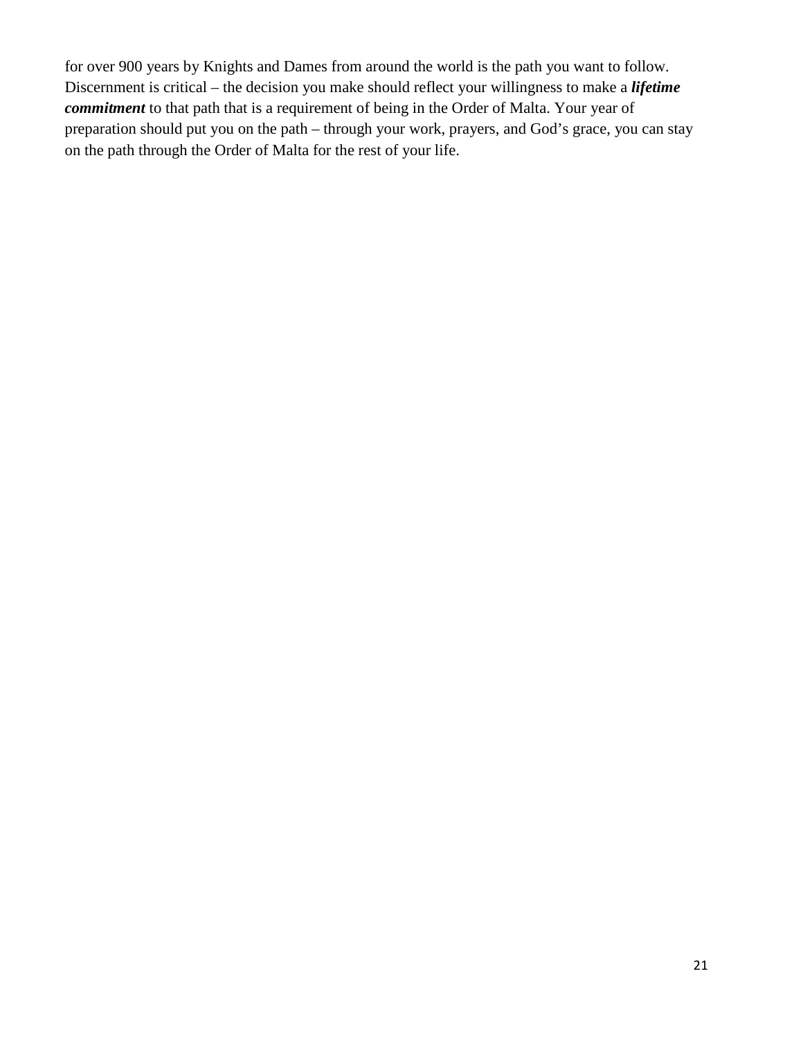for over 900 years by Knights and Dames from around the world is the path you want to follow. Discernment is critical – the decision you make should reflect your willingness to make a ***lifetime commitment*** to that path that is a requirement of being in the Order of Malta. Your year of preparation should put you on the path – through your work, prayers, and God's grace, you can stay on the path through the Order of Malta for the rest of your life.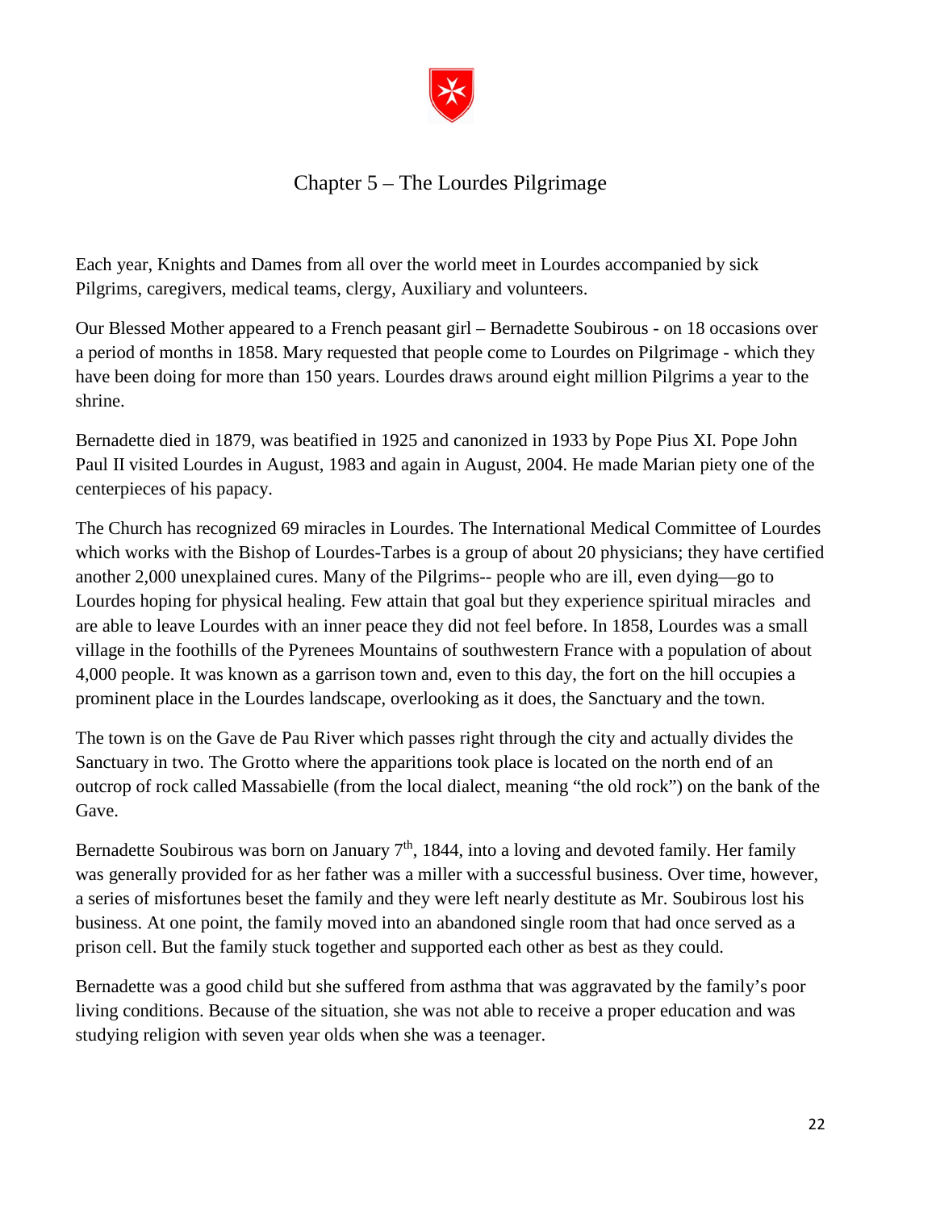# Chapter 5 – The Lourdes Pilgrimage

Each year, Knights and Dames from all over the world meet in Lourdes accompanied by sick Pilgrims, caregivers, medical teams, clergy, Auxiliary and volunteers.

Our Blessed Mother appeared to a French peasant girl – Bernadette Soubirous - on 18 occasions over a period of months in 1858. Mary requested that people come to Lourdes on Pilgrimage - which they have been doing for more than 150 years. Lourdes draws around eight million Pilgrims a year to the shrine.

Bernadette died in 1879, was beatified in 1925 and canonized in 1933 by Pope Pius XI. Pope John Paul II visited Lourdes in August, 1983 and again in August, 2004. He made Marian piety one of the centerpieces of his papacy.

The Church has recognized 69 miracles in Lourdes. The International Medical Committee of Lourdes which works with the Bishop of Lourdes-Tarbes is a group of about 20 physicians; they have certified another 2,000 unexplained cures. Many of the Pilgrims-- people who are ill, even dying—go to Lourdes hoping for physical healing. Few attain that goal but they experience spiritual miracles and are able to leave Lourdes with an inner peace they did not feel before. In 1858, Lourdes was a small village in the foothills of the Pyrenees Mountains of southwestern France with a population of about 4,000 people. It was known as a garrison town and, even to this day, the fort on the hill occupies a prominent place in the Lourdes landscape, overlooking as it does, the Sanctuary and the town.

The town is on the Gave de Pau River which passes right through the city and actually divides the Sanctuary in two. The Grotto where the apparitions took place is located on the north end of an outcrop of rock called Massabielle (from the local dialect, meaning "the old rock") on the bank of the Gave.

Bernadette Soubirous was born on January 7th, 1844, into a loving and devoted family. Her family was generally provided for as her father was a miller with a successful business. Over time, however, a series of misfortunes beset the family and they were left nearly destitute as Mr. Soubirous lost his business. At one point, the family moved into an abandoned single room that had once served as a prison cell. But the family stuck together and supported each other as best as they could.

Bernadette was a good child but she suffered from asthma that was aggravated by the family's poor living conditions. Because of the situation, she was not able to receive a proper education and was studying religion with seven year olds when she was a teenager.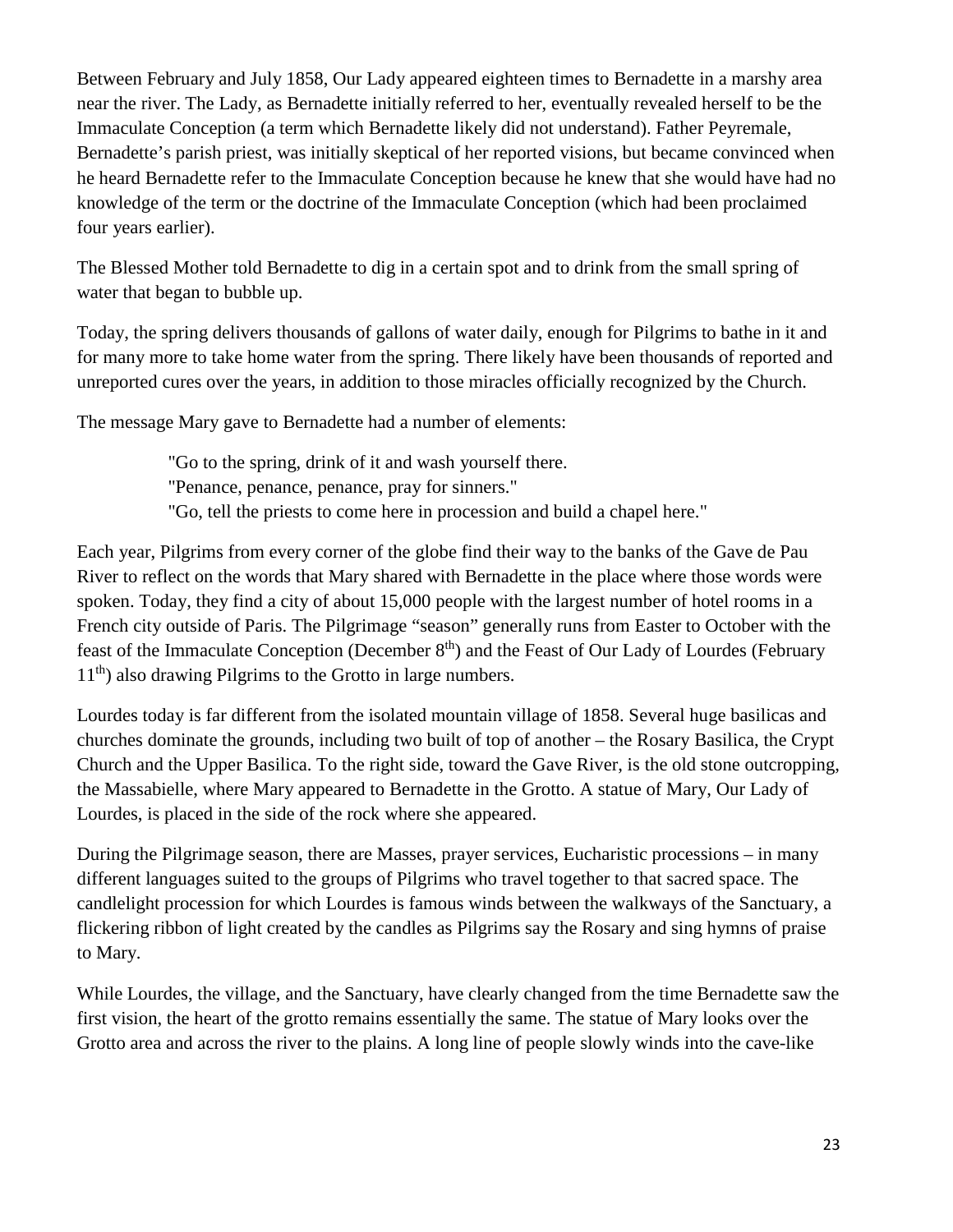Between February and July 1858, Our Lady appeared eighteen times to Bernadette in a marshy area near the river. The Lady, as Bernadette initially referred to her, eventually revealed herself to be the Immaculate Conception (a term which Bernadette likely did not understand). Father Peyremale, Bernadette's parish priest, was initially skeptical of her reported visions, but became convinced when he heard Bernadette refer to the Immaculate Conception because he knew that she would have had no knowledge of the term or the doctrine of the Immaculate Conception (which had been proclaimed four years earlier).

The Blessed Mother told Bernadette to dig in a certain spot and to drink from the small spring of water that began to bubble up.

Today, the spring delivers thousands of gallons of water daily, enough for Pilgrims to bathe in it and for many more to take home water from the spring. There likely have been thousands of reported and unreported cures over the years, in addition to those miracles officially recognized by the Church.

The message Mary gave to Bernadette had a number of elements:

> "Go to the spring, drink of it and wash yourself there.
> "Penance, penance, penance, pray for sinners."
> "Go, tell the priests to come here in procession and build a chapel here."

Each year, Pilgrims from every corner of the globe find their way to the banks of the Gave de Pau River to reflect on the words that Mary shared with Bernadette in the place where those words were spoken. Today, they find a city of about 15,000 people with the largest number of hotel rooms in a French city outside of Paris. The Pilgrimage "season" generally runs from Easter to October with the feast of the Immaculate Conception (December 8th) and the Feast of Our Lady of Lourdes (February 11th) also drawing Pilgrims to the Grotto in large numbers.

Lourdes today is far different from the isolated mountain village of 1858. Several huge basilicas and churches dominate the grounds, including two built of top of another – the Rosary Basilica, the Crypt Church and the Upper Basilica. To the right side, toward the Gave River, is the old stone outcropping, the Massabielle, where Mary appeared to Bernadette in the Grotto. A statue of Mary, Our Lady of Lourdes, is placed in the side of the rock where she appeared.

During the Pilgrimage season, there are Masses, prayer services, Eucharistic processions – in many different languages suited to the groups of Pilgrims who travel together to that sacred space. The candlelight procession for which Lourdes is famous winds between the walkways of the Sanctuary, a flickering ribbon of light created by the candles as Pilgrims say the Rosary and sing hymns of praise to Mary.

While Lourdes, the village, and the Sanctuary, have clearly changed from the time Bernadette saw the first vision, the heart of the grotto remains essentially the same. The statue of Mary looks over the Grotto area and across the river to the plains. A long line of people slowly winds into the cave-like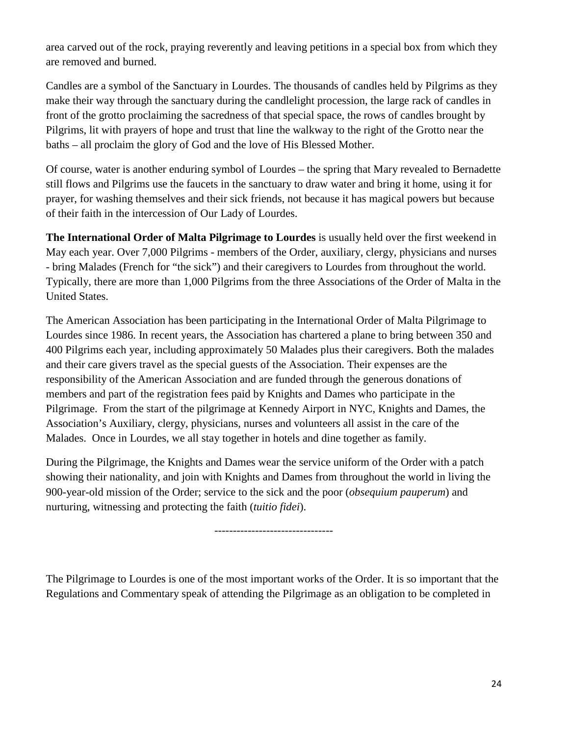area carved out of the rock, praying reverently and leaving petitions in a special box from which they are removed and burned.

Candles are a symbol of the Sanctuary in Lourdes. The thousands of candles held by Pilgrims as they make their way through the sanctuary during the candlelight procession, the large rack of candles in front of the grotto proclaiming the sacredness of that special space, the rows of candles brought by Pilgrims, lit with prayers of hope and trust that line the walkway to the right of the Grotto near the baths – all proclaim the glory of God and the love of His Blessed Mother.

Of course, water is another enduring symbol of Lourdes – the spring that Mary revealed to Bernadette still flows and Pilgrims use the faucets in the sanctuary to draw water and bring it home, using it for prayer, for washing themselves and their sick friends, not because it has magical powers but because of their faith in the intercession of Our Lady of Lourdes.

**The International Order of Malta Pilgrimage to Lourdes** is usually held over the first weekend in May each year. Over 7,000 Pilgrims - members of the Order, auxiliary, clergy, physicians and nurses - bring Malades (French for "the sick") and their caregivers to Lourdes from throughout the world. Typically, there are more than 1,000 Pilgrims from the three Associations of the Order of Malta in the United States.

The American Association has been participating in the International Order of Malta Pilgrimage to Lourdes since 1986. In recent years, the Association has chartered a plane to bring between 350 and 400 Pilgrims each year, including approximately 50 Malades plus their caregivers. Both the malades and their care givers travel as the special guests of the Association. Their expenses are the responsibility of the American Association and are funded through the generous donations of members and part of the registration fees paid by Knights and Dames who participate in the Pilgrimage. From the start of the pilgrimage at Kennedy Airport in NYC, Knights and Dames, the Association's Auxiliary, clergy, physicians, nurses and volunteers all assist in the care of the Malades. Once in Lourdes, we all stay together in hotels and dine together as family.

During the Pilgrimage, the Knights and Dames wear the service uniform of the Order with a patch showing their nationality, and join with Knights and Dames from throughout the world in living the 900-year-old mission of the Order; service to the sick and the poor (*obsequium pauperum*) and nurturing, witnessing and protecting the faith (*tuitio fidei*).

--------------------------------

The Pilgrimage to Lourdes is one of the most important works of the Order. It is so important that the Regulations and Commentary speak of attending the Pilgrimage as an obligation to be completed in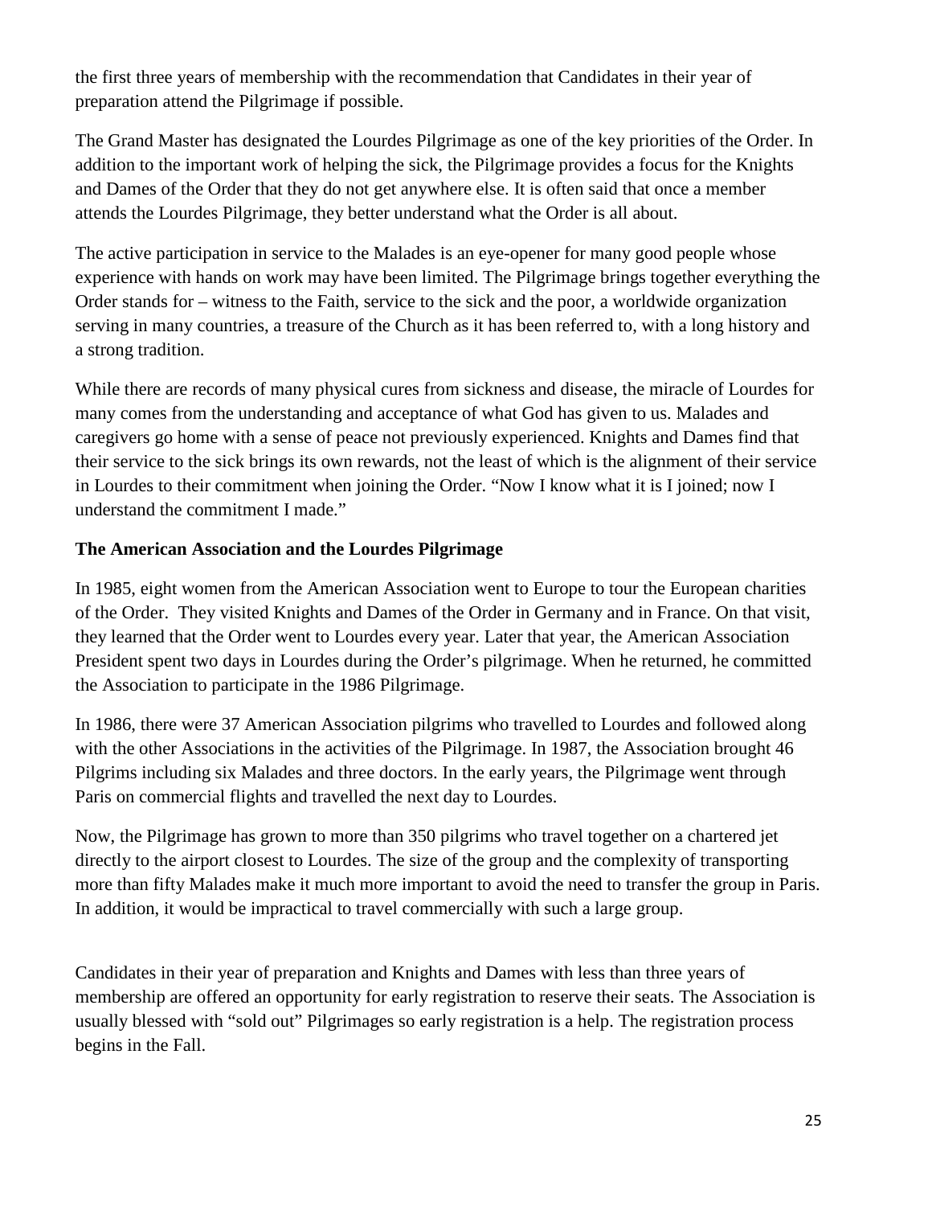the first three years of membership with the recommendation that Candidates in their year of preparation attend the Pilgrimage if possible.

The Grand Master has designated the Lourdes Pilgrimage as one of the key priorities of the Order. In addition to the important work of helping the sick, the Pilgrimage provides a focus for the Knights and Dames of the Order that they do not get anywhere else. It is often said that once a member attends the Lourdes Pilgrimage, they better understand what the Order is all about.

The active participation in service to the Malades is an eye-opener for many good people whose experience with hands on work may have been limited. The Pilgrimage brings together everything the Order stands for – witness to the Faith, service to the sick and the poor, a worldwide organization serving in many countries, a treasure of the Church as it has been referred to, with a long history and a strong tradition.

While there are records of many physical cures from sickness and disease, the miracle of Lourdes for many comes from the understanding and acceptance of what God has given to us. Malades and caregivers go home with a sense of peace not previously experienced. Knights and Dames find that their service to the sick brings its own rewards, not the least of which is the alignment of their service in Lourdes to their commitment when joining the Order. "Now I know what it is I joined; now I understand the commitment I made."

**The American Association and the Lourdes Pilgrimage**

In 1985, eight women from the American Association went to Europe to tour the European charities of the Order. They visited Knights and Dames of the Order in Germany and in France. On that visit, they learned that the Order went to Lourdes every year. Later that year, the American Association President spent two days in Lourdes during the Order's pilgrimage. When he returned, he committed the Association to participate in the 1986 Pilgrimage.

In 1986, there were 37 American Association pilgrims who travelled to Lourdes and followed along with the other Associations in the activities of the Pilgrimage. In 1987, the Association brought 46 Pilgrims including six Malades and three doctors. In the early years, the Pilgrimage went through Paris on commercial flights and travelled the next day to Lourdes.

Now, the Pilgrimage has grown to more than 350 pilgrims who travel together on a chartered jet directly to the airport closest to Lourdes. The size of the group and the complexity of transporting more than fifty Malades make it much more important to avoid the need to transfer the group in Paris. In addition, it would be impractical to travel commercially with such a large group.

Candidates in their year of preparation and Knights and Dames with less than three years of membership are offered an opportunity for early registration to reserve their seats. The Association is usually blessed with "sold out" Pilgrimages so early registration is a help. The registration process begins in the Fall.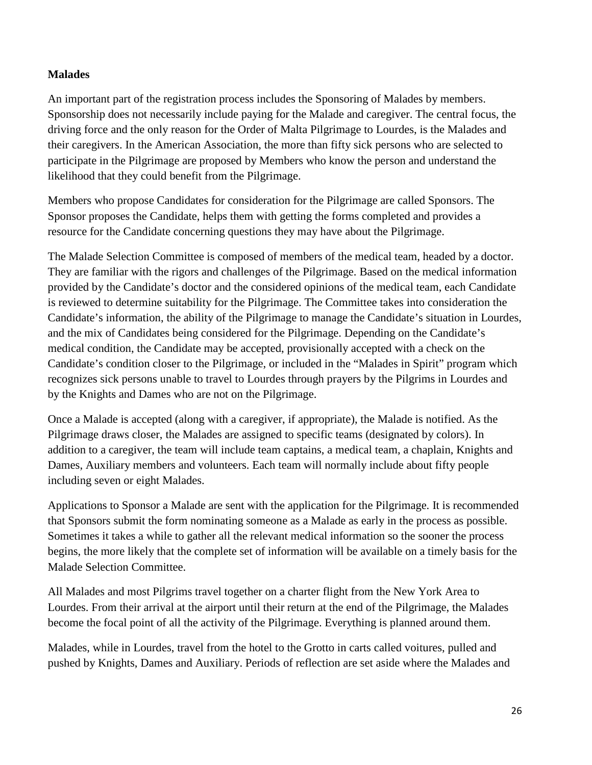**Malades**

An important part of the registration process includes the Sponsoring of Malades by members. Sponsorship does not necessarily include paying for the Malade and caregiver. The central focus, the driving force and the only reason for the Order of Malta Pilgrimage to Lourdes, is the Malades and their caregivers. In the American Association, the more than fifty sick persons who are selected to participate in the Pilgrimage are proposed by Members who know the person and understand the likelihood that they could benefit from the Pilgrimage.

Members who propose Candidates for consideration for the Pilgrimage are called Sponsors. The Sponsor proposes the Candidate, helps them with getting the forms completed and provides a resource for the Candidate concerning questions they may have about the Pilgrimage.

The Malade Selection Committee is composed of members of the medical team, headed by a doctor. They are familiar with the rigors and challenges of the Pilgrimage. Based on the medical information provided by the Candidate's doctor and the considered opinions of the medical team, each Candidate is reviewed to determine suitability for the Pilgrimage. The Committee takes into consideration the Candidate's information, the ability of the Pilgrimage to manage the Candidate's situation in Lourdes, and the mix of Candidates being considered for the Pilgrimage. Depending on the Candidate's medical condition, the Candidate may be accepted, provisionally accepted with a check on the Candidate's condition closer to the Pilgrimage, or included in the "Malades in Spirit" program which recognizes sick persons unable to travel to Lourdes through prayers by the Pilgrims in Lourdes and by the Knights and Dames who are not on the Pilgrimage.

Once a Malade is accepted (along with a caregiver, if appropriate), the Malade is notified. As the Pilgrimage draws closer, the Malades are assigned to specific teams (designated by colors). In addition to a caregiver, the team will include team captains, a medical team, a chaplain, Knights and Dames, Auxiliary members and volunteers. Each team will normally include about fifty people including seven or eight Malades.

Applications to Sponsor a Malade are sent with the application for the Pilgrimage. It is recommended that Sponsors submit the form nominating someone as a Malade as early in the process as possible. Sometimes it takes a while to gather all the relevant medical information so the sooner the process begins, the more likely that the complete set of information will be available on a timely basis for the Malade Selection Committee.

All Malades and most Pilgrims travel together on a charter flight from the New York Area to Lourdes. From their arrival at the airport until their return at the end of the Pilgrimage, the Malades become the focal point of all the activity of the Pilgrimage. Everything is planned around them.

Malades, while in Lourdes, travel from the hotel to the Grotto in carts called voitures, pulled and pushed by Knights, Dames and Auxiliary. Periods of reflection are set aside where the Malades and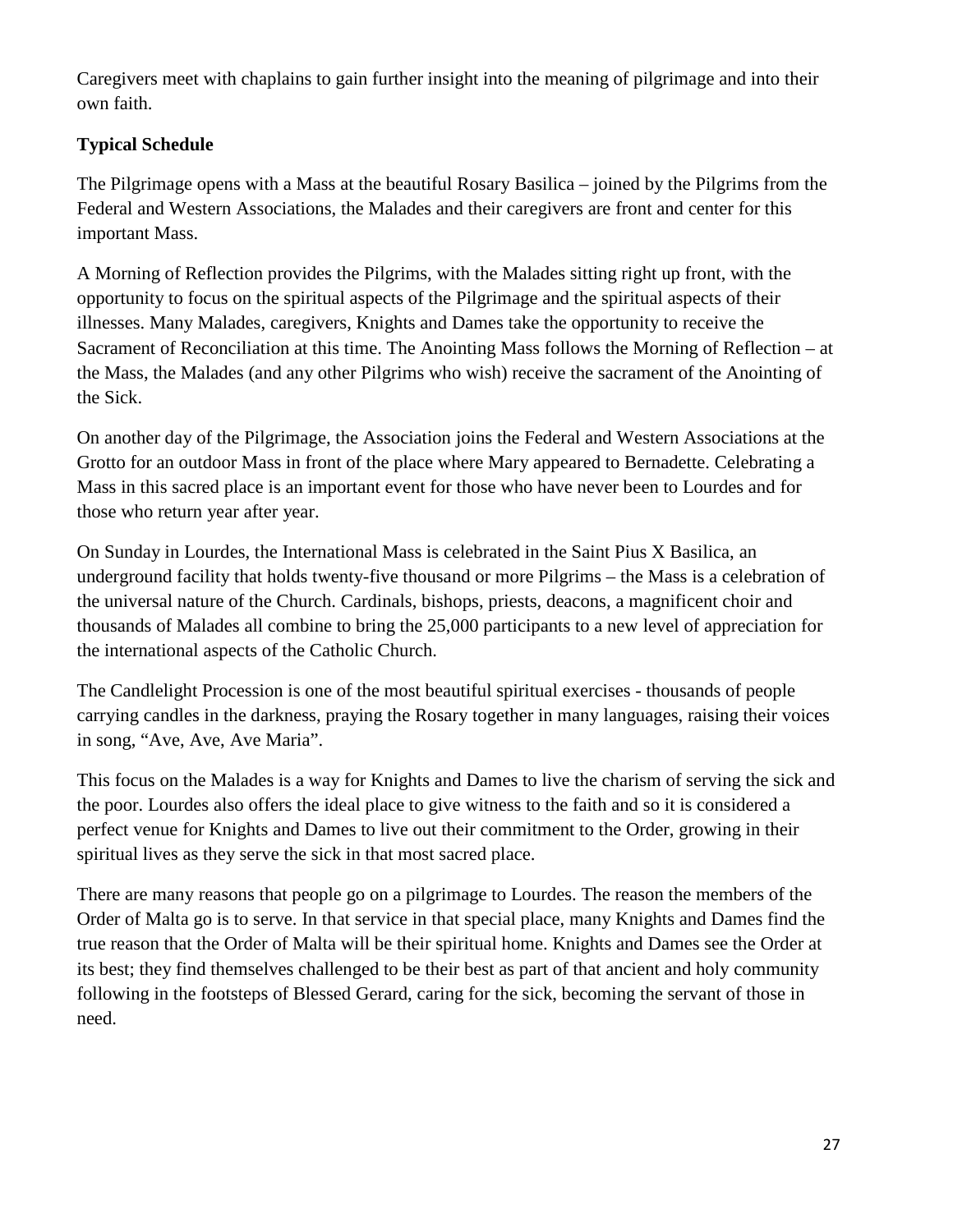Caregivers meet with chaplains to gain further insight into the meaning of pilgrimage and into their own faith.

**Typical Schedule**

The Pilgrimage opens with a Mass at the beautiful Rosary Basilica – joined by the Pilgrims from the Federal and Western Associations, the Malades and their caregivers are front and center for this important Mass.

A Morning of Reflection provides the Pilgrims, with the Malades sitting right up front, with the opportunity to focus on the spiritual aspects of the Pilgrimage and the spiritual aspects of their illnesses. Many Malades, caregivers, Knights and Dames take the opportunity to receive the Sacrament of Reconciliation at this time. The Anointing Mass follows the Morning of Reflection – at the Mass, the Malades (and any other Pilgrims who wish) receive the sacrament of the Anointing of the Sick.

On another day of the Pilgrimage, the Association joins the Federal and Western Associations at the Grotto for an outdoor Mass in front of the place where Mary appeared to Bernadette. Celebrating a Mass in this sacred place is an important event for those who have never been to Lourdes and for those who return year after year.

On Sunday in Lourdes, the International Mass is celebrated in the Saint Pius X Basilica, an underground facility that holds twenty-five thousand or more Pilgrims – the Mass is a celebration of the universal nature of the Church. Cardinals, bishops, priests, deacons, a magnificent choir and thousands of Malades all combine to bring the 25,000 participants to a new level of appreciation for the international aspects of the Catholic Church.

The Candlelight Procession is one of the most beautiful spiritual exercises - thousands of people carrying candles in the darkness, praying the Rosary together in many languages, raising their voices in song, “Ave, Ave, Ave Maria”.

This focus on the Malades is a way for Knights and Dames to live the charism of serving the sick and the poor. Lourdes also offers the ideal place to give witness to the faith and so it is considered a perfect venue for Knights and Dames to live out their commitment to the Order, growing in their spiritual lives as they serve the sick in that most sacred place.

There are many reasons that people go on a pilgrimage to Lourdes. The reason the members of the Order of Malta go is to serve. In that service in that special place, many Knights and Dames find the true reason that the Order of Malta will be their spiritual home. Knights and Dames see the Order at its best; they find themselves challenged to be their best as part of that ancient and holy community following in the footsteps of Blessed Gerard, caring for the sick, becoming the servant of those in need.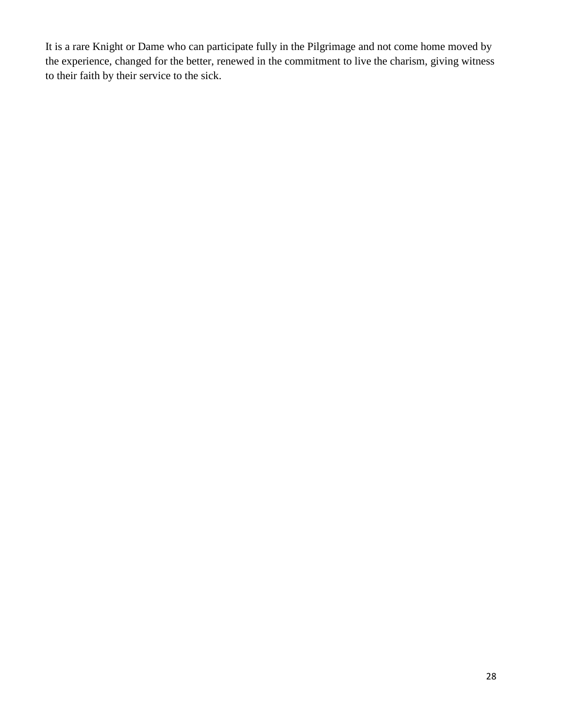It is a rare Knight or Dame who can participate fully in the Pilgrimage and not come home moved by the experience, changed for the better, renewed in the commitment to live the charism, giving witness to their faith by their service to the sick.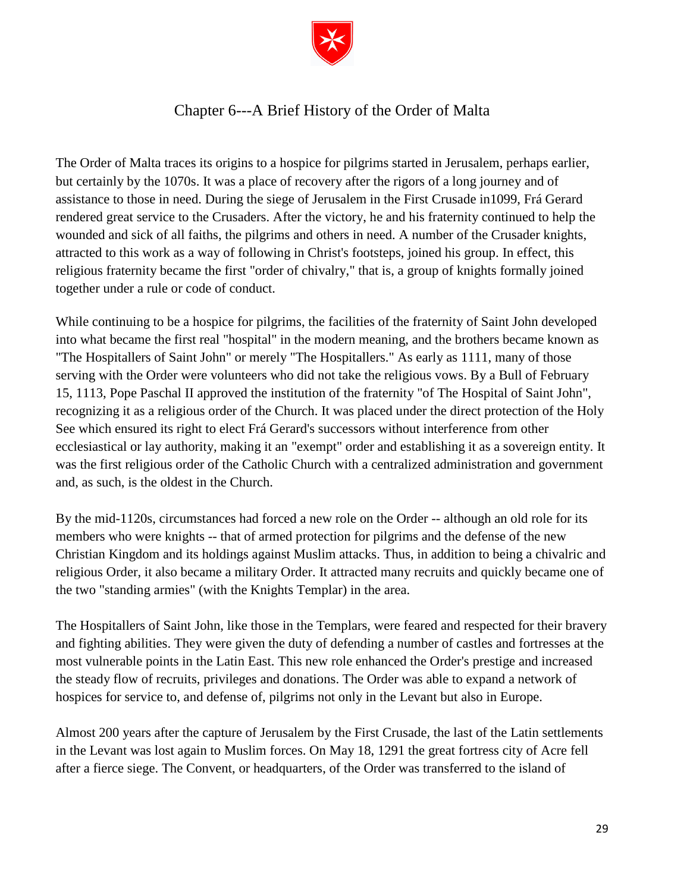# Chapter 6---A Brief History of the Order of Malta

The Order of Malta traces its origins to a hospice for pilgrims started in Jerusalem, perhaps earlier, but certainly by the 1070s. It was a place of recovery after the rigors of a long journey and of assistance to those in need. During the siege of Jerusalem in the First Crusade in1099, Frá Gerard rendered great service to the Crusaders. After the victory, he and his fraternity continued to help the wounded and sick of all faiths, the pilgrims and others in need. A number of the Crusader knights, attracted to this work as a way of following in Christ's footsteps, joined his group. In effect, this religious fraternity became the first "order of chivalry," that is, a group of knights formally joined together under a rule or code of conduct.

While continuing to be a hospice for pilgrims, the facilities of the fraternity of Saint John developed into what became the first real "hospital" in the modern meaning, and the brothers became known as "The Hospitallers of Saint John" or merely "The Hospitallers." As early as 1111, many of those serving with the Order were volunteers who did not take the religious vows. By a Bull of February 15, 1113, Pope Paschal II approved the institution of the fraternity "of The Hospital of Saint John", recognizing it as a religious order of the Church. It was placed under the direct protection of the Holy See which ensured its right to elect Frá Gerard's successors without interference from other ecclesiastical or lay authority, making it an "exempt" order and establishing it as a sovereign entity. It was the first religious order of the Catholic Church with a centralized administration and government and, as such, is the oldest in the Church.

By the mid-1120s, circumstances had forced a new role on the Order -- although an old role for its members who were knights -- that of armed protection for pilgrims and the defense of the new Christian Kingdom and its holdings against Muslim attacks. Thus, in addition to being a chivalric and religious Order, it also became a military Order. It attracted many recruits and quickly became one of the two "standing armies" (with the Knights Templar) in the area.

The Hospitallers of Saint John, like those in the Templars, were feared and respected for their bravery and fighting abilities. They were given the duty of defending a number of castles and fortresses at the most vulnerable points in the Latin East. This new role enhanced the Order's prestige and increased the steady flow of recruits, privileges and donations. The Order was able to expand a network of hospices for service to, and defense of, pilgrims not only in the Levant but also in Europe.

Almost 200 years after the capture of Jerusalem by the First Crusade, the last of the Latin settlements in the Levant was lost again to Muslim forces. On May 18, 1291 the great fortress city of Acre fell after a fierce siege. The Convent, or headquarters, of the Order was transferred to the island of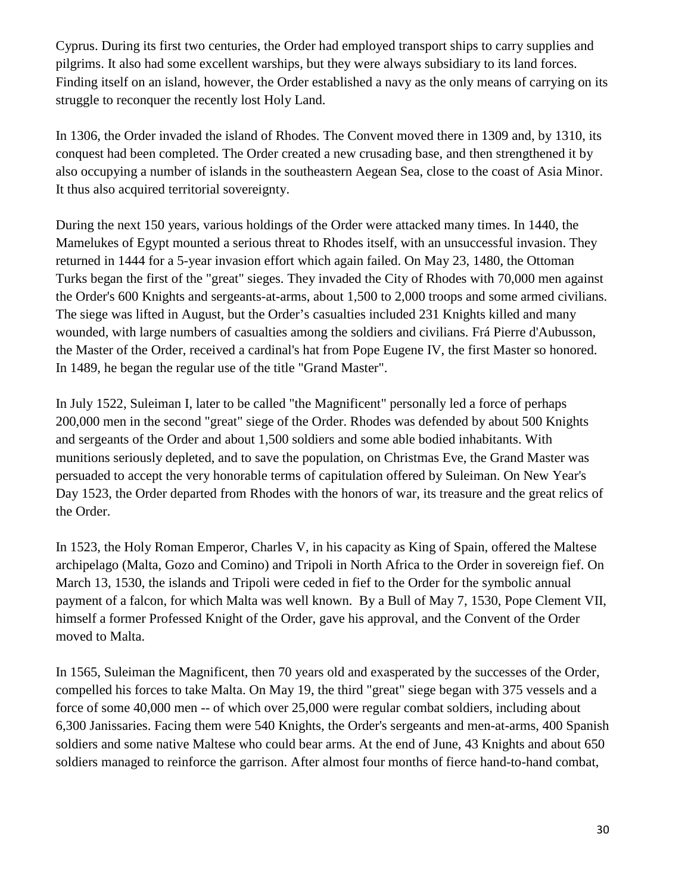Cyprus. During its first two centuries, the Order had employed transport ships to carry supplies and pilgrims. It also had some excellent warships, but they were always subsidiary to its land forces. Finding itself on an island, however, the Order established a navy as the only means of carrying on its struggle to reconquer the recently lost Holy Land.

In 1306, the Order invaded the island of Rhodes. The Convent moved there in 1309 and, by 1310, its conquest had been completed. The Order created a new crusading base, and then strengthened it by also occupying a number of islands in the southeastern Aegean Sea, close to the coast of Asia Minor. It thus also acquired territorial sovereignty.

During the next 150 years, various holdings of the Order were attacked many times. In 1440, the Mamelukes of Egypt mounted a serious threat to Rhodes itself, with an unsuccessful invasion. They returned in 1444 for a 5-year invasion effort which again failed. On May 23, 1480, the Ottoman Turks began the first of the "great" sieges. They invaded the City of Rhodes with 70,000 men against the Order's 600 Knights and sergeants-at-arms, about 1,500 to 2,000 troops and some armed civilians. The siege was lifted in August, but the Order's casualties included 231 Knights killed and many wounded, with large numbers of casualties among the soldiers and civilians. Frá Pierre d'Aubusson, the Master of the Order, received a cardinal's hat from Pope Eugene IV, the first Master so honored. In 1489, he began the regular use of the title "Grand Master".

In July 1522, Suleiman I, later to be called "the Magnificent" personally led a force of perhaps 200,000 men in the second "great" siege of the Order. Rhodes was defended by about 500 Knights and sergeants of the Order and about 1,500 soldiers and some able bodied inhabitants. With munitions seriously depleted, and to save the population, on Christmas Eve, the Grand Master was persuaded to accept the very honorable terms of capitulation offered by Suleiman. On New Year's Day 1523, the Order departed from Rhodes with the honors of war, its treasure and the great relics of the Order.

In 1523, the Holy Roman Emperor, Charles V, in his capacity as King of Spain, offered the Maltese archipelago (Malta, Gozo and Comino) and Tripoli in North Africa to the Order in sovereign fief. On March 13, 1530, the islands and Tripoli were ceded in fief to the Order for the symbolic annual payment of a falcon, for which Malta was well known. By a Bull of May 7, 1530, Pope Clement VII, himself a former Professed Knight of the Order, gave his approval, and the Convent of the Order moved to Malta.

In 1565, Suleiman the Magnificent, then 70 years old and exasperated by the successes of the Order, compelled his forces to take Malta. On May 19, the third "great" siege began with 375 vessels and a force of some 40,000 men -- of which over 25,000 were regular combat soldiers, including about 6,300 Janissaries. Facing them were 540 Knights, the Order's sergeants and men-at-arms, 400 Spanish soldiers and some native Maltese who could bear arms. At the end of June, 43 Knights and about 650 soldiers managed to reinforce the garrison. After almost four months of fierce hand-to-hand combat,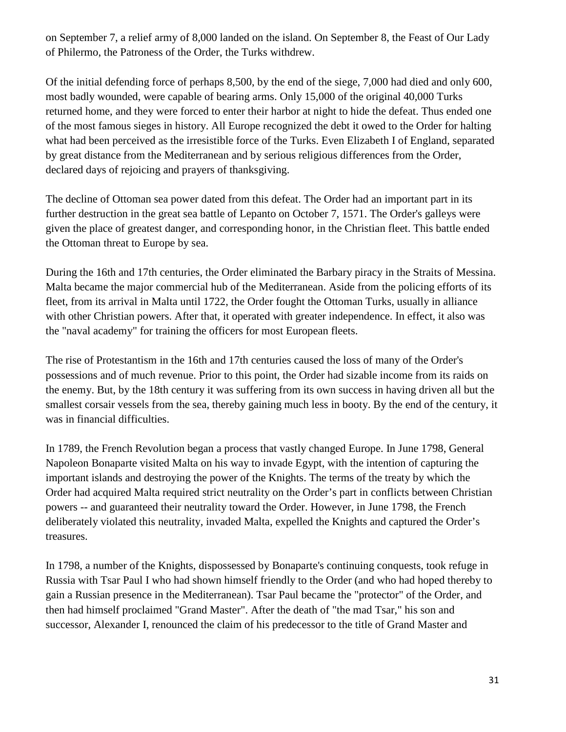on September 7, a relief army of 8,000 landed on the island. On September 8, the Feast of Our Lady of Philermo, the Patroness of the Order, the Turks withdrew.

Of the initial defending force of perhaps 8,500, by the end of the siege, 7,000 had died and only 600, most badly wounded, were capable of bearing arms. Only 15,000 of the original 40,000 Turks returned home, and they were forced to enter their harbor at night to hide the defeat. Thus ended one of the most famous sieges in history. All Europe recognized the debt it owed to the Order for halting what had been perceived as the irresistible force of the Turks. Even Elizabeth I of England, separated by great distance from the Mediterranean and by serious religious differences from the Order, declared days of rejoicing and prayers of thanksgiving.

The decline of Ottoman sea power dated from this defeat. The Order had an important part in its further destruction in the great sea battle of Lepanto on October 7, 1571. The Order's galleys were given the place of greatest danger, and corresponding honor, in the Christian fleet. This battle ended the Ottoman threat to Europe by sea.

During the 16th and 17th centuries, the Order eliminated the Barbary piracy in the Straits of Messina. Malta became the major commercial hub of the Mediterranean. Aside from the policing efforts of its fleet, from its arrival in Malta until 1722, the Order fought the Ottoman Turks, usually in alliance with other Christian powers. After that, it operated with greater independence. In effect, it also was the "naval academy" for training the officers for most European fleets.

The rise of Protestantism in the 16th and 17th centuries caused the loss of many of the Order's possessions and of much revenue. Prior to this point, the Order had sizable income from its raids on the enemy. But, by the 18th century it was suffering from its own success in having driven all but the smallest corsair vessels from the sea, thereby gaining much less in booty. By the end of the century, it was in financial difficulties.

In 1789, the French Revolution began a process that vastly changed Europe. In June 1798, General Napoleon Bonaparte visited Malta on his way to invade Egypt, with the intention of capturing the important islands and destroying the power of the Knights. The terms of the treaty by which the Order had acquired Malta required strict neutrality on the Order's part in conflicts between Christian powers -- and guaranteed their neutrality toward the Order. However, in June 1798, the French deliberately violated this neutrality, invaded Malta, expelled the Knights and captured the Order's treasures.

In 1798, a number of the Knights, dispossessed by Bonaparte's continuing conquests, took refuge in Russia with Tsar Paul I who had shown himself friendly to the Order (and who had hoped thereby to gain a Russian presence in the Mediterranean). Tsar Paul became the "protector" of the Order, and then had himself proclaimed "Grand Master". After the death of "the mad Tsar," his son and successor, Alexander I, renounced the claim of his predecessor to the title of Grand Master and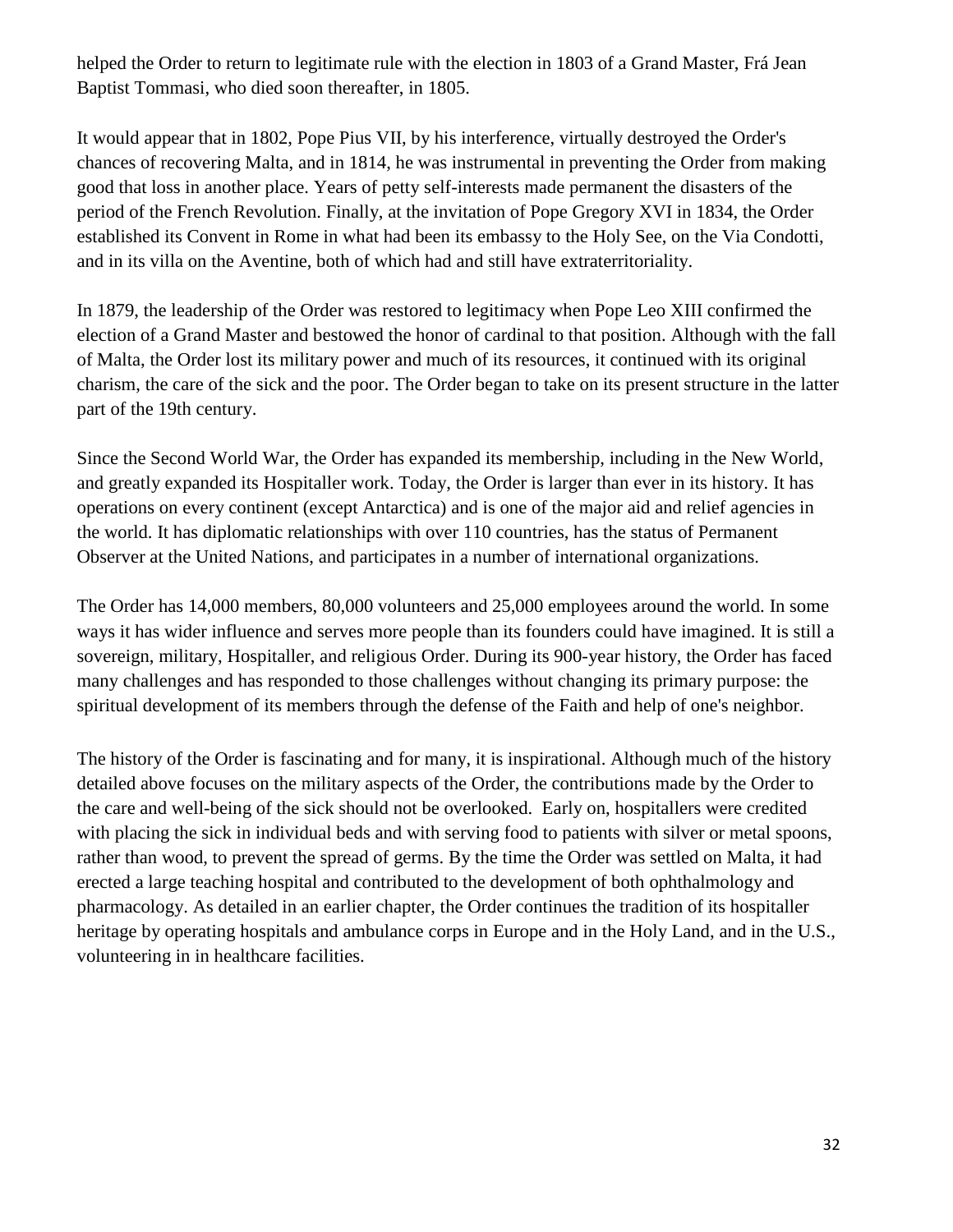helped the Order to return to legitimate rule with the election in 1803 of a Grand Master, Frá Jean Baptist Tommasi, who died soon thereafter, in 1805.

It would appear that in 1802, Pope Pius VII, by his interference, virtually destroyed the Order's chances of recovering Malta, and in 1814, he was instrumental in preventing the Order from making good that loss in another place. Years of petty self-interests made permanent the disasters of the period of the French Revolution. Finally, at the invitation of Pope Gregory XVI in 1834, the Order established its Convent in Rome in what had been its embassy to the Holy See, on the Via Condotti, and in its villa on the Aventine, both of which had and still have extraterritoriality.

In 1879, the leadership of the Order was restored to legitimacy when Pope Leo XIII confirmed the election of a Grand Master and bestowed the honor of cardinal to that position. Although with the fall of Malta, the Order lost its military power and much of its resources, it continued with its original charism, the care of the sick and the poor. The Order began to take on its present structure in the latter part of the 19th century.

Since the Second World War, the Order has expanded its membership, including in the New World, and greatly expanded its Hospitaller work. Today, the Order is larger than ever in its history. It has operations on every continent (except Antarctica) and is one of the major aid and relief agencies in the world. It has diplomatic relationships with over 110 countries, has the status of Permanent Observer at the United Nations, and participates in a number of international organizations.

The Order has 14,000 members, 80,000 volunteers and 25,000 employees around the world. In some ways it has wider influence and serves more people than its founders could have imagined. It is still a sovereign, military, Hospitaller, and religious Order. During its 900-year history, the Order has faced many challenges and has responded to those challenges without changing its primary purpose: the spiritual development of its members through the defense of the Faith and help of one's neighbor.

The history of the Order is fascinating and for many, it is inspirational. Although much of the history detailed above focuses on the military aspects of the Order, the contributions made by the Order to the care and well-being of the sick should not be overlooked. Early on, hospitallers were credited with placing the sick in individual beds and with serving food to patients with silver or metal spoons, rather than wood, to prevent the spread of germs. By the time the Order was settled on Malta, it had erected a large teaching hospital and contributed to the development of both ophthalmology and pharmacology. As detailed in an earlier chapter, the Order continues the tradition of its hospitaller heritage by operating hospitals and ambulance corps in Europe and in the Holy Land, and in the U.S., volunteering in in healthcare facilities.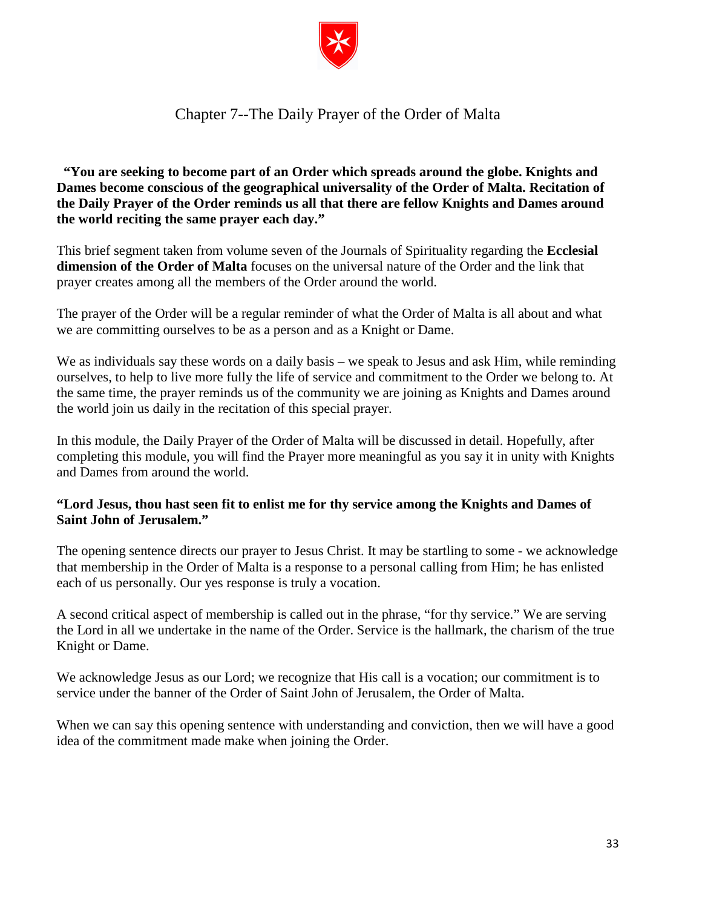# Chapter 7--The Daily Prayer of the Order of Malta

**"You are seeking to become part of an Order which spreads around the globe. Knights and Dames become conscious of the geographical universality of the Order of Malta. Recitation of the Daily Prayer of the Order reminds us all that there are fellow Knights and Dames around the world reciting the same prayer each day."**

This brief segment taken from volume seven of the Journals of Spirituality regarding the **Ecclesial dimension of the Order of Malta** focuses on the universal nature of the Order and the link that prayer creates among all the members of the Order around the world.

The prayer of the Order will be a regular reminder of what the Order of Malta is all about and what we are committing ourselves to be as a person and as a Knight or Dame.

We as individuals say these words on a daily basis – we speak to Jesus and ask Him, while reminding ourselves, to help to live more fully the life of service and commitment to the Order we belong to. At the same time, the prayer reminds us of the community we are joining as Knights and Dames around the world join us daily in the recitation of this special prayer.

In this module, the Daily Prayer of the Order of Malta will be discussed in detail. Hopefully, after completing this module, you will find the Prayer more meaningful as you say it in unity with Knights and Dames from around the world.

**"Lord Jesus, thou hast seen fit to enlist me for thy service among the Knights and Dames of Saint John of Jerusalem."**

The opening sentence directs our prayer to Jesus Christ. It may be startling to some - we acknowledge that membership in the Order of Malta is a response to a personal calling from Him; he has enlisted each of us personally. Our yes response is truly a vocation.

A second critical aspect of membership is called out in the phrase, "for thy service." We are serving the Lord in all we undertake in the name of the Order. Service is the hallmark, the charism of the true Knight or Dame.

We acknowledge Jesus as our Lord; we recognize that His call is a vocation; our commitment is to service under the banner of the Order of Saint John of Jerusalem, the Order of Malta.

When we can say this opening sentence with understanding and conviction, then we will have a good idea of the commitment made make when joining the Order.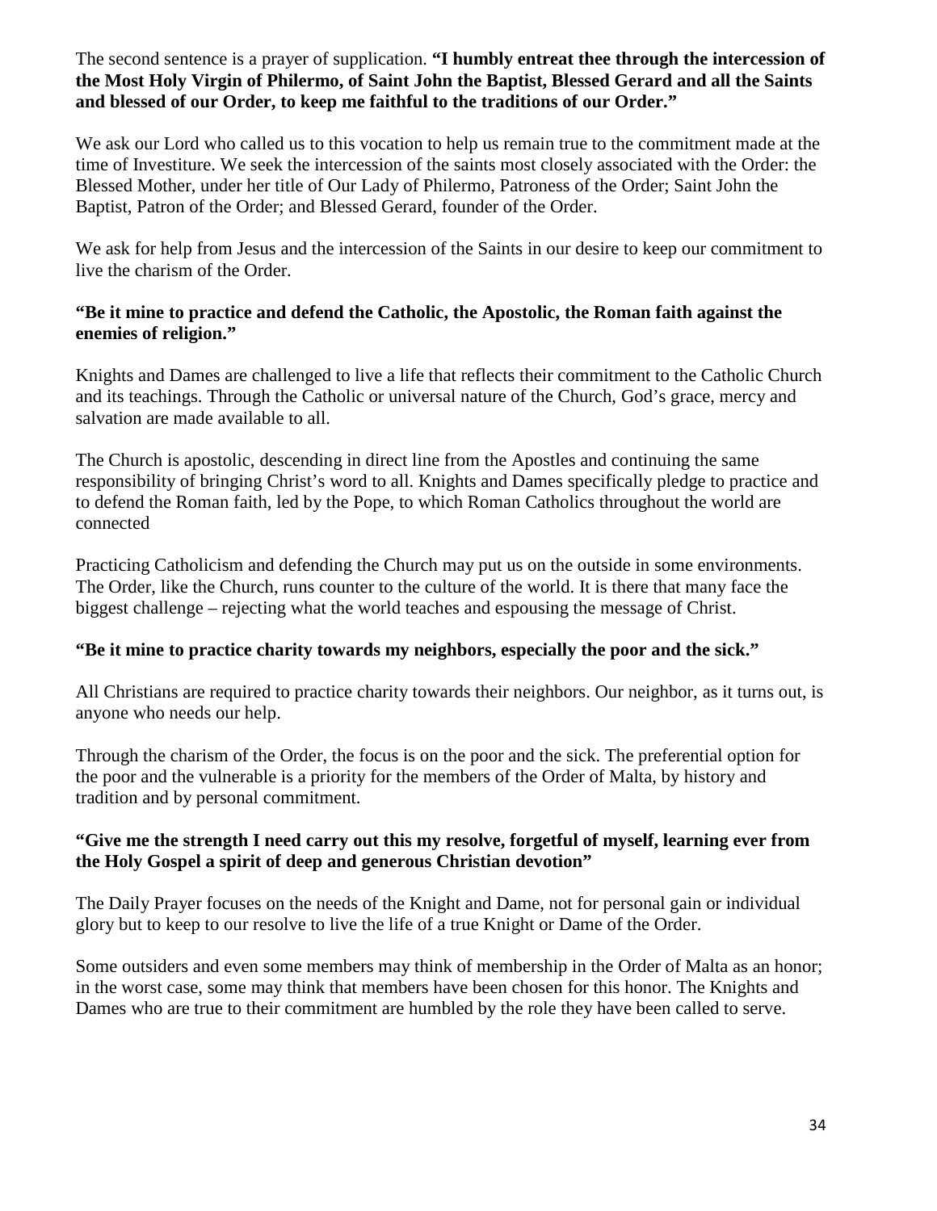The second sentence is a prayer of supplication. **"I humbly entreat thee through the intercession of the Most Holy Virgin of Philermo, of Saint John the Baptist, Blessed Gerard and all the Saints and blessed of our Order, to keep me faithful to the traditions of our Order."**

We ask our Lord who called us to this vocation to help us remain true to the commitment made at the time of Investiture. We seek the intercession of the saints most closely associated with the Order: the Blessed Mother, under her title of Our Lady of Philermo, Patroness of the Order; Saint John the Baptist, Patron of the Order; and Blessed Gerard, founder of the Order.

We ask for help from Jesus and the intercession of the Saints in our desire to keep our commitment to live the charism of the Order.

**"Be it mine to practice and defend the Catholic, the Apostolic, the Roman faith against the enemies of religion."**

Knights and Dames are challenged to live a life that reflects their commitment to the Catholic Church and its teachings. Through the Catholic or universal nature of the Church, God's grace, mercy and salvation are made available to all.

The Church is apostolic, descending in direct line from the Apostles and continuing the same responsibility of bringing Christ's word to all. Knights and Dames specifically pledge to practice and to defend the Roman faith, led by the Pope, to which Roman Catholics throughout the world are connected

Practicing Catholicism and defending the Church may put us on the outside in some environments. The Order, like the Church, runs counter to the culture of the world. It is there that many face the biggest challenge – rejecting what the world teaches and espousing the message of Christ.

**"Be it mine to practice charity towards my neighbors, especially the poor and the sick."**

All Christians are required to practice charity towards their neighbors. Our neighbor, as it turns out, is anyone who needs our help.

Through the charism of the Order, the focus is on the poor and the sick. The preferential option for the poor and the vulnerable is a priority for the members of the Order of Malta, by history and tradition and by personal commitment.

**"Give me the strength I need carry out this my resolve, forgetful of myself, learning ever from the Holy Gospel a spirit of deep and generous Christian devotion"**

The Daily Prayer focuses on the needs of the Knight and Dame, not for personal gain or individual glory but to keep to our resolve to live the life of a true Knight or Dame of the Order.

Some outsiders and even some members may think of membership in the Order of Malta as an honor; in the worst case, some may think that members have been chosen for this honor. The Knights and Dames who are true to their commitment are humbled by the role they have been called to serve.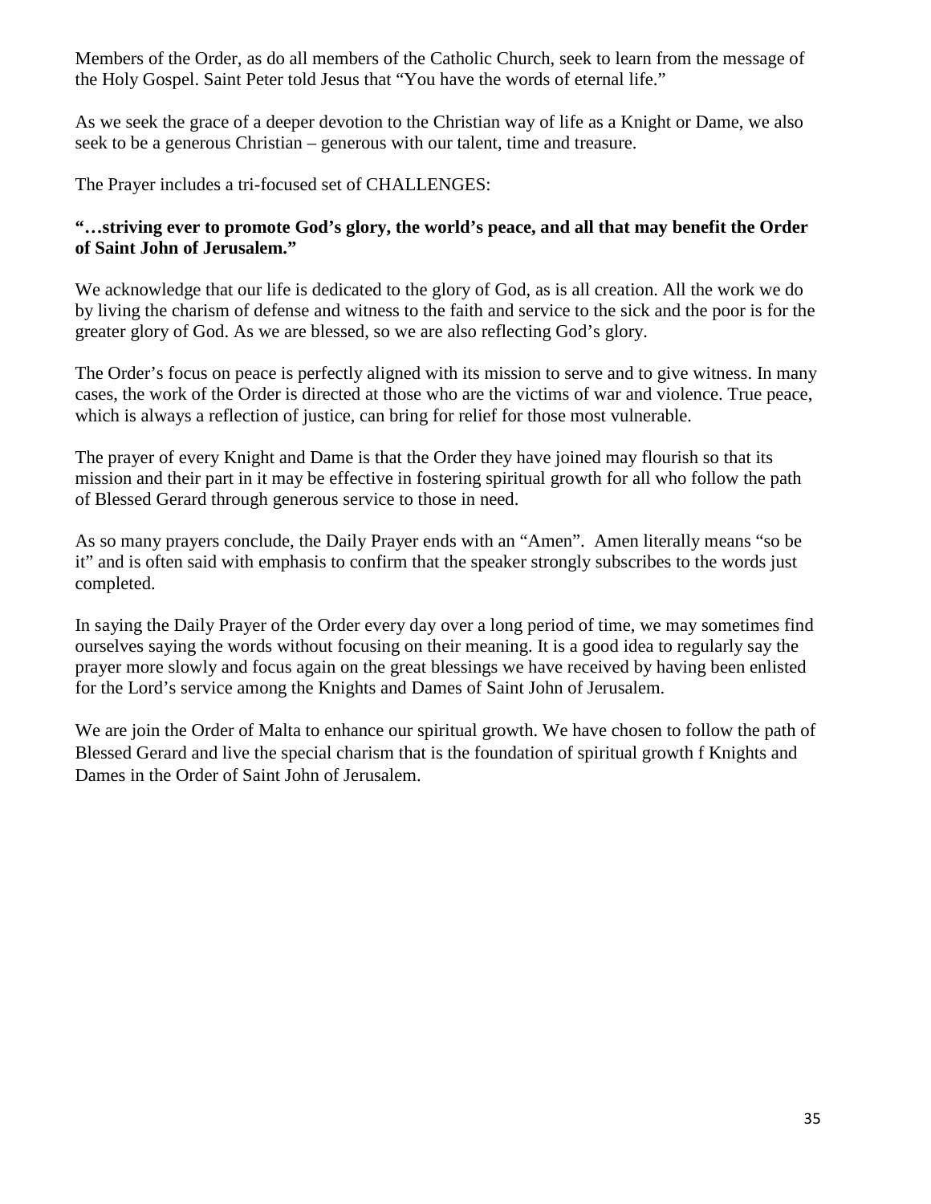Members of the Order, as do all members of the Catholic Church, seek to learn from the message of the Holy Gospel. Saint Peter told Jesus that "You have the words of eternal life."

As we seek the grace of a deeper devotion to the Christian way of life as a Knight or Dame, we also seek to be a generous Christian – generous with our talent, time and treasure.

The Prayer includes a tri-focused set of CHALLENGES:

**"…striving ever to promote God's glory, the world's peace, and all that may benefit the Order of Saint John of Jerusalem."**

We acknowledge that our life is dedicated to the glory of God, as is all creation. All the work we do by living the charism of defense and witness to the faith and service to the sick and the poor is for the greater glory of God. As we are blessed, so we are also reflecting God's glory.

The Order's focus on peace is perfectly aligned with its mission to serve and to give witness. In many cases, the work of the Order is directed at those who are the victims of war and violence. True peace, which is always a reflection of justice, can bring for relief for those most vulnerable.

The prayer of every Knight and Dame is that the Order they have joined may flourish so that its mission and their part in it may be effective in fostering spiritual growth for all who follow the path of Blessed Gerard through generous service to those in need.

As so many prayers conclude, the Daily Prayer ends with an "Amen". Amen literally means "so be it" and is often said with emphasis to confirm that the speaker strongly subscribes to the words just completed.

In saying the Daily Prayer of the Order every day over a long period of time, we may sometimes find ourselves saying the words without focusing on their meaning. It is a good idea to regularly say the prayer more slowly and focus again on the great blessings we have received by having been enlisted for the Lord's service among the Knights and Dames of Saint John of Jerusalem.

We are join the Order of Malta to enhance our spiritual growth. We have chosen to follow the path of Blessed Gerard and live the special charism that is the foundation of spiritual growth f Knights and Dames in the Order of Saint John of Jerusalem.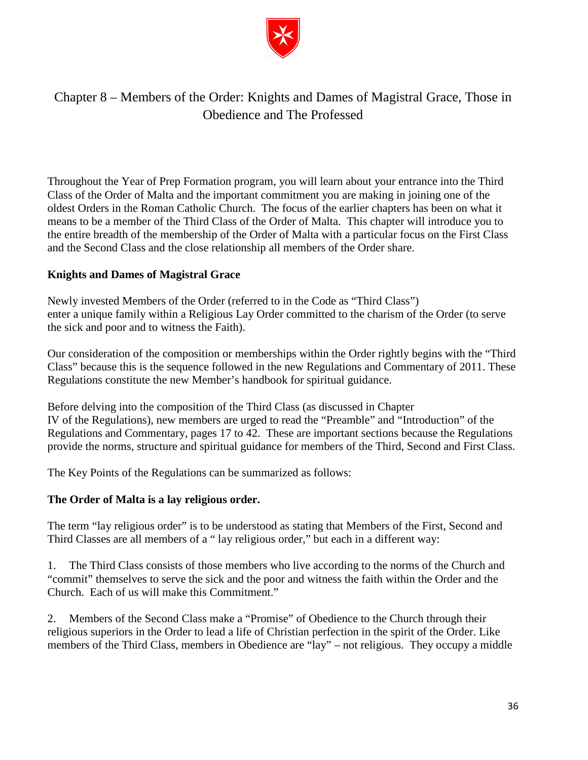# Chapter 8 – Members of the Order: Knights and Dames of Magistral Grace, Those in Obedience and The Professed

Throughout the Year of Prep Formation program, you will learn about your entrance into the Third Class of the Order of Malta and the important commitment you are making in joining one of the oldest Orders in the Roman Catholic Church. The focus of the earlier chapters has been on what it means to be a member of the Third Class of the Order of Malta. This chapter will introduce you to the entire breadth of the membership of the Order of Malta with a particular focus on the First Class and the Second Class and the close relationship all members of the Order share.

**Knights and Dames of Magistral Grace**

Newly invested Members of the Order (referred to in the Code as "Third Class") enter a unique family within a Religious Lay Order committed to the charism of the Order (to serve the sick and poor and to witness the Faith).

Our consideration of the composition or memberships within the Order rightly begins with the "Third Class" because this is the sequence followed in the new Regulations and Commentary of 2011. These Regulations constitute the new Member's handbook for spiritual guidance.

Before delving into the composition of the Third Class (as discussed in Chapter IV of the Regulations), new members are urged to read the "Preamble" and "Introduction" of the Regulations and Commentary, pages 17 to 42. These are important sections because the Regulations provide the norms, structure and spiritual guidance for members of the Third, Second and First Class.

The Key Points of the Regulations can be summarized as follows:

**The Order of Malta is a lay religious order.**

The term "lay religious order" is to be understood as stating that Members of the First, Second and Third Classes are all members of a " lay religious order," but each in a different way:

1. The Third Class consists of those members who live according to the norms of the Church and "commit" themselves to serve the sick and the poor and witness the faith within the Order and the Church. Each of us will make this Commitment."

2. Members of the Second Class make a "Promise" of Obedience to the Church through their religious superiors in the Order to lead a life of Christian perfection in the spirit of the Order. Like members of the Third Class, members in Obedience are "lay" – not religious. They occupy a middle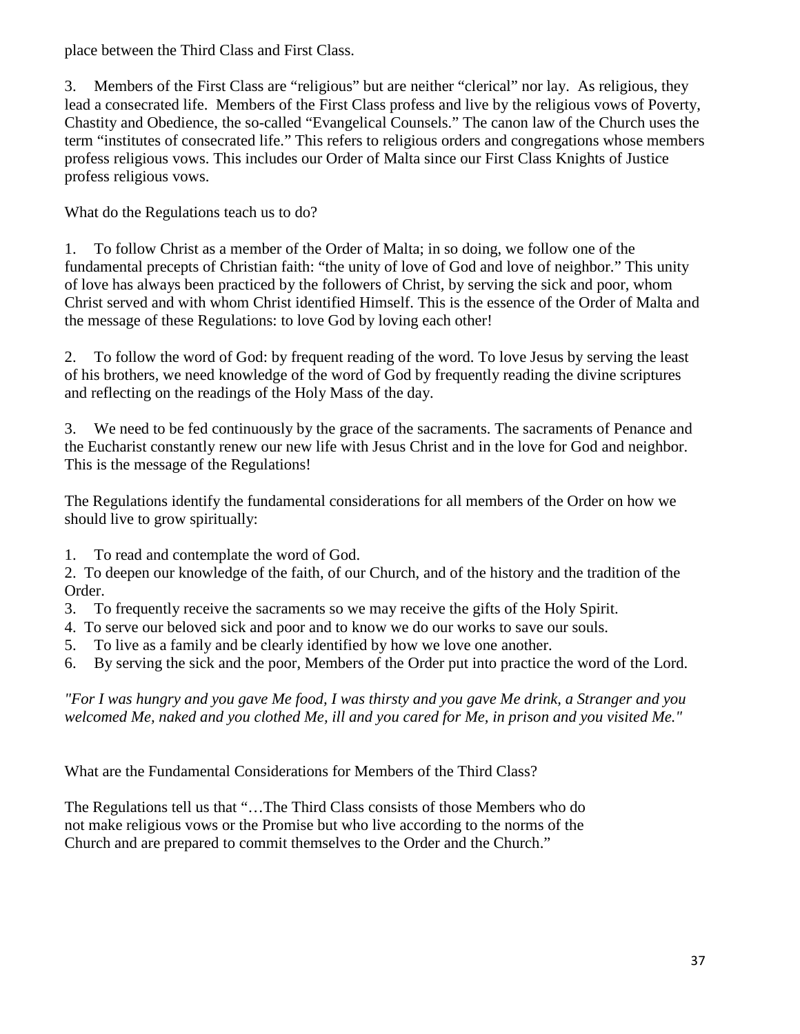place between the Third Class and First Class.

3. Members of the First Class are "religious" but are neither "clerical" nor lay. As religious, they lead a consecrated life. Members of the First Class profess and live by the religious vows of Poverty, Chastity and Obedience, the so-called "Evangelical Counsels." The canon law of the Church uses the term "institutes of consecrated life." This refers to religious orders and congregations whose members profess religious vows. This includes our Order of Malta since our First Class Knights of Justice profess religious vows.

What do the Regulations teach us to do?

1. To follow Christ as a member of the Order of Malta; in so doing, we follow one of the fundamental precepts of Christian faith: "the unity of love of God and love of neighbor." This unity of love has always been practiced by the followers of Christ, by serving the sick and poor, whom Christ served and with whom Christ identified Himself. This is the essence of the Order of Malta and the message of these Regulations: to love God by loving each other!

2. To follow the word of God: by frequent reading of the word. To love Jesus by serving the least of his brothers, we need knowledge of the word of God by frequently reading the divine scriptures and reflecting on the readings of the Holy Mass of the day.

3. We need to be fed continuously by the grace of the sacraments. The sacraments of Penance and the Eucharist constantly renew our new life with Jesus Christ and in the love for God and neighbor. This is the message of the Regulations!

The Regulations identify the fundamental considerations for all members of the Order on how we should live to grow spiritually:

1. To read and contemplate the word of God.
2. To deepen our knowledge of the faith, of our Church, and of the history and the tradition of the Order.
3. To frequently receive the sacraments so we may receive the gifts of the Holy Spirit.
4. To serve our beloved sick and poor and to know we do our works to save our souls.
5. To live as a family and be clearly identified by how we love one another.
6. By serving the sick and the poor, Members of the Order put into practice the word of the Lord.

*"For I was hungry and you gave Me food, I was thirsty and you gave Me drink, a Stranger and you welcomed Me, naked and you clothed Me, ill and you cared for Me, in prison and you visited Me."*

What are the Fundamental Considerations for Members of the Third Class?

The Regulations tell us that "…The Third Class consists of those Members who do not make religious vows or the Promise but who live according to the norms of the Church and are prepared to commit themselves to the Order and the Church."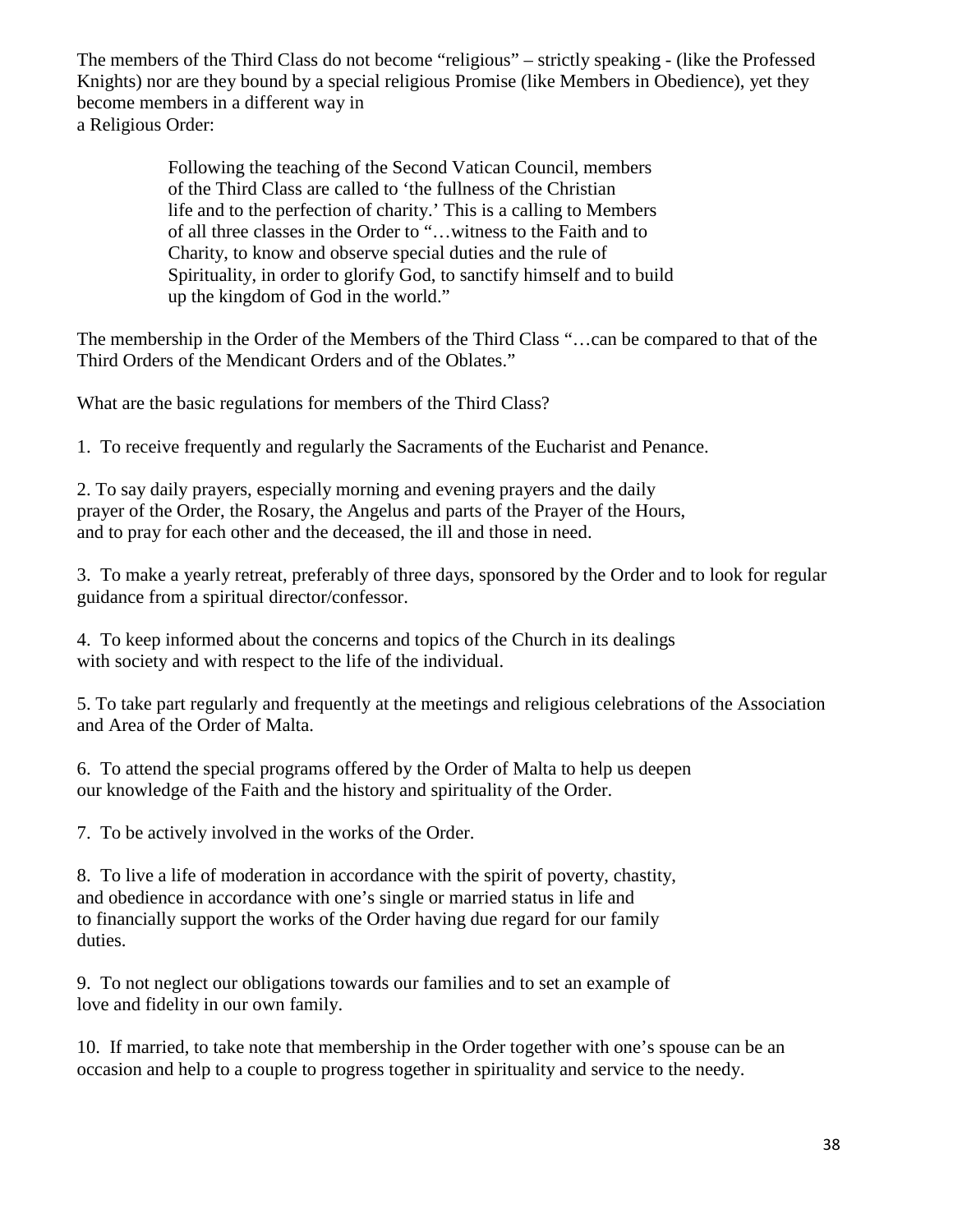The members of the Third Class do not become "religious" – strictly speaking - (like the Professed Knights) nor are they bound by a special religious Promise (like Members in Obedience), yet they become members in a different way in a Religious Order:

> Following the teaching of the Second Vatican Council, members of the Third Class are called to 'the fullness of the Christian life and to the perfection of charity.' This is a calling to Members of all three classes in the Order to "…witness to the Faith and to Charity, to know and observe special duties and the rule of Spirituality, in order to glorify God, to sanctify himself and to build up the kingdom of God in the world."

The membership in the Order of the Members of the Third Class "…can be compared to that of the Third Orders of the Mendicant Orders and of the Oblates."

What are the basic regulations for members of the Third Class?

1. To receive frequently and regularly the Sacraments of the Eucharist and Penance.

2. To say daily prayers, especially morning and evening prayers and the daily prayer of the Order, the Rosary, the Angelus and parts of the Prayer of the Hours, and to pray for each other and the deceased, the ill and those in need.

3. To make a yearly retreat, preferably of three days, sponsored by the Order and to look for regular guidance from a spiritual director/confessor.

4. To keep informed about the concerns and topics of the Church in its dealings with society and with respect to the life of the individual.

5. To take part regularly and frequently at the meetings and religious celebrations of the Association and Area of the Order of Malta.

6. To attend the special programs offered by the Order of Malta to help us deepen our knowledge of the Faith and the history and spirituality of the Order.

7. To be actively involved in the works of the Order.

8. To live a life of moderation in accordance with the spirit of poverty, chastity, and obedience in accordance with one's single or married status in life and to financially support the works of the Order having due regard for our family duties.

9. To not neglect our obligations towards our families and to set an example of love and fidelity in our own family.

10. If married, to take note that membership in the Order together with one's spouse can be an occasion and help to a couple to progress together in spirituality and service to the needy.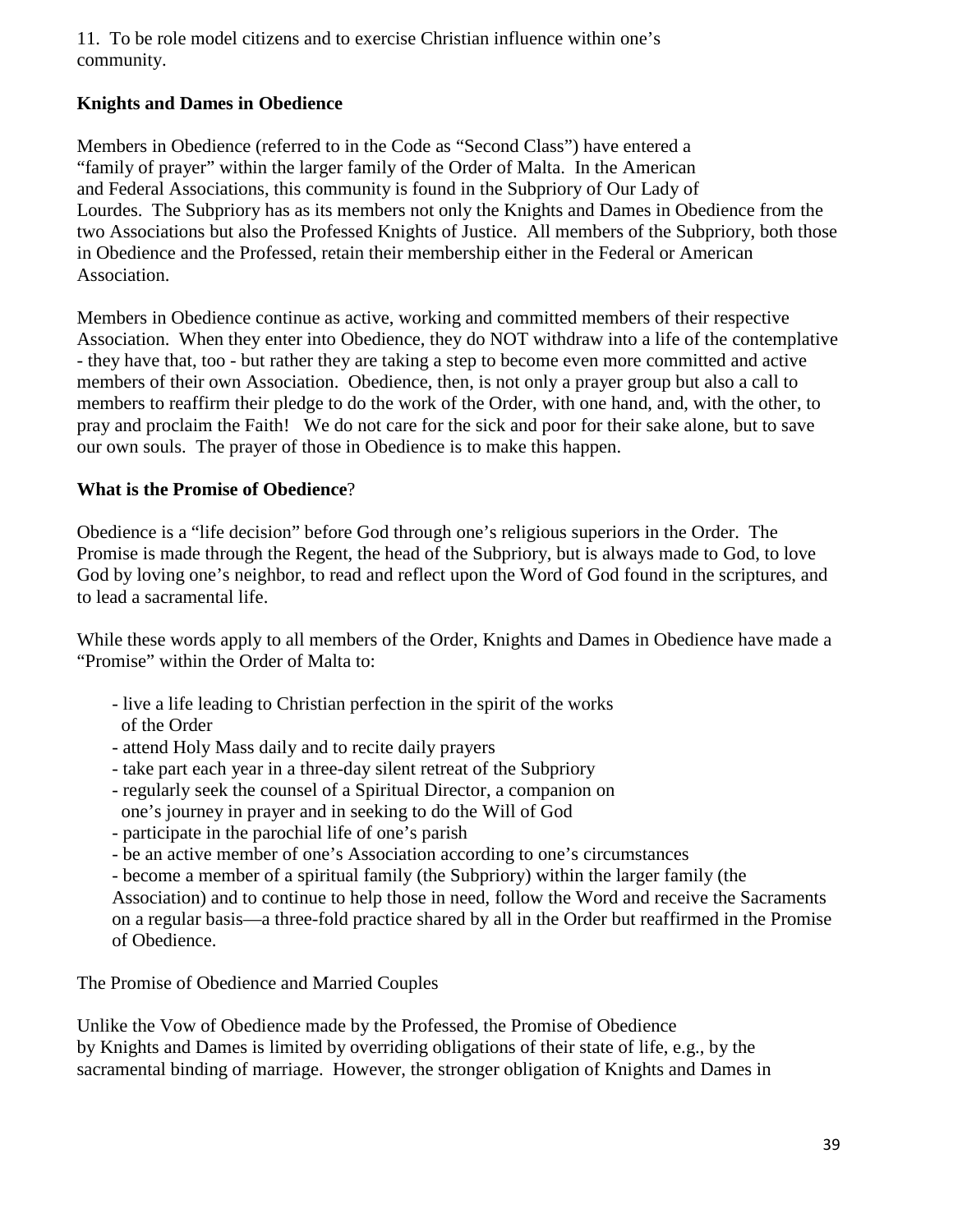11. To be role model citizens and to exercise Christian influence within one's community.

**Knights and Dames in Obedience**

Members in Obedience (referred to in the Code as "Second Class") have entered a "family of prayer" within the larger family of the Order of Malta. In the American and Federal Associations, this community is found in the Subpriory of Our Lady of Lourdes. The Subpriory has as its members not only the Knights and Dames in Obedience from the two Associations but also the Professed Knights of Justice. All members of the Subpriory, both those in Obedience and the Professed, retain their membership either in the Federal or American Association.

Members in Obedience continue as active, working and committed members of their respective Association. When they enter into Obedience, they do NOT withdraw into a life of the contemplative - they have that, too - but rather they are taking a step to become even more committed and active members of their own Association. Obedience, then, is not only a prayer group but also a call to members to reaffirm their pledge to do the work of the Order, with one hand, and, with the other, to pray and proclaim the Faith! We do not care for the sick and poor for their sake alone, but to save our own souls. The prayer of those in Obedience is to make this happen.

**What is the Promise of Obedience**?

Obedience is a "life decision" before God through one's religious superiors in the Order. The Promise is made through the Regent, the head of the Subpriory, but is always made to God, to love God by loving one's neighbor, to read and reflect upon the Word of God found in the scriptures, and to lead a sacramental life.

While these words apply to all members of the Order, Knights and Dames in Obedience have made a "Promise" within the Order of Malta to:

- live a life leading to Christian perfection in the spirit of the works of the Order
- attend Holy Mass daily and to recite daily prayers
- take part each year in a three-day silent retreat of the Subpriory
- regularly seek the counsel of a Spiritual Director, a companion on one's journey in prayer and in seeking to do the Will of God
- participate in the parochial life of one's parish
- be an active member of one's Association according to one's circumstances
- become a member of a spiritual family (the Subpriory) within the larger family (the Association) and to continue to help those in need, follow the Word and receive the Sacraments on a regular basis—a three-fold practice shared by all in the Order but reaffirmed in the Promise of Obedience.

The Promise of Obedience and Married Couples

Unlike the Vow of Obedience made by the Professed, the Promise of Obedience by Knights and Dames is limited by overriding obligations of their state of life, e.g., by the sacramental binding of marriage. However, the stronger obligation of Knights and Dames in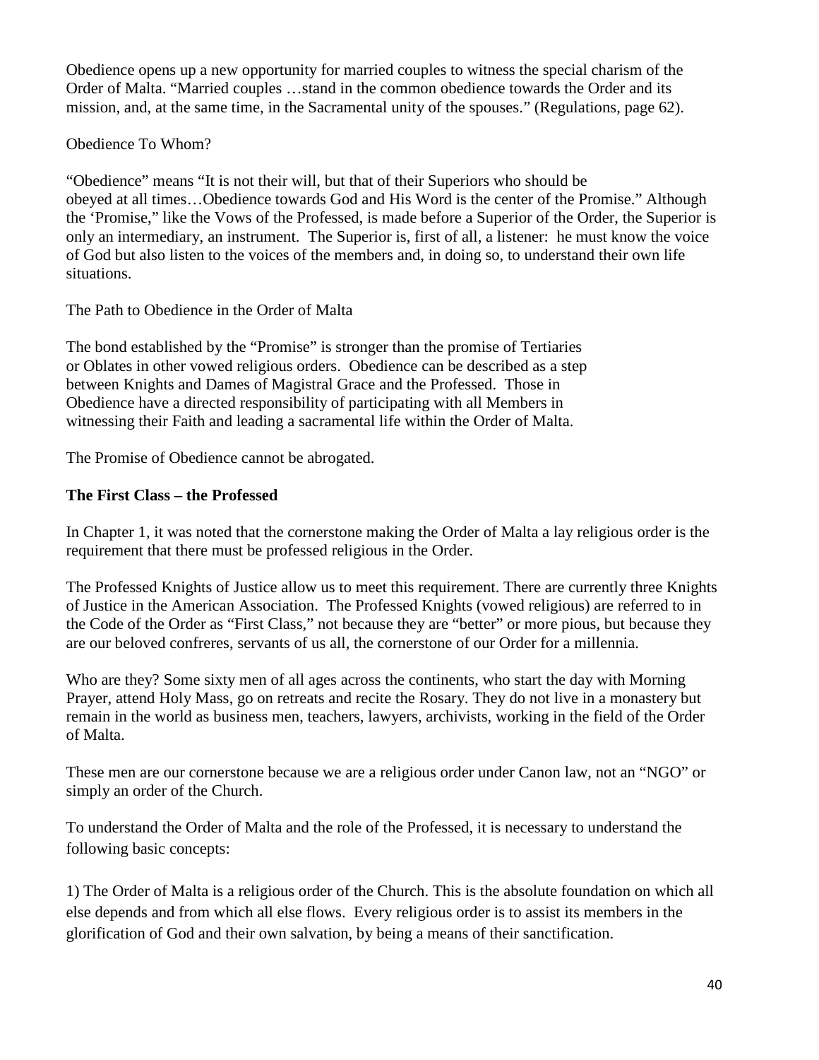Obedience opens up a new opportunity for married couples to witness the special charism of the Order of Malta. "Married couples …stand in the common obedience towards the Order and its mission, and, at the same time, in the Sacramental unity of the spouses." (Regulations, page 62).

Obedience To Whom?

"Obedience" means "It is not their will, but that of their Superiors who should be obeyed at all times…Obedience towards God and His Word is the center of the Promise." Although the 'Promise," like the Vows of the Professed, is made before a Superior of the Order, the Superior is only an intermediary, an instrument. The Superior is, first of all, a listener: he must know the voice of God but also listen to the voices of the members and, in doing so, to understand their own life situations.

The Path to Obedience in the Order of Malta

The bond established by the "Promise" is stronger than the promise of Tertiaries or Oblates in other vowed religious orders. Obedience can be described as a step between Knights and Dames of Magistral Grace and the Professed. Those in Obedience have a directed responsibility of participating with all Members in witnessing their Faith and leading a sacramental life within the Order of Malta.

The Promise of Obedience cannot be abrogated.

**The First Class – the Professed**

In Chapter 1, it was noted that the cornerstone making the Order of Malta a lay religious order is the requirement that there must be professed religious in the Order.

The Professed Knights of Justice allow us to meet this requirement. There are currently three Knights of Justice in the American Association. The Professed Knights (vowed religious) are referred to in the Code of the Order as "First Class," not because they are "better" or more pious, but because they are our beloved confreres, servants of us all, the cornerstone of our Order for a millennia.

Who are they? Some sixty men of all ages across the continents, who start the day with Morning Prayer, attend Holy Mass, go on retreats and recite the Rosary. They do not live in a monastery but remain in the world as business men, teachers, lawyers, archivists, working in the field of the Order of Malta.

These men are our cornerstone because we are a religious order under Canon law, not an "NGO" or simply an order of the Church.

To understand the Order of Malta and the role of the Professed, it is necessary to understand the following basic concepts:

1) The Order of Malta is a religious order of the Church. This is the absolute foundation on which all else depends and from which all else flows. Every religious order is to assist its members in the glorification of God and their own salvation, by being a means of their sanctification.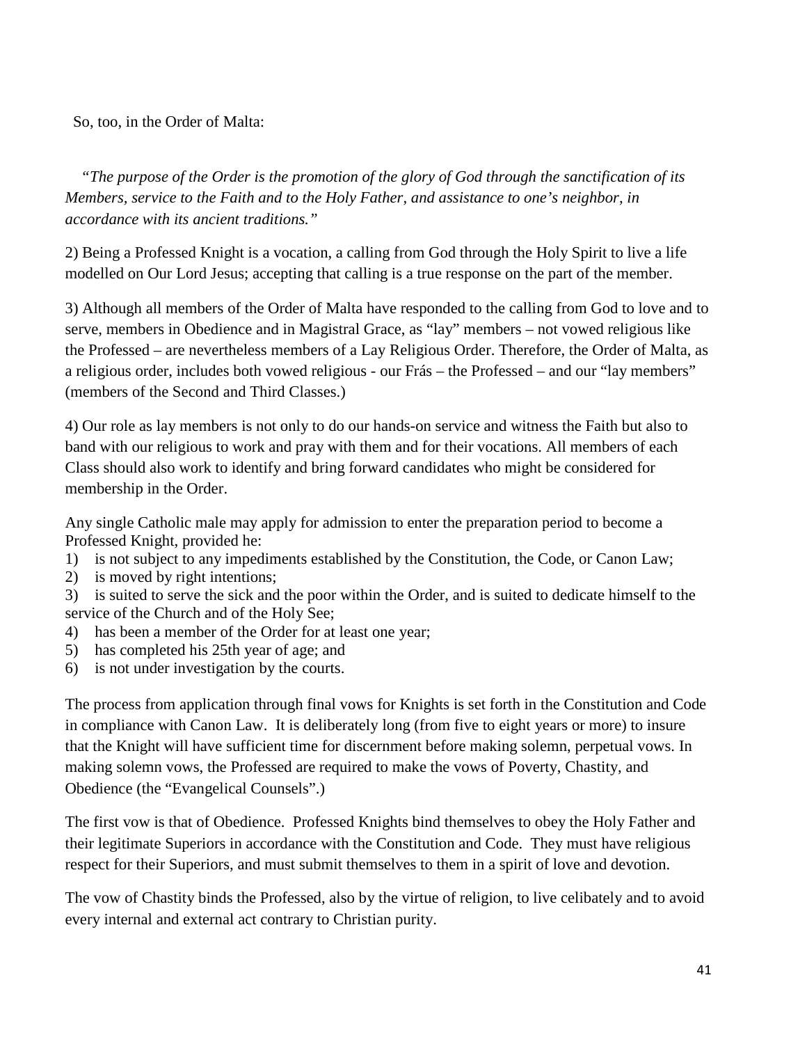So, too, in the Order of Malta:

*"The purpose of the Order is the promotion of the glory of God through the sanctification of its Members, service to the Faith and to the Holy Father, and assistance to one's neighbor, in accordance with its ancient traditions."*

2) Being a Professed Knight is a vocation, a calling from God through the Holy Spirit to live a life modelled on Our Lord Jesus; accepting that calling is a true response on the part of the member.

3) Although all members of the Order of Malta have responded to the calling from God to love and to serve, members in Obedience and in Magistral Grace, as "lay" members – not vowed religious like the Professed – are nevertheless members of a Lay Religious Order. Therefore, the Order of Malta, as a religious order, includes both vowed religious - our Frás – the Professed – and our "lay members" (members of the Second and Third Classes.)

4) Our role as lay members is not only to do our hands-on service and witness the Faith but also to band with our religious to work and pray with them and for their vocations. All members of each Class should also work to identify and bring forward candidates who might be considered for membership in the Order.

Any single Catholic male may apply for admission to enter the preparation period to become a Professed Knight, provided he:

1) is not subject to any impediments established by the Constitution, the Code, or Canon Law;
2) is moved by right intentions;
3) is suited to serve the sick and the poor within the Order, and is suited to dedicate himself to the service of the Church and of the Holy See;
4) has been a member of the Order for at least one year;
5) has completed his 25th year of age; and
6) is not under investigation by the courts.

The process from application through final vows for Knights is set forth in the Constitution and Code in compliance with Canon Law. It is deliberately long (from five to eight years or more) to insure that the Knight will have sufficient time for discernment before making solemn, perpetual vows. In making solemn vows, the Professed are required to make the vows of Poverty, Chastity, and Obedience (the "Evangelical Counsels".)

The first vow is that of Obedience. Professed Knights bind themselves to obey the Holy Father and their legitimate Superiors in accordance with the Constitution and Code. They must have religious respect for their Superiors, and must submit themselves to them in a spirit of love and devotion.

The vow of Chastity binds the Professed, also by the virtue of religion, to live celibately and to avoid every internal and external act contrary to Christian purity.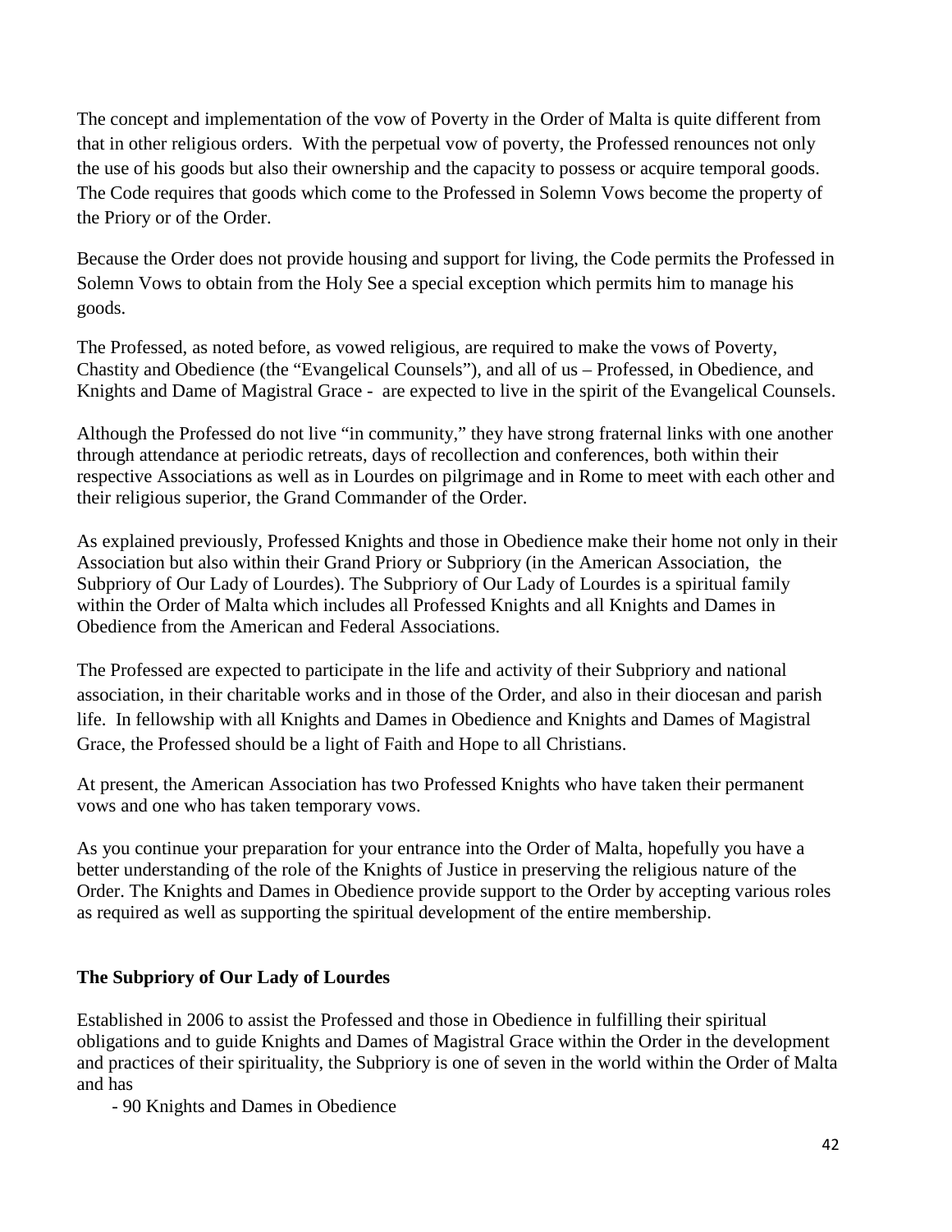The concept and implementation of the vow of Poverty in the Order of Malta is quite different from that in other religious orders. With the perpetual vow of poverty, the Professed renounces not only the use of his goods but also their ownership and the capacity to possess or acquire temporal goods. The Code requires that goods which come to the Professed in Solemn Vows become the property of the Priory or of the Order.

Because the Order does not provide housing and support for living, the Code permits the Professed in Solemn Vows to obtain from the Holy See a special exception which permits him to manage his goods.

The Professed, as noted before, as vowed religious, are required to make the vows of Poverty, Chastity and Obedience (the "Evangelical Counsels"), and all of us – Professed, in Obedience, and Knights and Dame of Magistral Grace - are expected to live in the spirit of the Evangelical Counsels.

Although the Professed do not live "in community," they have strong fraternal links with one another through attendance at periodic retreats, days of recollection and conferences, both within their respective Associations as well as in Lourdes on pilgrimage and in Rome to meet with each other and their religious superior, the Grand Commander of the Order.

As explained previously, Professed Knights and those in Obedience make their home not only in their Association but also within their Grand Priory or Subpriory (in the American Association, the Subpriory of Our Lady of Lourdes). The Subpriory of Our Lady of Lourdes is a spiritual family within the Order of Malta which includes all Professed Knights and all Knights and Dames in Obedience from the American and Federal Associations.

The Professed are expected to participate in the life and activity of their Subpriory and national association, in their charitable works and in those of the Order, and also in their diocesan and parish life. In fellowship with all Knights and Dames in Obedience and Knights and Dames of Magistral Grace, the Professed should be a light of Faith and Hope to all Christians.

At present, the American Association has two Professed Knights who have taken their permanent vows and one who has taken temporary vows.

As you continue your preparation for your entrance into the Order of Malta, hopefully you have a better understanding of the role of the Knights of Justice in preserving the religious nature of the Order. The Knights and Dames in Obedience provide support to the Order by accepting various roles as required as well as supporting the spiritual development of the entire membership.

**The Subpriory of Our Lady of Lourdes**

Established in 2006 to assist the Professed and those in Obedience in fulfilling their spiritual obligations and to guide Knights and Dames of Magistral Grace within the Order in the development and practices of their spirituality, the Subpriory is one of seven in the world within the Order of Malta and has

- 90 Knights and Dames in Obedience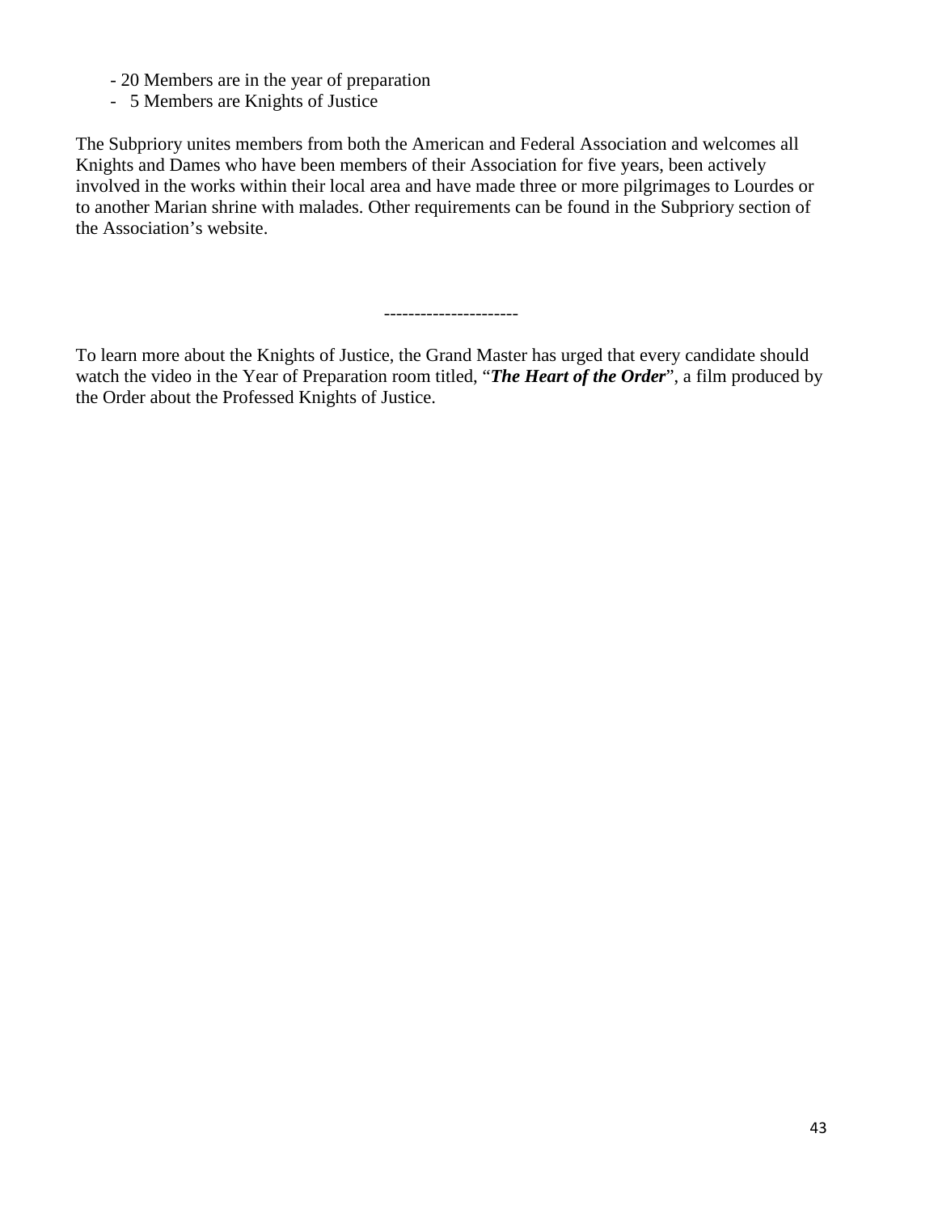- 20 Members are in the year of preparation
- 5 Members are Knights of Justice

The Subpriory unites members from both the American and Federal Association and welcomes all Knights and Dames who have been members of their Association for five years, been actively involved in the works within their local area and have made three or more pilgrimages to Lourdes or to another Marian shrine with malades. Other requirements can be found in the Subpriory section of the Association's website.

----------------------

To learn more about the Knights of Justice, the Grand Master has urged that every candidate should watch the video in the Year of Preparation room titled, "***The Heart of the Order***", a film produced by the Order about the Professed Knights of Justice.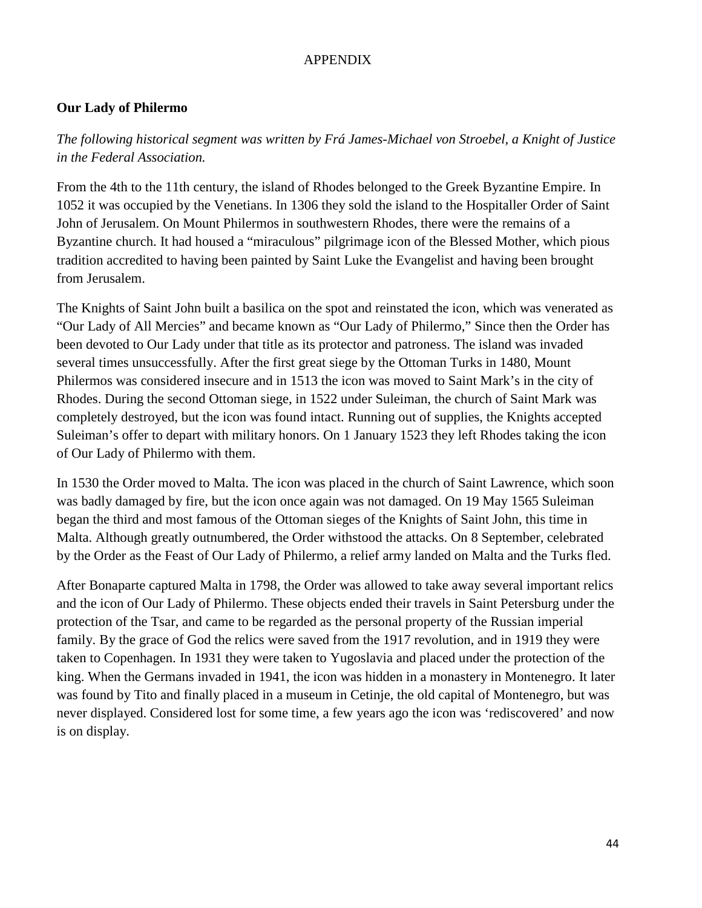# APPENDIX

## Our Lady of Philermo

*The following historical segment was written by Frá James-Michael von Stroebel, a Knight of Justice in the Federal Association.*

From the 4th to the 11th century, the island of Rhodes belonged to the Greek Byzantine Empire. In 1052 it was occupied by the Venetians. In 1306 they sold the island to the Hospitaller Order of Saint John of Jerusalem. On Mount Philermos in southwestern Rhodes, there were the remains of a Byzantine church. It had housed a "miraculous" pilgrimage icon of the Blessed Mother, which pious tradition accredited to having been painted by Saint Luke the Evangelist and having been brought from Jerusalem.

The Knights of Saint John built a basilica on the spot and reinstated the icon, which was venerated as "Our Lady of All Mercies" and became known as "Our Lady of Philermo," Since then the Order has been devoted to Our Lady under that title as its protector and patroness. The island was invaded several times unsuccessfully. After the first great siege by the Ottoman Turks in 1480, Mount Philermos was considered insecure and in 1513 the icon was moved to Saint Mark's in the city of Rhodes. During the second Ottoman siege, in 1522 under Suleiman, the church of Saint Mark was completely destroyed, but the icon was found intact. Running out of supplies, the Knights accepted Suleiman's offer to depart with military honors. On 1 January 1523 they left Rhodes taking the icon of Our Lady of Philermo with them.

In 1530 the Order moved to Malta. The icon was placed in the church of Saint Lawrence, which soon was badly damaged by fire, but the icon once again was not damaged. On 19 May 1565 Suleiman began the third and most famous of the Ottoman sieges of the Knights of Saint John, this time in Malta. Although greatly outnumbered, the Order withstood the attacks. On 8 September, celebrated by the Order as the Feast of Our Lady of Philermo, a relief army landed on Malta and the Turks fled.

After Bonaparte captured Malta in 1798, the Order was allowed to take away several important relics and the icon of Our Lady of Philermo. These objects ended their travels in Saint Petersburg under the protection of the Tsar, and came to be regarded as the personal property of the Russian imperial family. By the grace of God the relics were saved from the 1917 revolution, and in 1919 they were taken to Copenhagen. In 1931 they were taken to Yugoslavia and placed under the protection of the king. When the Germans invaded in 1941, the icon was hidden in a monastery in Montenegro. It later was found by Tito and finally placed in a museum in Cetinje, the old capital of Montenegro, but was never displayed. Considered lost for some time, a few years ago the icon was 'rediscovered' and now is on display.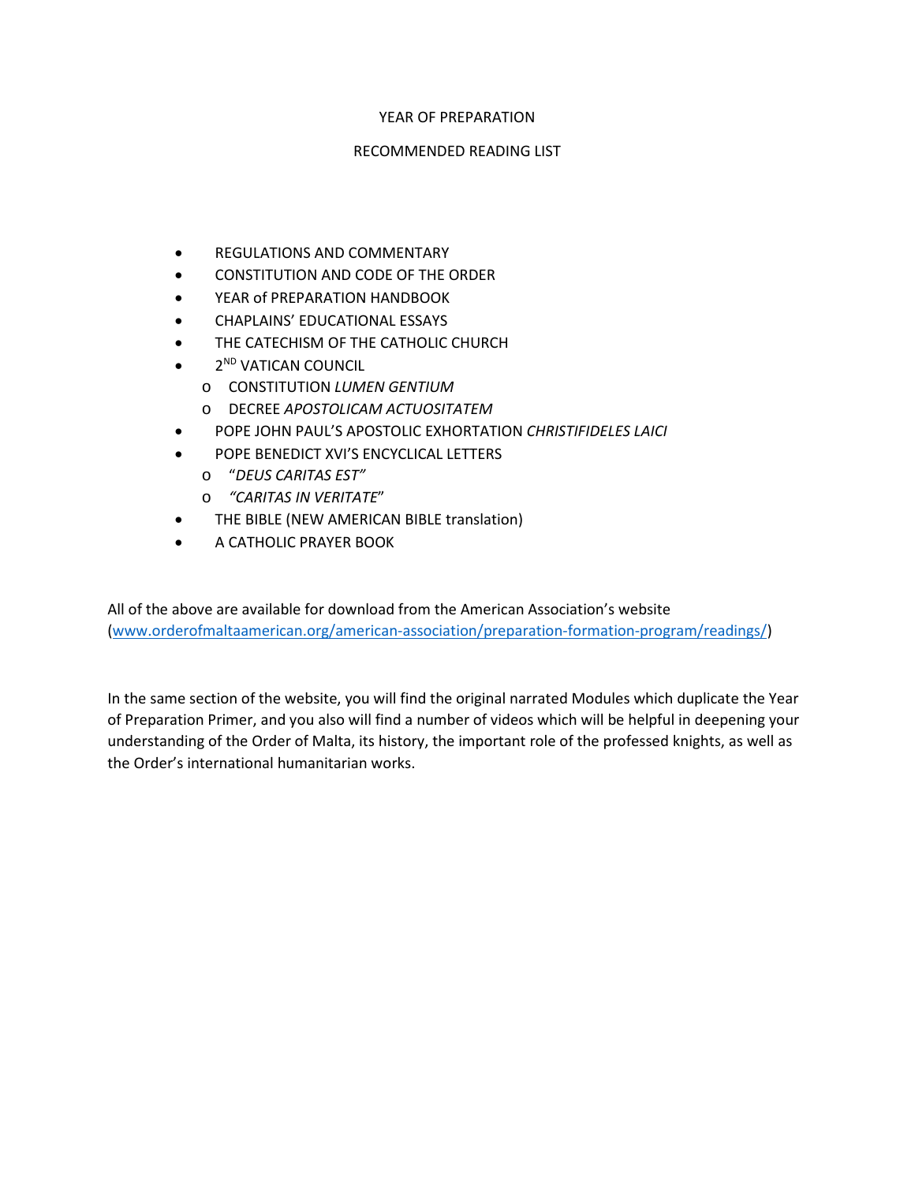YEAR OF PREPARATION

RECOMMENDED READING LIST

- REGULATIONS AND COMMENTARY
- CONSTITUTION AND CODE OF THE ORDER
- YEAR of PREPARATION HANDBOOK
- CHAPLAINS' EDUCATIONAL ESSAYS
- THE CATECHISM OF THE CATHOLIC CHURCH
- 2ND VATICAN COUNCIL
  - CONSTITUTION *LUMEN GENTIUM*
  - DECREE *APOSTOLICAM ACTUOSITATEM*
- POPE JOHN PAUL'S APOSTOLIC EXHORTATION *CHRISTIFIDELES LAICI*
- POPE BENEDICT XVI'S ENCYCLICAL LETTERS
  - "*DEUS CARITAS EST"*
  - *"CARITAS IN VERITATE*"
- THE BIBLE (NEW AMERICAN BIBLE translation)
- A CATHOLIC PRAYER BOOK

All of the above are available for download from the American Association's website (www.orderofmaltaamerican.org/american-association/preparation-formation-program/readings/)

In the same section of the website, you will find the original narrated Modules which duplicate the Year of Preparation Primer, and you also will find a number of videos which will be helpful in deepening your understanding of the Order of Malta, its history, the important role of the professed knights, as well as the Order's international humanitarian works.